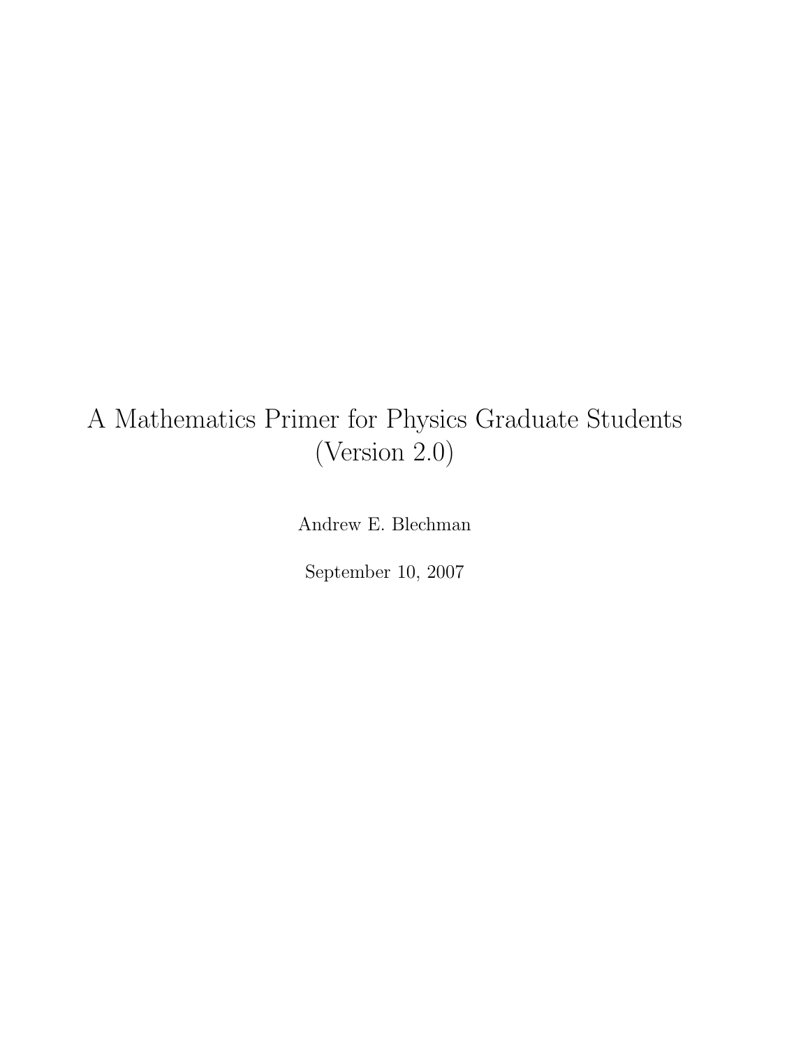# A Mathematics Primer for Physics Graduate Students (Version 2.0)

Andrew E. Blechman

September 10, 2007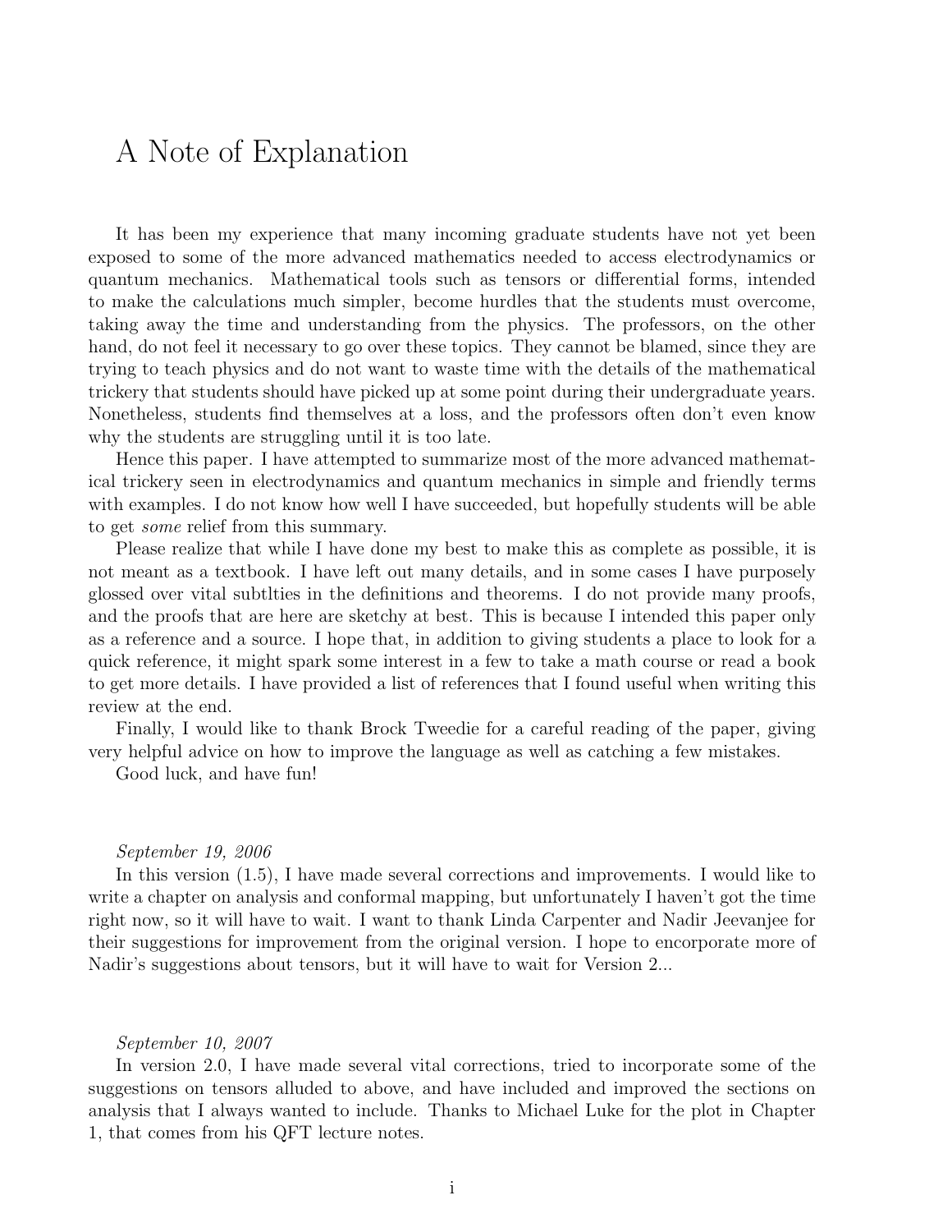# A Note of Explanation

It has been my experience that many incoming graduate students have not yet been exposed to some of the more advanced mathematics needed to access electrodynamics or quantum mechanics. Mathematical tools such as tensors or differential forms, intended to make the calculations much simpler, become hurdles that the students must overcome, taking away the time and understanding from the physics. The professors, on the other hand, do not feel it necessary to go over these topics. They cannot be blamed, since they are trying to teach physics and do not want to waste time with the details of the mathematical trickery that students should have picked up at some point during their undergraduate years. Nonetheless, students find themselves at a loss, and the professors often don't even know why the students are struggling until it is too late.

Hence this paper. I have attempted to summarize most of the more advanced mathematical trickery seen in electrodynamics and quantum mechanics in simple and friendly terms with examples. I do not know how well I have succeeded, but hopefully students will be able to get *some* relief from this summary.

Please realize that while I have done my best to make this as complete as possible, it is not meant as a textbook. I have left out many details, and in some cases I have purposely glossed over vital subtlties in the definitions and theorems. I do not provide many proofs, and the proofs that are here are sketchy at best. This is because I intended this paper only as a reference and a source. I hope that, in addition to giving students a place to look for a quick reference, it might spark some interest in a few to take a math course or read a book to get more details. I have provided a list of references that I found useful when writing this review at the end.

Finally, I would like to thank Brock Tweedie for a careful reading of the paper, giving very helpful advice on how to improve the language as well as catching a few mistakes.

Good luck, and have fun!

*September 19, 2006*

In this version (1.5), I have made several corrections and improvements. I would like to write a chapter on analysis and conformal mapping, but unfortunately I haven't got the time right now, so it will have to wait. I want to thank Linda Carpenter and Nadir Jeevanjee for their suggestions for improvement from the original version. I hope to encorporate more of Nadir's suggestions about tensors, but it will have to wait for Version 2...

*September 10, 2007*

In version 2.0, I have made several vital corrections, tried to incorporate some of the suggestions on tensors alluded to above, and have included and improved the sections on analysis that I always wanted to include. Thanks to Michael Luke for the plot in Chapter 1, that comes from his QFT lecture notes.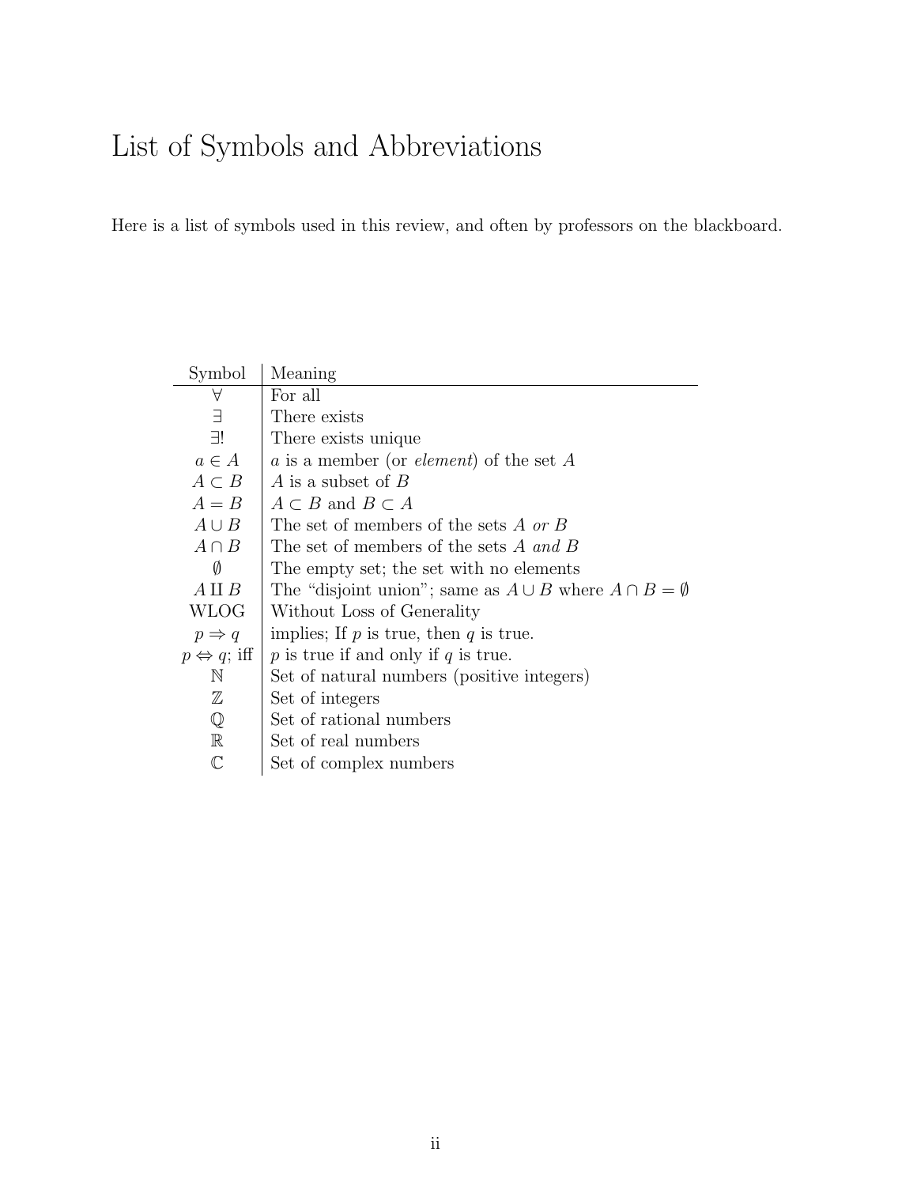# List of Symbols and Abbreviations

Here is a list of symbols used in this review, and often by professors on the blackboard.

| Symbol | Meaning |
| --- | --- |
| $\forall$ | For all |
| $\exists$ | There exists |
| $\exists!$ | There exists unique |
| $a \in A$ | $a$ is a member (or *element*) of the set $A$ |
| $A \subset B$ | $A$ is a subset of $B$ |
| $A = B$ | $A \subset B$ and $B \subset A$ |
| $A \cup B$ | The set of members of the sets $A$ *or* $B$ |
| $A \cap B$ | The set of members of the sets $A$ *and* $B$ |
| $\emptyset$ | The empty set; the set with no elements |
| $A \amalg B$ | The "disjoint union"; same as $A \cup B$ where $A \cap B = \emptyset$ |
| WLOG | Without Loss of Generality |
| $p \Rightarrow q$ | implies; If $p$ is true, then $q$ is true. |
| $p \Leftrightarrow q$; iff | $p$ is true if and only if $q$ is true. |
| $\mathbb{N}$ | Set of natural numbers (positive integers) |
| $\mathbb{Z}$ | Set of integers |
| $\mathbb{Q}$ | Set of rational numbers |
| $\mathbb{R}$ | Set of real numbers |
| $\mathbb{C}$ | Set of complex numbers |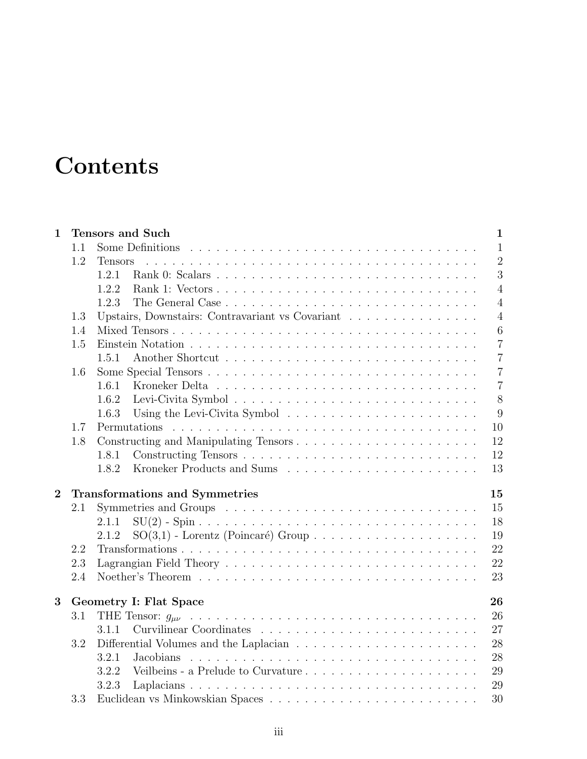# Contents

**1 Tensors and Such** — **1**

- 1.1 Some Definitions — 1
- 1.2 Tensors — 2
  - 1.2.1 Rank 0: Scalars — 3
  - 1.2.2 Rank 1: Vectors — 4
  - 1.2.3 The General Case — 4
- 1.3 Upstairs, Downstairs: Contravariant vs Covariant — 4
- 1.4 Mixed Tensors — 6
- 1.5 Einstein Notation — 7
  - 1.5.1 Another Shortcut — 7
- 1.6 Some Special Tensors — 7
  - 1.6.1 Kroneker Delta — 7
  - 1.6.2 Levi-Civita Symbol — 8
  - 1.6.3 Using the Levi-Civita Symbol — 9
- 1.7 Permutations — 10
- 1.8 Constructing and Manipulating Tensors — 12
  - 1.8.1 Constructing Tensors — 12
  - 1.8.2 Kroneker Products and Sums — 13

**2 Transformations and Symmetries** — **15**

- 2.1 Symmetries and Groups — 15
  - 2.1.1 SU(2) - Spin — 18
  - 2.1.2 SO(3,1) - Lorentz (Poincaré) Group — 19
- 2.2 Transformations — 22
- 2.3 Lagrangian Field Theory — 22
- 2.4 Noether's Theorem — 23

**3 Geometry I: Flat Space** — **26**

- 3.1 THE Tensor: $g_{\mu\nu}$ — 26
  - 3.1.1 Curvilinear Coordinates — 27
- 3.2 Differential Volumes and the Laplacian — 28
  - 3.2.1 Jacobians — 28
  - 3.2.2 Veilbeins - a Prelude to Curvature — 29
  - 3.2.3 Laplacians — 29
- 3.3 Euclidean vs Minkowskian Spaces — 30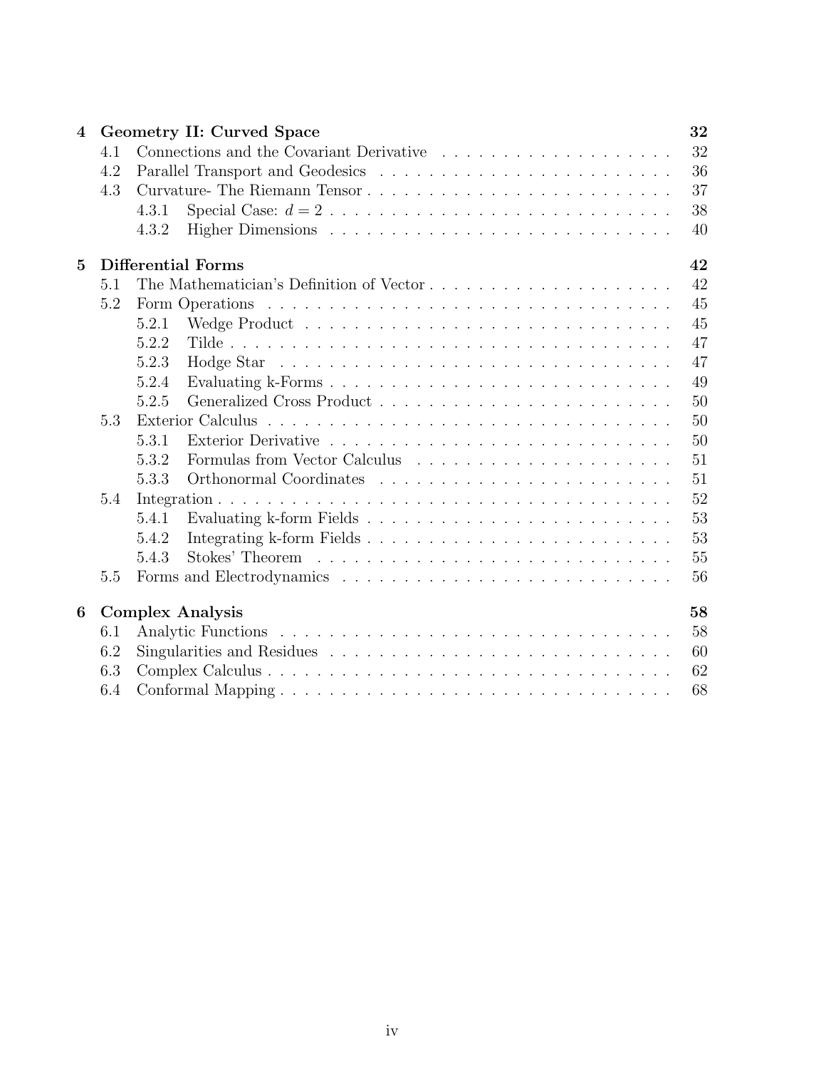| | | | |
|---|---|---|---|
| **4** | **Geometry II: Curved Space** | | **32** |
| | 4.1 | Connections and the Covariant Derivative | 32 |
| | 4.2 | Parallel Transport and Geodesics | 36 |
| | 4.3 | Curvature- The Riemann Tensor | 37 |
| | | 4.3.1 Special Case: $d = 2$ | 38 |
| | | 4.3.2 Higher Dimensions | 40 |
| **5** | **Differential Forms** | | **42** |
| | 5.1 | The Mathematician's Definition of Vector | 42 |
| | 5.2 | Form Operations | 45 |
| | | 5.2.1 Wedge Product | 45 |
| | | 5.2.2 Tilde | 47 |
| | | 5.2.3 Hodge Star | 47 |
| | | 5.2.4 Evaluating k-Forms | 49 |
| | | 5.2.5 Generalized Cross Product | 50 |
| | 5.3 | Exterior Calculus | 50 |
| | | 5.3.1 Exterior Derivative | 50 |
| | | 5.3.2 Formulas from Vector Calculus | 51 |
| | | 5.3.3 Orthonormal Coordinates | 51 |
| | 5.4 | Integration | 52 |
| | | 5.4.1 Evaluating k-form Fields | 53 |
| | | 5.4.2 Integrating k-form Fields | 53 |
| | | 5.4.3 Stokes' Theorem | 55 |
| | 5.5 | Forms and Electrodynamics | 56 |
| **6** | **Complex Analysis** | | **58** |
| | 6.1 | Analytic Functions | 58 |
| | 6.2 | Singularities and Residues | 60 |
| | 6.3 | Complex Calculus | 62 |
| | 6.4 | Conformal Mapping | 68 |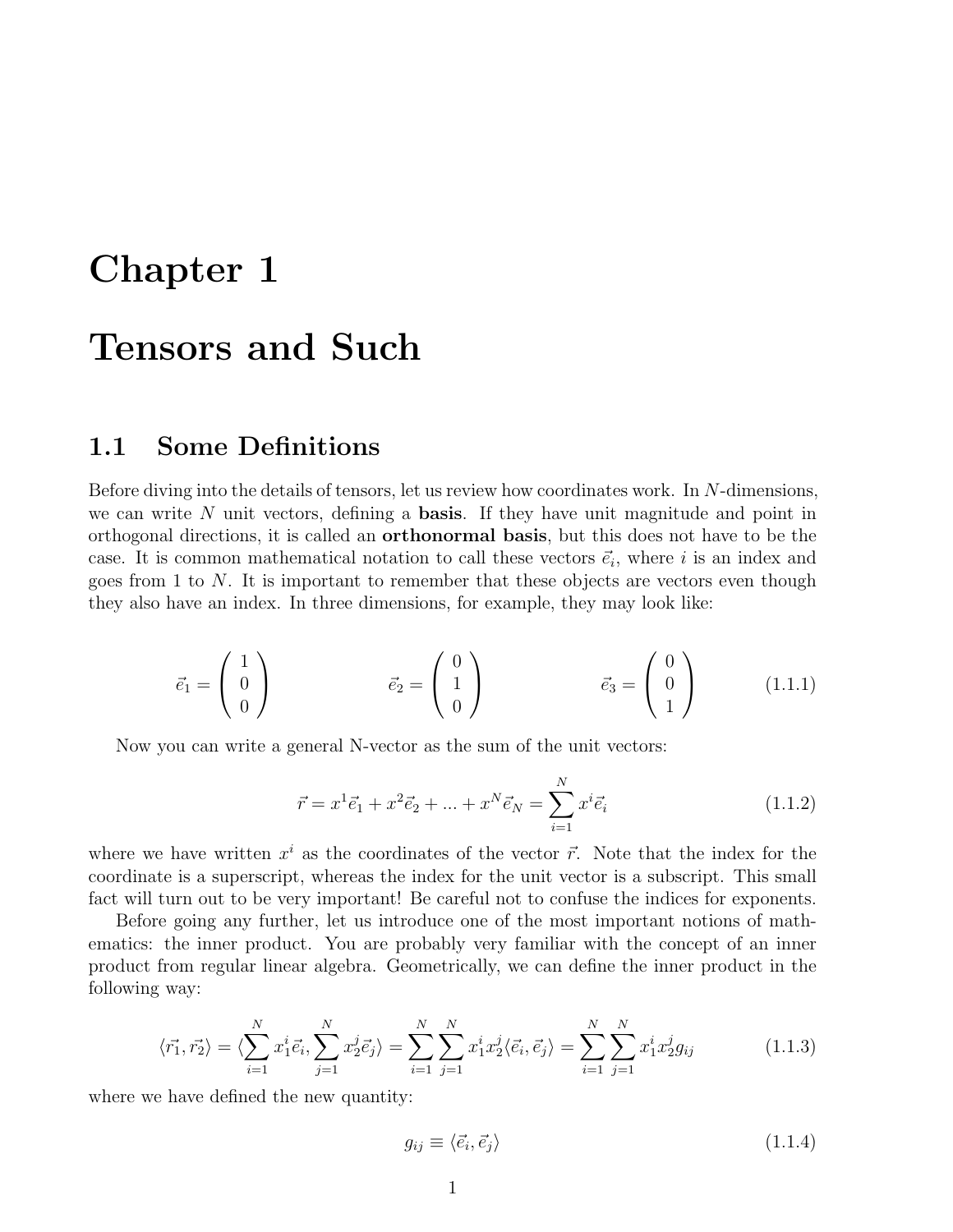# Chapter 1

# Tensors and Such

## 1.1 Some Definitions

Before diving into the details of tensors, let us review how coordinates work. In $N$-dimensions, we can write $N$ unit vectors, defining a **basis**. If they have unit magnitude and point in orthogonal directions, it is called an **orthonormal basis**, but this does not have to be the case. It is common mathematical notation to call these vectors $\vec{e}_i$, where $i$ is an index and goes from 1 to $N$. It is important to remember that these objects are vectors even though they also have an index. In three dimensions, for example, they may look like:

$$\vec{e}_1 = \begin{pmatrix} 1 \\ 0 \\ 0 \end{pmatrix} \qquad \vec{e}_2 = \begin{pmatrix} 0 \\ 1 \\ 0 \end{pmatrix} \qquad \vec{e}_3 = \begin{pmatrix} 0 \\ 0 \\ 1 \end{pmatrix} \tag{1.1.1}$$

Now you can write a general N-vector as the sum of the unit vectors:

$$\vec{r} = x^1\vec{e}_1 + x^2\vec{e}_2 + ... + x^N\vec{e}_N = \sum_{i=1}^{N} x^i\vec{e}_i \tag{1.1.2}$$

where we have written $x^i$ as the coordinates of the vector $\vec{r}$. Note that the index for the coordinate is a superscript, whereas the index for the unit vector is a subscript. This small fact will turn out to be very important! Be careful not to confuse the indices for exponents.

Before going any further, let us introduce one of the most important notions of mathematics: the inner product. You are probably very familiar with the concept of an inner product from regular linear algebra. Geometrically, we can define the inner product in the following way:

$$\langle\vec{r_1}, \vec{r_2}\rangle = \langle\sum_{i=1}^{N} x_1^i\vec{e}_i, \sum_{j=1}^{N} x_2^j\vec{e}_j\rangle = \sum_{i=1}^{N}\sum_{j=1}^{N} x_1^i x_2^j\langle\vec{e}_i, \vec{e}_j\rangle = \sum_{i=1}^{N}\sum_{j=1}^{N} x_1^i x_2^j g_{ij} \tag{1.1.3}$$

where we have defined the new quantity:

$$g_{ij} \equiv \langle\vec{e}_i, \vec{e}_j\rangle \tag{1.1.4}$$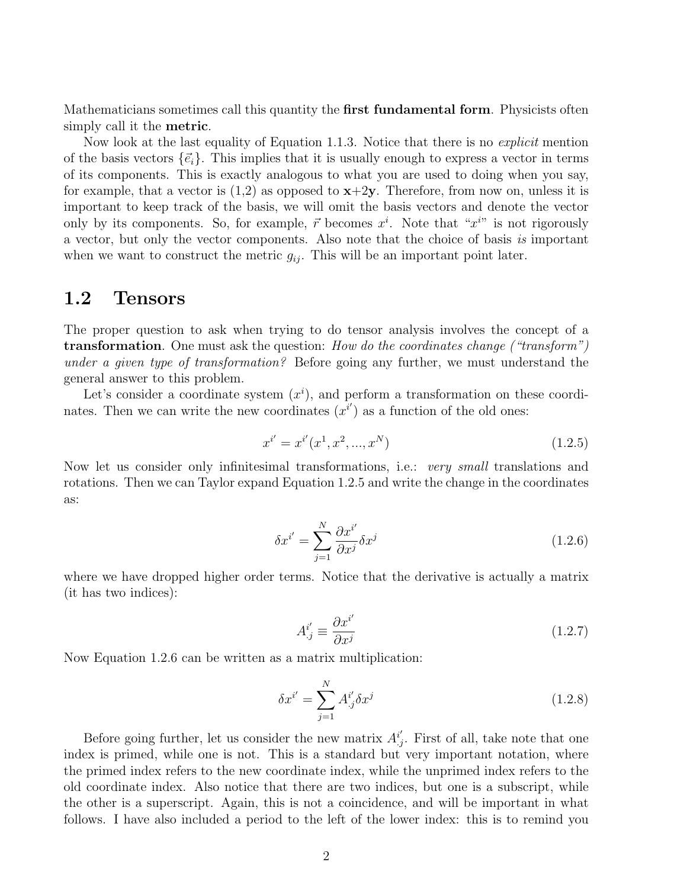Mathematicians sometimes call this quantity the **first fundamental form**. Physicists often simply call it the **metric**.

Now look at the last equality of Equation 1.1.3. Notice that there is no *explicit* mention of the basis vectors $\{\vec{e}_i\}$. This implies that it is usually enough to express a vector in terms of its components. This is exactly analogous to what you are used to doing when you say, for example, that a vector is (1,2) as opposed to **x**+2**y**. Therefore, from now on, unless it is important to keep track of the basis, we will omit the basis vectors and denote the vector only by its components. So, for example, $\vec{r}$ becomes $x^i$. Note that "$x^i$" is not rigorously a vector, but only the vector components. Also note that the choice of basis *is* important when we want to construct the metric $g_{ij}$. This will be an important point later.

## 1.2 Tensors

The proper question to ask when trying to do tensor analysis involves the concept of a **transformation**. One must ask the question: *How do the coordinates change ("transform") under a given type of transformation?* Before going any further, we must understand the general answer to this problem.

Let's consider a coordinate system $(x^i)$, and perform a transformation on these coordinates. Then we can write the new coordinates $(x^{i'})$ as a function of the old ones:

$$x^{i'} = x^{i'}(x^1, x^2, ..., x^N) \tag{1.2.5}$$

Now let us consider only infinitesimal transformations, i.e.: *very small* translations and rotations. Then we can Taylor expand Equation 1.2.5 and write the change in the coordinates as:

$$\delta x^{i'} = \sum_{j=1}^{N} \frac{\partial x^{i'}}{\partial x^j} \delta x^j \tag{1.2.6}$$

where we have dropped higher order terms. Notice that the derivative is actually a matrix (it has two indices):

$$A^{i'}_{\cdot j} \equiv \frac{\partial x^{i'}}{\partial x^j} \tag{1.2.7}$$

Now Equation 1.2.6 can be written as a matrix multiplication:

$$\delta x^{i'} = \sum_{j=1}^{N} A^{i'}_{\cdot j} \delta x^j \tag{1.2.8}$$

Before going further, let us consider the new matrix $A^{i'}_{\cdot j}$. First of all, take note that one index is primed, while one is not. This is a standard but very important notation, where the primed index refers to the new coordinate index, while the unprimed index refers to the old coordinate index. Also notice that there are two indices, but one is a subscript, while the other is a superscript. Again, this is not a coincidence, and will be important in what follows. I have also included a period to the left of the lower index: this is to remind you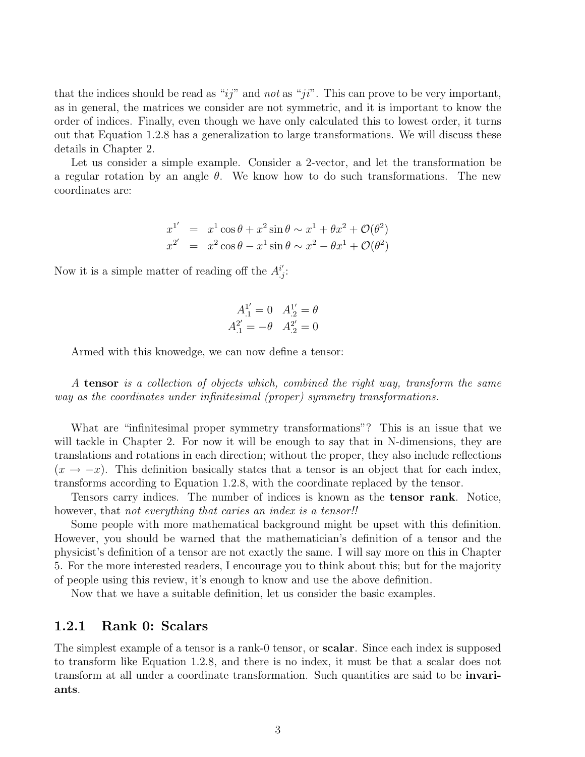that the indices should be read as "$ij$" and *not* as "$ji$". This can prove to be very important, as in general, the matrices we consider are not symmetric, and it is important to know the order of indices. Finally, even though we have only calculated this to lowest order, it turns out that Equation 1.2.8 has a generalization to large transformations. We will discuss these details in Chapter 2.

Let us consider a simple example. Consider a 2-vector, and let the transformation be a regular rotation by an angle $\theta$. We know how to do such transformations. The new coordinates are:

$$
\begin{aligned}
x^{1'} &= x^1 \cos\theta + x^2 \sin\theta \sim x^1 + \theta x^2 + \mathcal{O}(\theta^2) \\
x^{2'} &= x^2 \cos\theta - x^1 \sin\theta \sim x^2 - \theta x^1 + \mathcal{O}(\theta^2)
\end{aligned}
$$

Now it is a simple matter of reading off the $A^{i'}_{.j}$:

$$
\begin{array}{cc}
A^{1'}_{.1} = 0 & A^{1'}_{.2} = \theta \\
A^{2'}_{.1} = -\theta & A^{2'}_{.2} = 0
\end{array}
$$

Armed with this knowedge, we can now define a tensor:

*A* **tensor** *is a collection of objects which, combined the right way, transform the same way as the coordinates under infinitesimal (proper) symmetry transformations.*

What are "infinitesimal proper symmetry transformations"? This is an issue that we will tackle in Chapter 2. For now it will be enough to say that in N-dimensions, they are translations and rotations in each direction; without the proper, they also include reflections ($x \to -x$). This definition basically states that a tensor is an object that for each index, transforms according to Equation 1.2.8, with the coordinate replaced by the tensor.

Tensors carry indices. The number of indices is known as the **tensor rank**. Notice, however, that *not everything that caries an index is a tensor!!*

Some people with more mathematical background might be upset with this definition. However, you should be warned that the mathematician's definition of a tensor and the physicist's definition of a tensor are not exactly the same. I will say more on this in Chapter 5. For the more interested readers, I encourage you to think about this; but for the majority of people using this review, it's enough to know and use the above definition.

Now that we have a suitable definition, let us consider the basic examples.

### 1.2.1 Rank 0: Scalars

The simplest example of a tensor is a rank-0 tensor, or **scalar**. Since each index is supposed to transform like Equation 1.2.8, and there is no index, it must be that a scalar does not transform at all under a coordinate transformation. Such quantities are said to be **invariants**.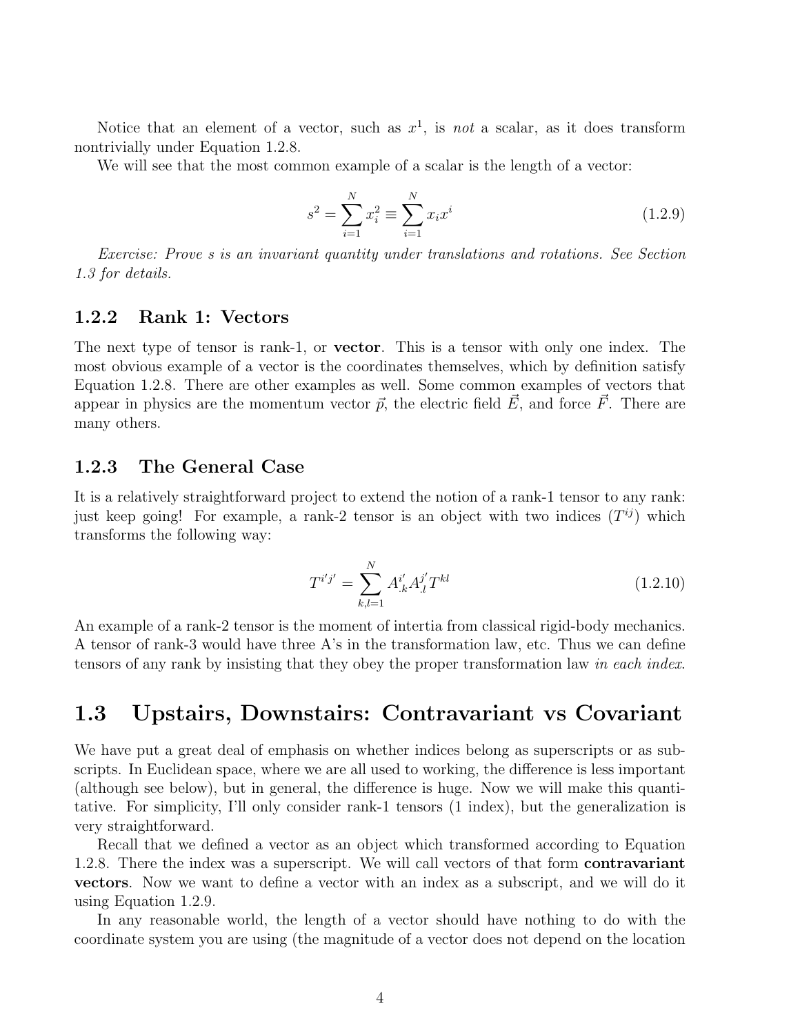Notice that an element of a vector, such as $x^1$, is *not* a scalar, as it does transform nontrivially under Equation 1.2.8.

We will see that the most common example of a scalar is the length of a vector:

$$s^2 = \sum_{i=1}^{N} x_i^2 \equiv \sum_{i=1}^{N} x_i x^i \tag{1.2.9}$$

*Exercise: Prove s is an invariant quantity under translations and rotations. See Section 1.3 for details.*

### 1.2.2 Rank 1: Vectors

The next type of tensor is rank-1, or **vector**. This is a tensor with only one index. The most obvious example of a vector is the coordinates themselves, which by definition satisfy Equation 1.2.8. There are other examples as well. Some common examples of vectors that appear in physics are the momentum vector $\vec{p}$, the electric field $\vec{E}$, and force $\vec{F}$. There are many others.

### 1.2.3 The General Case

It is a relatively straightforward project to extend the notion of a rank-1 tensor to any rank: just keep going! For example, a rank-2 tensor is an object with two indices ($T^{ij}$) which transforms the following way:

$$T^{i'j'} = \sum_{k,l=1}^{N} A^{i'}_{.k} A^{j'}_{.l} T^{kl} \tag{1.2.10}$$

An example of a rank-2 tensor is the moment of intertia from classical rigid-body mechanics. A tensor of rank-3 would have three A's in the transformation law, etc. Thus we can define tensors of any rank by insisting that they obey the proper transformation law *in each index*.

## 1.3 Upstairs, Downstairs: Contravariant vs Covariant

We have put a great deal of emphasis on whether indices belong as superscripts or as subscripts. In Euclidean space, where we are all used to working, the difference is less important (although see below), but in general, the difference is huge. Now we will make this quantitative. For simplicity, I'll only consider rank-1 tensors (1 index), but the generalization is very straightforward.

Recall that we defined a vector as an object which transformed according to Equation 1.2.8. There the index was a superscript. We will call vectors of that form **contravariant vectors**. Now we want to define a vector with an index as a subscript, and we will do it using Equation 1.2.9.

In any reasonable world, the length of a vector should have nothing to do with the coordinate system you are using (the magnitude of a vector does not depend on the location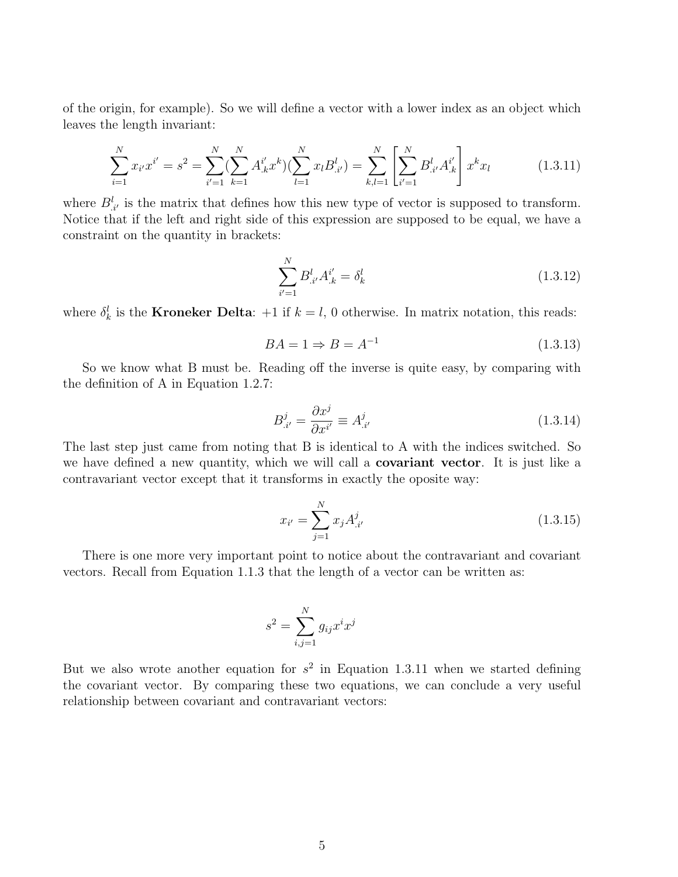of the origin, for example). So we will define a vector with a lower index as an object which leaves the length invariant:

$$\sum_{i=1}^{N} x_{i'}x^{i'} = s^2 = \sum_{i'=1}^{N}(\sum_{k=1}^{N} A^{i'}_{.k}x^k)(\sum_{l=1}^{N} x_l B^l_{.i'}) = \sum_{k,l=1}^{N}\left[\sum_{i'=1}^{N} B^l_{.i'}A^{i'}_{.k}\right] x^k x_l \tag{1.3.11}$$

where $B^l_{.i'}$ is the matrix that defines how this new type of vector is supposed to transform. Notice that if the left and right side of this expression are supposed to be equal, we have a constraint on the quantity in brackets:

$$\sum_{i'=1}^{N} B^l_{.i'}A^{i'}_{.k} = \delta^l_k \tag{1.3.12}$$

where $\delta^l_k$ is the **Kroneker Delta**: +1 if $k = l$, 0 otherwise. In matrix notation, this reads:

$$BA = 1 \Rightarrow B = A^{-1} \tag{1.3.13}$$

So we know what B must be. Reading off the inverse is quite easy, by comparing with the definition of A in Equation 1.2.7:

$$B^j_{.i'} = \frac{\partial x^j}{\partial x^{i'}} \equiv A^j_{.i'} \tag{1.3.14}$$

The last step just came from noting that B is identical to A with the indices switched. So we have defined a new quantity, which we will call a **covariant vector**. It is just like a contravariant vector except that it transforms in exactly the oposite way:

$$x_{i'} = \sum_{j=1}^{N} x_j A^j_{.i'} \tag{1.3.15}$$

There is one more very important point to notice about the contravariant and covariant vectors. Recall from Equation 1.1.3 that the length of a vector can be written as:

$$s^2 = \sum_{i,j=1}^{N} g_{ij}x^i x^j$$

But we also wrote another equation for $s^2$ in Equation 1.3.11 when we started defining the covariant vector. By comparing these two equations, we can conclude a very useful relationship between covariant and contravariant vectors: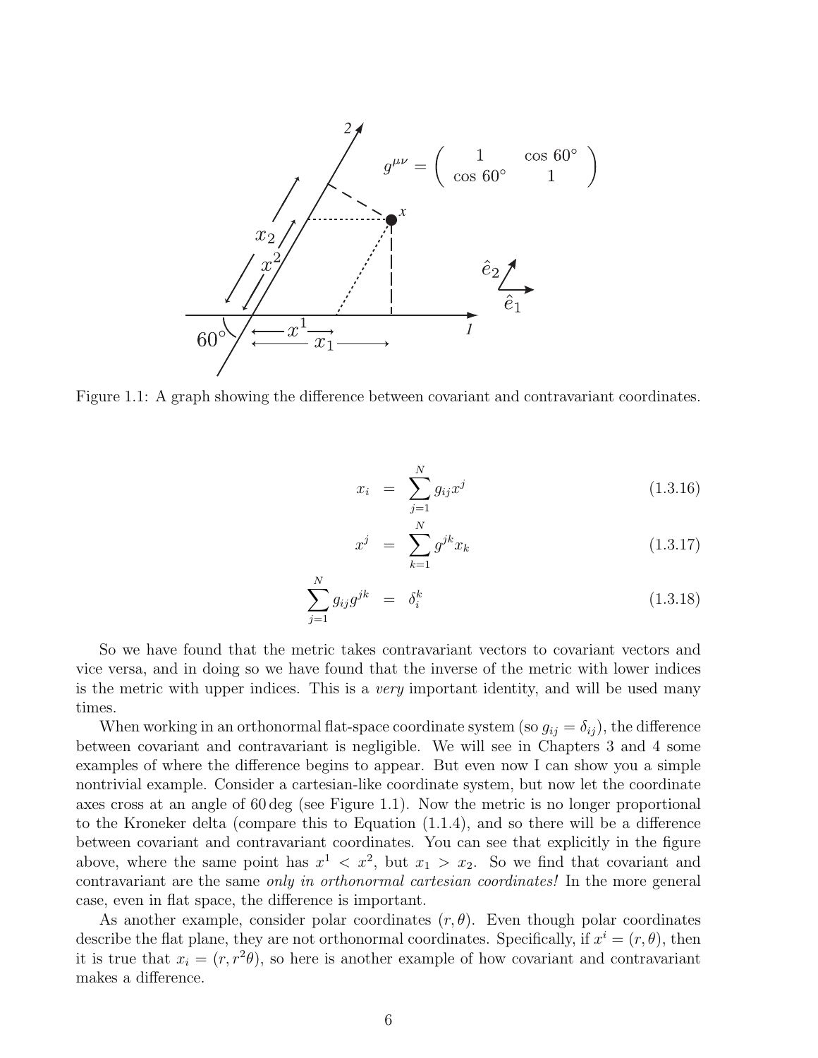Figure 1.1: A graph showing the difference between covariant and contravariant coordinates.

$$
x_i = \sum_{j=1}^{N} g_{ij} x^j \tag{1.3.16}
$$

$$
x^j = \sum_{k=1}^{N} g^{jk} x_k \tag{1.3.17}
$$

$$
\sum_{j=1}^{N} g_{ij} g^{jk} = \delta_i^k \tag{1.3.18}
$$

So we have found that the metric takes contravariant vectors to covariant vectors and vice versa, and in doing so we have found that the inverse of the metric with lower indices is the metric with upper indices. This is a *very* important identity, and will be used many times.

When working in an orthonormal flat-space coordinate system (so $g_{ij} = \delta_{ij}$), the difference between covariant and contravariant is negligible. We will see in Chapters 3 and 4 some examples of where the difference begins to appear. But even now I can show you a simple nontrivial example. Consider a cartesian-like coordinate system, but now let the coordinate axes cross at an angle of 60 deg (see Figure 1.1). Now the metric is no longer proportional to the Kroneker delta (compare this to Equation (1.1.4), and so there will be a difference between covariant and contravariant coordinates. You can see that explicitly in the figure above, where the same point has $x^1 < x^2$, but $x_1 > x_2$. So we find that covariant and contravariant are the same *only in orthonormal cartesian coordinates!* In the more general case, even in flat space, the difference is important.

As another example, consider polar coordinates $(r, \theta)$. Even though polar coordinates describe the flat plane, they are not orthonormal coordinates. Specifically, if $x^i = (r, \theta)$, then it is true that $x_i = (r, r^2\theta)$, so here is another example of how covariant and contravariant makes a difference.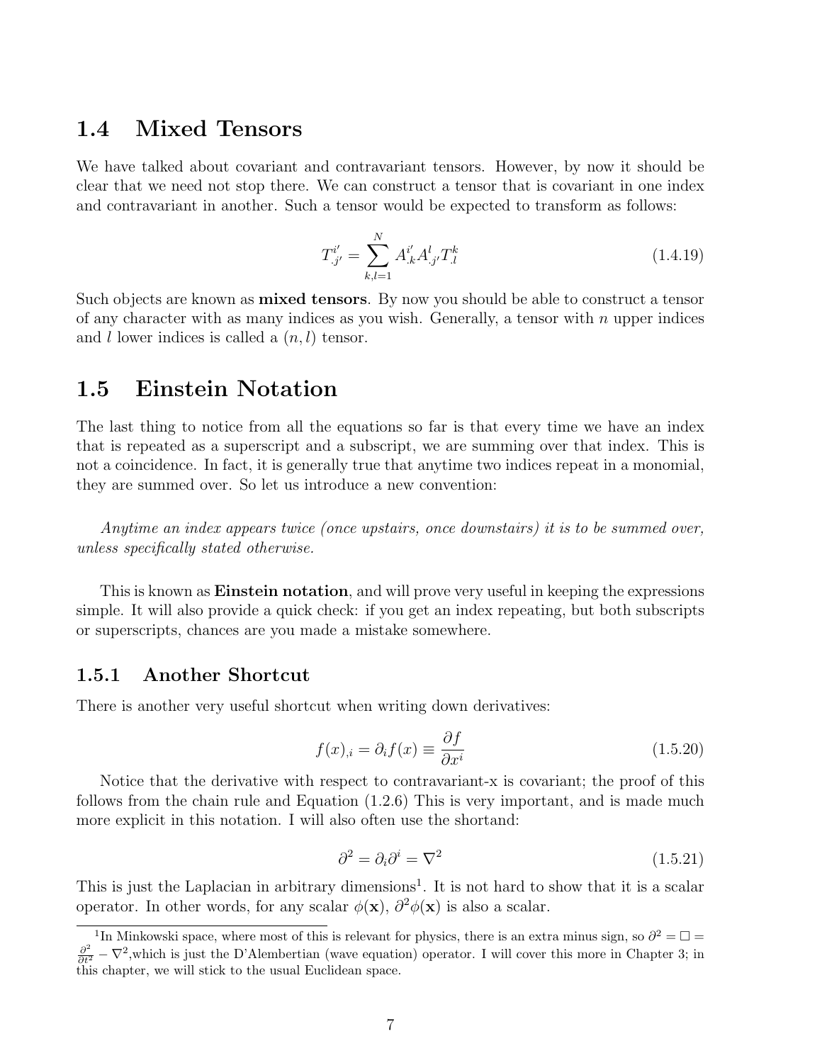## 1.4 Mixed Tensors

We have talked about covariant and contravariant tensors. However, by now it should be clear that we need not stop there. We can construct a tensor that is covariant in one index and contravariant in another. Such a tensor would be expected to transform as follows:

$$T^{i'}_{.j'} = \sum_{k,l=1}^{N} A^{i'}_{.k} A^{l}_{.j'} T^{k}_{.l} \tag{1.4.19}$$

Such objects are known as **mixed tensors**. By now you should be able to construct a tensor of any character with as many indices as you wish. Generally, a tensor with $n$ upper indices and $l$ lower indices is called a $(n, l)$ tensor.

## 1.5 Einstein Notation

The last thing to notice from all the equations so far is that every time we have an index that is repeated as a superscript and a subscript, we are summing over that index. This is not a coincidence. In fact, it is generally true that anytime two indices repeat in a monomial, they are summed over. So let us introduce a new convention:

*Anytime an index appears twice (once upstairs, once downstairs) it is to be summed over, unless specifically stated otherwise.*

This is known as **Einstein notation**, and will prove very useful in keeping the expressions simple. It will also provide a quick check: if you get an index repeating, but both subscripts or superscripts, chances are you made a mistake somewhere.

### 1.5.1 Another Shortcut

There is another very useful shortcut when writing down derivatives:

$$f(x)_{,i} = \partial_i f(x) \equiv \frac{\partial f}{\partial x^i} \tag{1.5.20}$$

Notice that the derivative with respect to contravariant-x is covariant; the proof of this follows from the chain rule and Equation (1.2.6) This is very important, and is made much more explicit in this notation. I will also often use the shortand:

$$\partial^2 = \partial_i \partial^i = \nabla^2 \tag{1.5.21}$$

This is just the Laplacian in arbitrary dimensions[1]. It is not hard to show that it is a scalar operator. In other words, for any scalar $\phi(\mathbf{x})$, $\partial^2 \phi(\mathbf{x})$ is also a scalar.

[1] In Minkowski space, where most of this is relevant for physics, there is an extra minus sign, so $\partial^2 = \Box = \frac{\partial^2}{\partial t^2} - \nabla^2$,which is just the D'Alembertian (wave equation) operator. I will cover this more in Chapter 3; in this chapter, we will stick to the usual Euclidean space.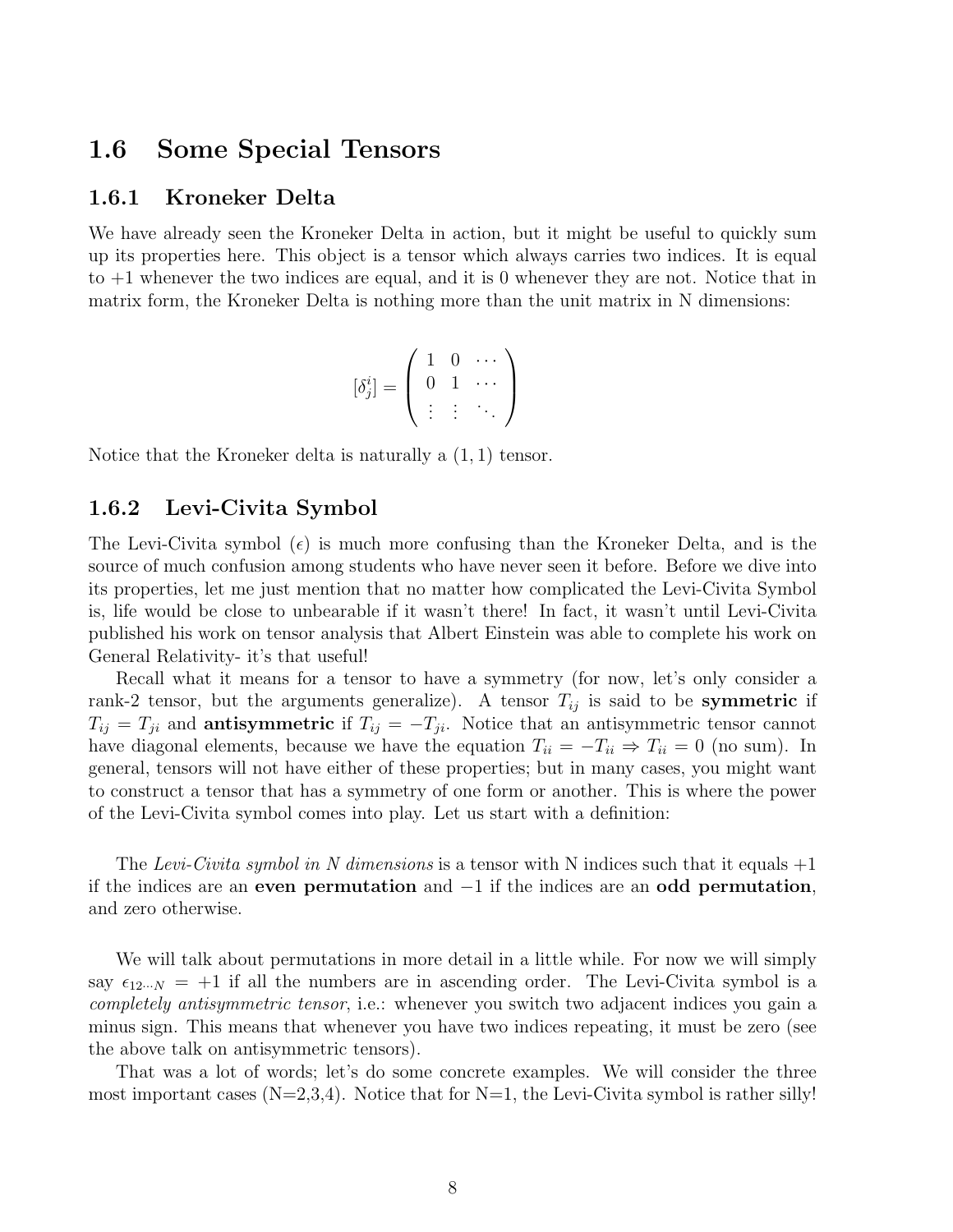## 1.6 Some Special Tensors

### 1.6.1 Kroneker Delta

We have already seen the Kroneker Delta in action, but it might be useful to quickly sum up its properties here. This object is a tensor which always carries two indices. It is equal to +1 whenever the two indices are equal, and it is 0 whenever they are not. Notice that in matrix form, the Kroneker Delta is nothing more than the unit matrix in N dimensions:

$$[\delta^i_j] = \begin{pmatrix} 1 & 0 & \cdots \\ 0 & 1 & \cdots \\ \vdots & \vdots & \ddots \end{pmatrix}$$

Notice that the Kroneker delta is naturally a $(1, 1)$ tensor.

### 1.6.2 Levi-Civita Symbol

The Levi-Civita symbol ($\epsilon$) is much more confusing than the Kroneker Delta, and is the source of much confusion among students who have never seen it before. Before we dive into its properties, let me just mention that no matter how complicated the Levi-Civita Symbol is, life would be close to unbearable if it wasn't there! In fact, it wasn't until Levi-Civita published his work on tensor analysis that Albert Einstein was able to complete his work on General Relativity- it's that useful!

Recall what it means for a tensor to have a symmetry (for now, let's only consider a rank-2 tensor, but the arguments generalize). A tensor $T_{ij}$ is said to be **symmetric** if $T_{ij} = T_{ji}$ and **antisymmetric** if $T_{ij} = -T_{ji}$. Notice that an antisymmetric tensor cannot have diagonal elements, because we have the equation $T_{ii} = -T_{ii} \Rightarrow T_{ii} = 0$ (no sum). In general, tensors will not have either of these properties; but in many cases, you might want to construct a tensor that has a symmetry of one form or another. This is where the power of the Levi-Civita symbol comes into play. Let us start with a definition:

The *Levi-Civita symbol in N dimensions* is a tensor with N indices such that it equals +1 if the indices are an **even permutation** and −1 if the indices are an **odd permutation**, and zero otherwise.

We will talk about permutations in more detail in a little while. For now we will simply say $\epsilon_{12\cdots N} = +1$ if all the numbers are in ascending order. The Levi-Civita symbol is a *completely antisymmetric tensor*, i.e.: whenever you switch two adjacent indices you gain a minus sign. This means that whenever you have two indices repeating, it must be zero (see the above talk on antisymmetric tensors).

That was a lot of words; let's do some concrete examples. We will consider the three most important cases (N=2,3,4). Notice that for N=1, the Levi-Civita symbol is rather silly!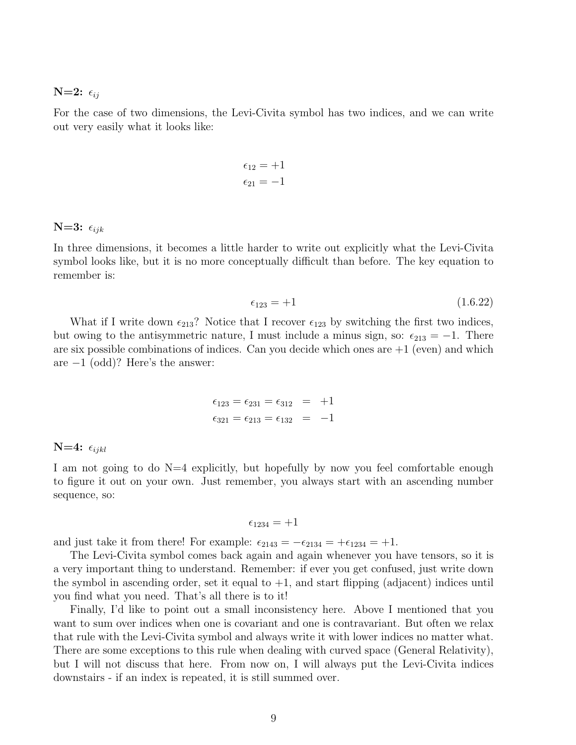**N=2:** $\epsilon_{ij}$

For the case of two dimensions, the Levi-Civita symbol has two indices, and we can write out very easily what it looks like:

$$\epsilon_{12} = +1$$
$$\epsilon_{21} = -1$$

**N=3:** $\epsilon_{ijk}$

In three dimensions, it becomes a little harder to write out explicitly what the Levi-Civita symbol looks like, but it is no more conceptually difficult than before. The key equation to remember is:

$$\epsilon_{123} = +1 \tag{1.6.22}$$

What if I write down $\epsilon_{213}$? Notice that I recover $\epsilon_{123}$ by switching the first two indices, but owing to the antisymmetric nature, I must include a minus sign, so: $\epsilon_{213} = -1$. There are six possible combinations of indices. Can you decide which ones are $+1$ (even) and which are $-1$ (odd)? Here's the answer:

$$\begin{aligned} \epsilon_{123} = \epsilon_{231} = \epsilon_{312} &= +1 \\ \epsilon_{321} = \epsilon_{213} = \epsilon_{132} &= -1 \end{aligned}$$

**N=4:** $\epsilon_{ijkl}$

I am not going to do N=4 explicitly, but hopefully by now you feel comfortable enough to figure it out on your own. Just remember, you always start with an ascending number sequence, so:

$$\epsilon_{1234} = +1$$

and just take it from there! For example: $\epsilon_{2143} = -\epsilon_{2134} = +\epsilon_{1234} = +1$.

The Levi-Civita symbol comes back again and again whenever you have tensors, so it is a very important thing to understand. Remember: if ever you get confused, just write down the symbol in ascending order, set it equal to $+1$, and start flipping (adjacent) indices until you find what you need. That's all there is to it!

Finally, I'd like to point out a small inconsistency here. Above I mentioned that you want to sum over indices when one is covariant and one is contravariant. But often we relax that rule with the Levi-Civita symbol and always write it with lower indices no matter what. There are some exceptions to this rule when dealing with curved space (General Relativity), but I will not discuss that here. From now on, I will always put the Levi-Civita indices downstairs - if an index is repeated, it is still summed over.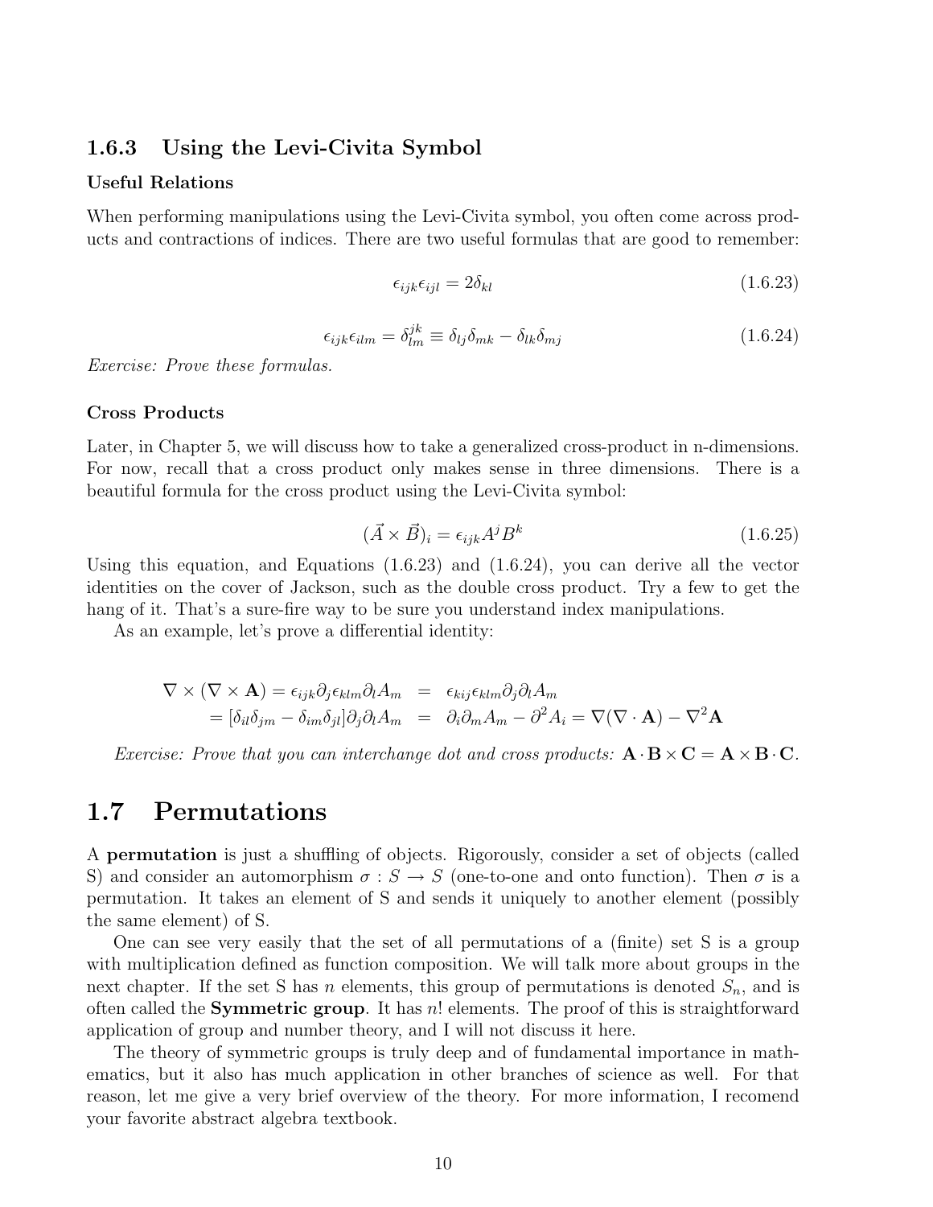### 1.6.3 Using the Levi-Civita Symbol

**Useful Relations**

When performing manipulations using the Levi-Civita symbol, you often come across products and contractions of indices. There are two useful formulas that are good to remember:

$$\epsilon_{ijk}\epsilon_{ijl} = 2\delta_{kl} \tag{1.6.23}$$

$$\epsilon_{ijk}\epsilon_{ilm} = \delta^{jk}_{lm} \equiv \delta_{lj}\delta_{mk} - \delta_{lk}\delta_{mj} \tag{1.6.24}$$

*Exercise: Prove these formulas.*

**Cross Products**

Later, in Chapter 5, we will discuss how to take a generalized cross-product in n-dimensions. For now, recall that a cross product only makes sense in three dimensions. There is a beautiful formula for the cross product using the Levi-Civita symbol:

$$(\vec{A} \times \vec{B})_i = \epsilon_{ijk} A^j B^k \tag{1.6.25}$$

Using this equation, and Equations (1.6.23) and (1.6.24), you can derive all the vector identities on the cover of Jackson, such as the double cross product. Try a few to get the hang of it. That's a sure-fire way to be sure you understand index manipulations.

As an example, let's prove a differential identity:

$$\begin{aligned} \nabla \times (\nabla \times \mathbf{A}) = \epsilon_{ijk}\partial_j \epsilon_{klm}\partial_l A_m &= \epsilon_{kij}\epsilon_{klm}\partial_j \partial_l A_m \\ = [\delta_{il}\delta_{jm} - \delta_{im}\delta_{jl}]\partial_j \partial_l A_m &= \partial_i \partial_m A_m - \partial^2 A_i = \nabla(\nabla \cdot \mathbf{A}) - \nabla^2 \mathbf{A} \end{aligned}$$

*Exercise: Prove that you can interchange dot and cross products:* $\mathbf{A} \cdot \mathbf{B} \times \mathbf{C} = \mathbf{A} \times \mathbf{B} \cdot \mathbf{C}$.

## 1.7 Permutations

A **permutation** is just a shuffling of objects. Rigorously, consider a set of objects (called S) and consider an automorphism $\sigma : S \to S$ (one-to-one and onto function). Then $\sigma$ is a permutation. It takes an element of S and sends it uniquely to another element (possibly the same element) of S.

One can see very easily that the set of all permutations of a (finite) set S is a group with multiplication defined as function composition. We will talk more about groups in the next chapter. If the set S has $n$ elements, this group of permutations is denoted $S_n$, and is often called the **Symmetric group**. It has $n!$ elements. The proof of this is straightforward application of group and number theory, and I will not discuss it here.

The theory of symmetric groups is truly deep and of fundamental importance in mathematics, but it also has much application in other branches of science as well. For that reason, let me give a very brief overview of the theory. For more information, I recomend your favorite abstract algebra textbook.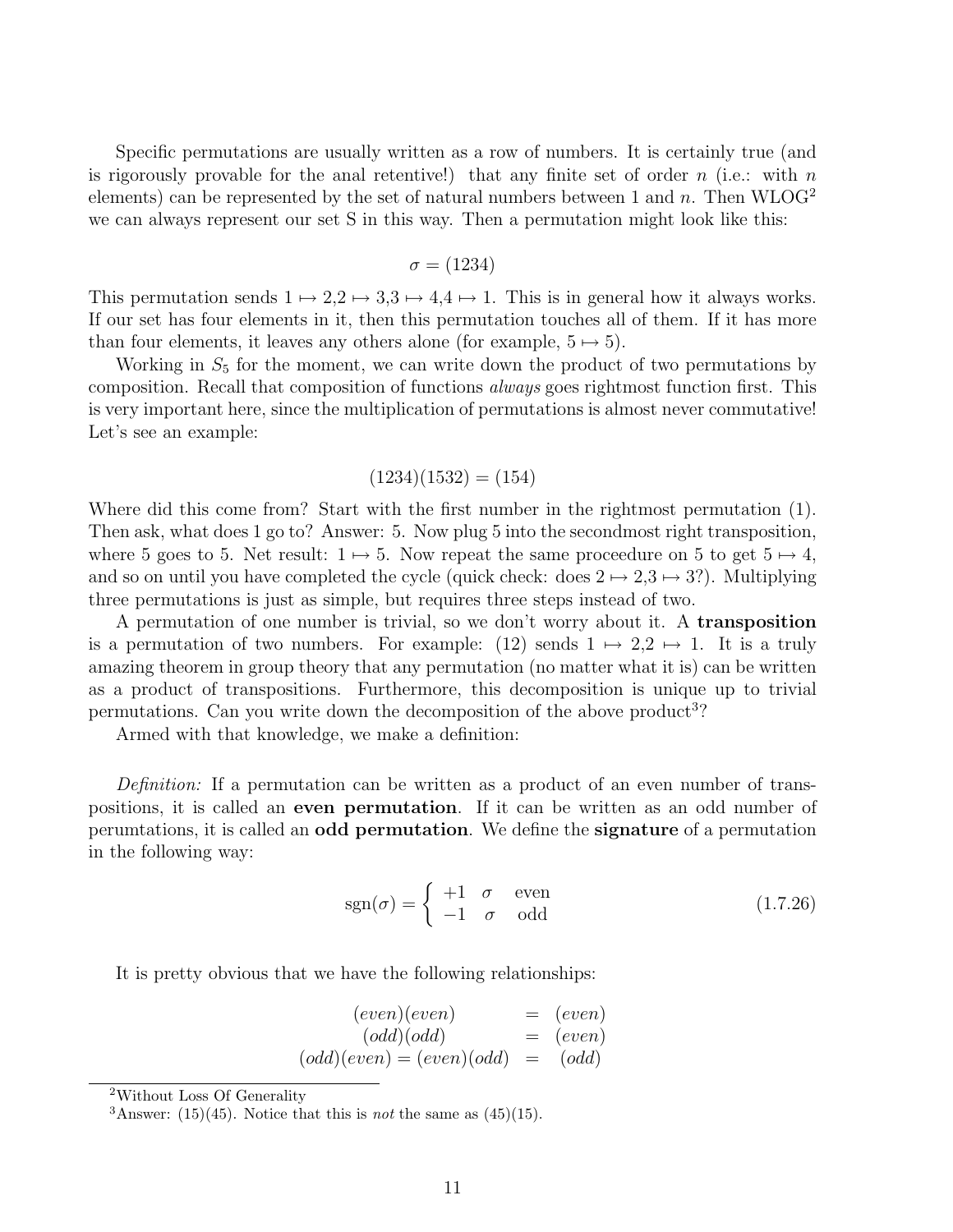Specific permutations are usually written as a row of numbers. It is certainly true (and is rigorously provable for the anal retentive!) that any finite set of order $n$ (i.e.: with $n$ elements) can be represented by the set of natural numbers between 1 and $n$. Then WLOG[2] we can always represent our set S in this way. Then a permutation might look like this:

$$\sigma = (1234)$$

This permutation sends $1 \mapsto 2, 2 \mapsto 3, 3 \mapsto 4, 4 \mapsto 1$. This is in general how it always works. If our set has four elements in it, then this permutation touches all of them. If it has more than four elements, it leaves any others alone (for example, $5 \mapsto 5$).

Working in $S_5$ for the moment, we can write down the product of two permutations by composition. Recall that composition of functions *always* goes rightmost function first. This is very important here, since the multiplication of permutations is almost never commutative! Let's see an example:

$$(1234)(1532) = (154)$$

Where did this come from? Start with the first number in the rightmost permutation (1). Then ask, what does 1 go to? Answer: 5. Now plug 5 into the secondmost right transposition, where 5 goes to 5. Net result: $1 \mapsto 5$. Now repeat the same proceedure on 5 to get $5 \mapsto 4$, and so on until you have completed the cycle (quick check: does $2 \mapsto 2, 3 \mapsto 3$?). Multiplying three permutations is just as simple, but requires three steps instead of two.

A permutation of one number is trivial, so we don't worry about it. A **transposition** is a permutation of two numbers. For example: (12) sends $1 \mapsto 2, 2 \mapsto 1$. It is a truly amazing theorem in group theory that any permutation (no matter what it is) can be written as a product of transpositions. Furthermore, this decomposition is unique up to trivial permutations. Can you write down the decomposition of the above product[3]?

Armed with that knowledge, we make a definition:

*Definition:* If a permutation can be written as a product of an even number of transpositions, it is called an **even permutation**. If it can be written as an odd number of perumtations, it is called an **odd permutation**. We define the **signature** of a permutation in the following way:

$$\text{sgn}(\sigma) = \begin{cases} +1 & \sigma \quad \text{even} \\ -1 & \sigma \quad \text{odd} \end{cases} \tag{1.7.26}$$

It is pretty obvious that we have the following relationships:

$$\begin{array}{rcl} (even)(even) & = & (even) \\ (odd)(odd) & = & (even) \\ (odd)(even) = (even)(odd) & = & (odd) \end{array}$$

[2] Without Loss Of Generality

[3] Answer: (15)(45). Notice that this is *not* the same as (45)(15).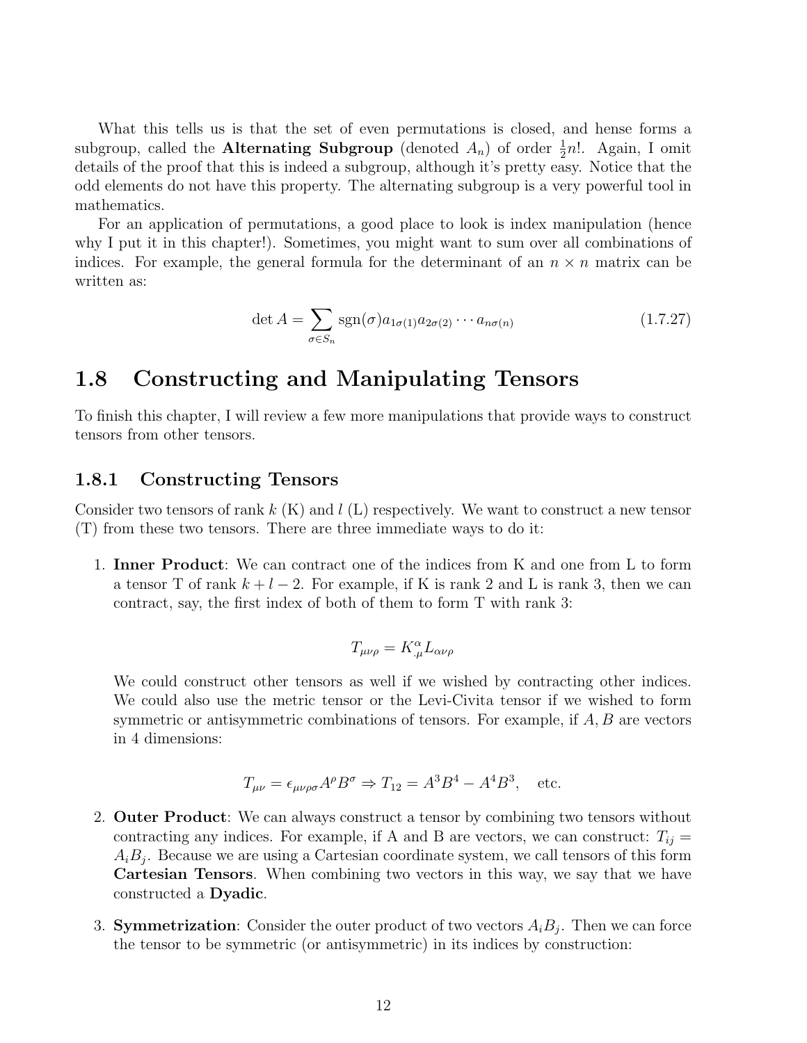What this tells us is that the set of even permutations is closed, and hense forms a subgroup, called the **Alternating Subgroup** (denoted $A_n$) of order $\frac{1}{2}n!$. Again, I omit details of the proof that this is indeed a subgroup, although it's pretty easy. Notice that the odd elements do not have this property. The alternating subgroup is a very powerful tool in mathematics.

For an application of permutations, a good place to look is index manipulation (hence why I put it in this chapter!). Sometimes, you might want to sum over all combinations of indices. For example, the general formula for the determinant of an $n \times n$ matrix can be written as:

$$\det A = \sum_{\sigma \in S_n} \text{sgn}(\sigma) a_{1\sigma(1)} a_{2\sigma(2)} \cdots a_{n\sigma(n)} \tag{1.7.27}$$

## 1.8 Constructing and Manipulating Tensors

To finish this chapter, I will review a few more manipulations that provide ways to construct tensors from other tensors.

### 1.8.1 Constructing Tensors

Consider two tensors of rank $k$ (K) and $l$ (L) respectively. We want to construct a new tensor (T) from these two tensors. There are three immediate ways to do it:

1. **Inner Product**: We can contract one of the indices from K and one from L to form a tensor T of rank $k + l - 2$. For example, if K is rank 2 and L is rank 3, then we can contract, say, the first index of both of them to form T with rank 3:

   $$T_{\mu\nu\rho} = K^{\alpha}_{.\mu} L_{\alpha\nu\rho}$$

   We could construct other tensors as well if we wished by contracting other indices. We could also use the metric tensor or the Levi-Civita tensor if we wished to form symmetric or antisymmetric combinations of tensors. For example, if $A, B$ are vectors in 4 dimensions:

   $$T_{\mu\nu} = \epsilon_{\mu\nu\rho\sigma} A^{\rho} B^{\sigma} \Rightarrow T_{12} = A^3 B^4 - A^4 B^3, \quad \text{etc.}$$

2. **Outer Product**: We can always construct a tensor by combining two tensors without contracting any indices. For example, if A and B are vectors, we can construct: $T_{ij} = A_i B_j$. Because we are using a Cartesian coordinate system, we call tensors of this form **Cartesian Tensors**. When combining two vectors in this way, we say that we have constructed a **Dyadic**.

3. **Symmetrization**: Consider the outer product of two vectors $A_i B_j$. Then we can force the tensor to be symmetric (or antisymmetric) in its indices by construction: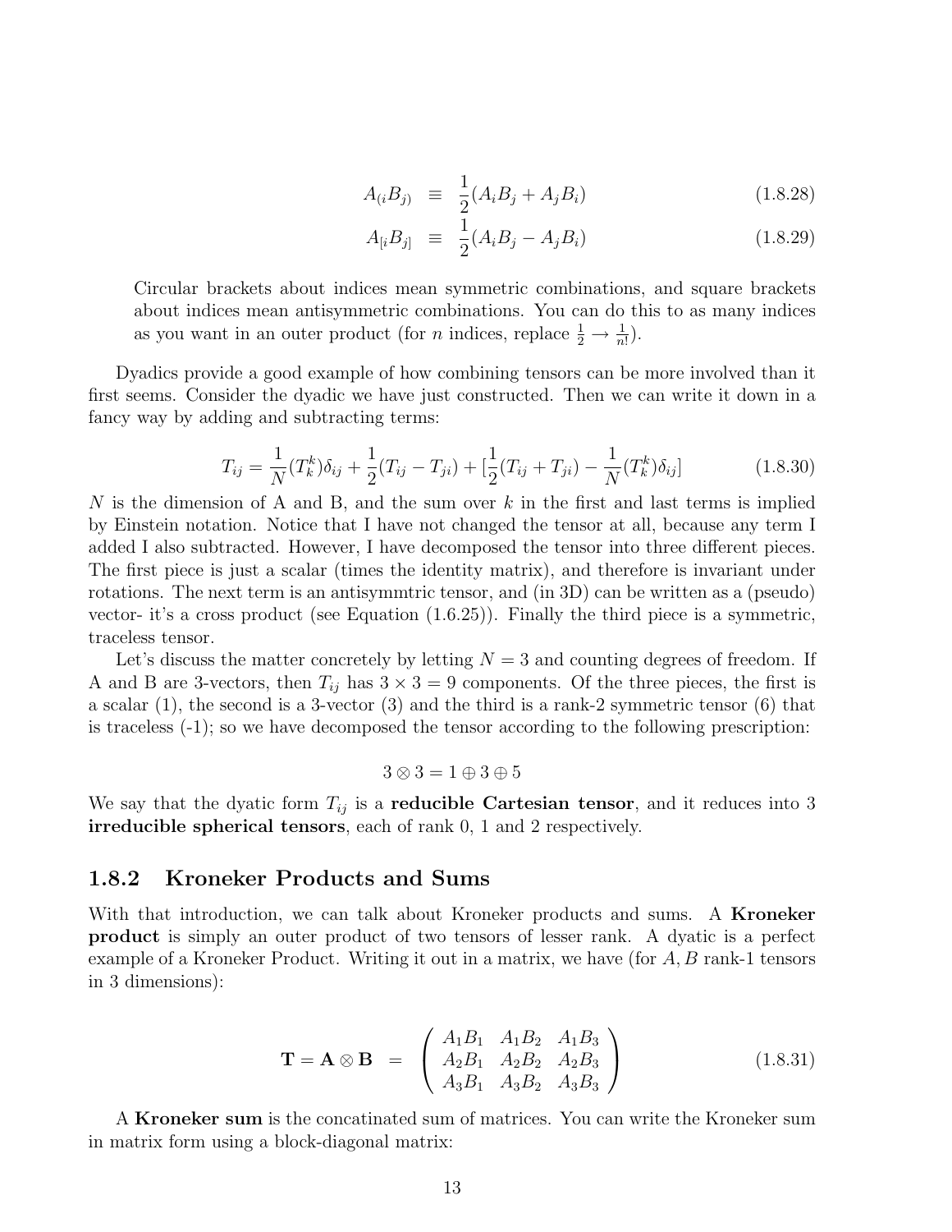$$A_{(i}B_{j)} \equiv \frac{1}{2}(A_iB_j + A_jB_i) \tag{1.8.28}$$

$$A_{[i}B_{j]} \equiv \frac{1}{2}(A_iB_j - A_jB_i) \tag{1.8.29}$$

> Circular brackets about indices mean symmetric combinations, and square brackets about indices mean antisymmetric combinations. You can do this to as many indices as you want in an outer product (for $n$ indices, replace $\frac{1}{2} \to \frac{1}{n!}$).

Dyadics provide a good example of how combining tensors can be more involved than it first seems. Consider the dyadic we have just constructed. Then we can write it down in a fancy way by adding and subtracting terms:

$$T_{ij} = \frac{1}{N}(T^k_k)\delta_{ij} + \frac{1}{2}(T_{ij} - T_{ji}) + [\frac{1}{2}(T_{ij} + T_{ji}) - \frac{1}{N}(T^k_k)\delta_{ij}] \tag{1.8.30}$$

$N$ is the dimension of A and B, and the sum over $k$ in the first and last terms is implied by Einstein notation. Notice that I have not changed the tensor at all, because any term I added I also subtracted. However, I have decomposed the tensor into three different pieces. The first piece is just a scalar (times the identity matrix), and therefore is invariant under rotations. The next term is an antisymmtric tensor, and (in 3D) can be written as a (pseudo) vector- it's a cross product (see Equation (1.6.25)). Finally the third piece is a symmetric, traceless tensor.

Let's discuss the matter concretely by letting $N = 3$ and counting degrees of freedom. If A and B are 3-vectors, then $T_{ij}$ has $3 \times 3 = 9$ components. Of the three pieces, the first is a scalar (1), the second is a 3-vector (3) and the third is a rank-2 symmetric tensor (6) that is traceless (-1); so we have decomposed the tensor according to the following prescription:

$$3 \otimes 3 = 1 \oplus 3 \oplus 5$$

We say that the dyatic form $T_{ij}$ is a **reducible Cartesian tensor**, and it reduces into 3 **irreducible spherical tensors**, each of rank 0, 1 and 2 respectively.

### 1.8.2 Kroneker Products and Sums

With that introduction, we can talk about Kroneker products and sums. A **Kroneker product** is simply an outer product of two tensors of lesser rank. A dyatic is a perfect example of a Kroneker Product. Writing it out in a matrix, we have (for $A, B$ rank-1 tensors in 3 dimensions):

$$\mathbf{T} = \mathbf{A} \otimes \mathbf{B} = \begin{pmatrix} A_1B_1 & A_1B_2 & A_1B_3 \\ A_2B_1 & A_2B_2 & A_2B_3 \\ A_3B_1 & A_3B_2 & A_3B_3 \end{pmatrix} \tag{1.8.31}$$

A **Kroneker sum** is the concatinated sum of matrices. You can write the Kroneker sum in matrix form using a block-diagonal matrix: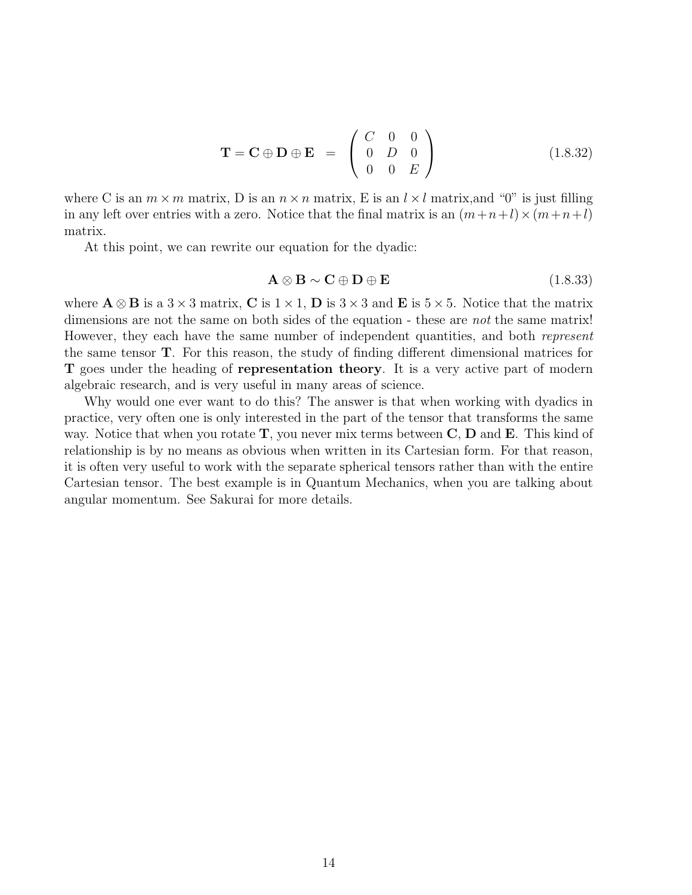$$\mathbf{T} = \mathbf{C} \oplus \mathbf{D} \oplus \mathbf{E} \;\; = \;\; \begin{pmatrix} C & 0 & 0 \\ 0 & D & 0 \\ 0 & 0 & E \end{pmatrix} \tag{1.8.32}$$

where C is an $m \times m$ matrix, D is an $n \times n$ matrix, E is an $l \times l$ matrix,and "0" is just filling in any left over entries with a zero. Notice that the final matrix is an $(m+n+l) \times (m+n+l)$ matrix.

At this point, we can rewrite our equation for the dyadic:

$$\mathbf{A} \otimes \mathbf{B} \sim \mathbf{C} \oplus \mathbf{D} \oplus \mathbf{E} \tag{1.8.33}$$

where $\mathbf{A} \otimes \mathbf{B}$ is a $3 \times 3$ matrix, $\mathbf{C}$ is $1 \times 1$, $\mathbf{D}$ is $3 \times 3$ and $\mathbf{E}$ is $5 \times 5$. Notice that the matrix dimensions are not the same on both sides of the equation - these are *not* the same matrix! However, they each have the same number of independent quantities, and both *represent* the same tensor $\mathbf{T}$. For this reason, the study of finding different dimensional matrices for $\mathbf{T}$ goes under the heading of **representation theory**. It is a very active part of modern algebraic research, and is very useful in many areas of science.

Why would one ever want to do this? The answer is that when working with dyadics in practice, very often one is only interested in the part of the tensor that transforms the same way. Notice that when you rotate $\mathbf{T}$, you never mix terms between $\mathbf{C}$, $\mathbf{D}$ and $\mathbf{E}$. This kind of relationship is by no means as obvious when written in its Cartesian form. For that reason, it is often very useful to work with the separate spherical tensors rather than with the entire Cartesian tensor. The best example is in Quantum Mechanics, when you are talking about angular momentum. See Sakurai for more details.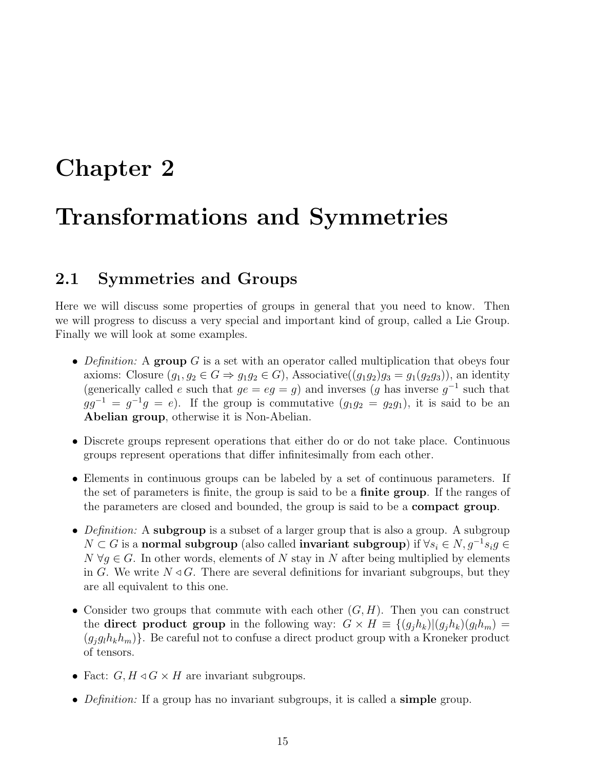# Chapter 2

# Transformations and Symmetries

## 2.1 Symmetries and Groups

Here we will discuss some properties of groups in general that you need to know. Then we will progress to discuss a very special and important kind of group, called a Lie Group. Finally we will look at some examples.

- *Definition:* A **group** $G$ is a set with an operator called multiplication that obeys four axioms: Closure ($g_1, g_2 \in G \Rightarrow g_1 g_2 \in G$), Associative($(g_1 g_2) g_3 = g_1 (g_2 g_3)$), an identity (generically called $e$ such that $ge = eg = g$) and inverses ($g$ has inverse $g^{-1}$ such that $gg^{-1} = g^{-1} g = e$). If the group is commutative ($g_1 g_2 = g_2 g_1$), it is said to be an **Abelian group**, otherwise it is Non-Abelian.

- Discrete groups represent operations that either do or do not take place. Continuous groups represent operations that differ infinitesimally from each other.

- Elements in continuous groups can be labeled by a set of continuous parameters. If the set of parameters is finite, the group is said to be a **finite group**. If the ranges of the parameters are closed and bounded, the group is said to be a **compact group**.

- *Definition:* A **subgroup** is a subset of a larger group that is also a group. A subgroup $N \subset G$ is a **normal subgroup** (also called **invariant subgroup**) if $\forall s_i \in N, g^{-1} s_i g \in N \; \forall g \in G$. In other words, elements of $N$ stay in $N$ after being multiplied by elements in $G$. We write $N \triangleleft G$. There are several definitions for invariant subgroups, but they are all equivalent to this one.

- Consider two groups that commute with each other $(G, H)$. Then you can construct the **direct product group** in the following way: $G \times H \equiv \{(g_j h_k) | (g_j h_k)(g_l h_m) = (g_j g_l h_k h_m)\}$. Be careful not to confuse a direct product group with a Kroneker product of tensors.

- Fact: $G, H \triangleleft G \times H$ are invariant subgroups.

- *Definition:* If a group has no invariant subgroups, it is called a **simple** group.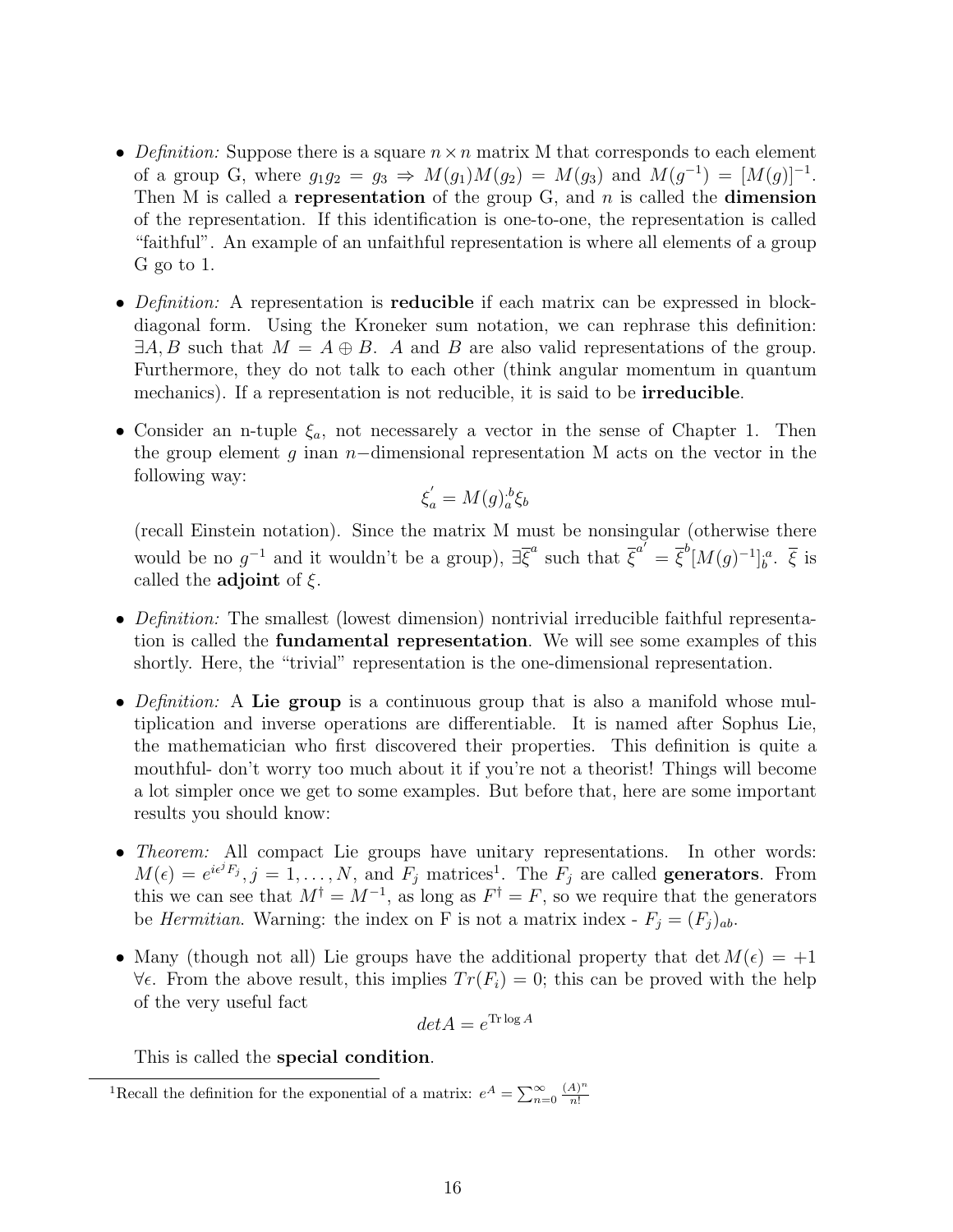- *Definition:* Suppose there is a square $n \times n$ matrix M that corresponds to each element of a group G, where $g_1 g_2 = g_3 \Rightarrow M(g_1)M(g_2) = M(g_3)$ and $M(g^{-1}) = [M(g)]^{-1}$. Then M is called a **representation** of the group G, and $n$ is called the **dimension** of the representation. If this identification is one-to-one, the representation is called "faithful". An example of an unfaithful representation is where all elements of a group G go to 1.

- *Definition:* A representation is **reducible** if each matrix can be expressed in block-diagonal form. Using the Kroneker sum notation, we can rephrase this definition: $\exists A, B$ such that $M = A \oplus B$. $A$ and $B$ are also valid representations of the group. Furthermore, they do not talk to each other (think angular momentum in quantum mechanics). If a representation is not reducible, it is said to be **irreducible**.

- Consider an n-tuple $\xi_a$, not necessarely a vector in the sense of Chapter 1. Then the group element $g$ inan $n-$dimensional representation M acts on the vector in the following way:

$$\xi_a^{'} = M(g)_a^{\cdot b} \xi_b$$

(recall Einstein notation). Since the matrix M must be nonsingular (otherwise there would be no $g^{-1}$ and it wouldn't be a group), $\exists \overline{\xi}^a$ such that $\overline{\xi}^{a'} = \overline{\xi}^b [M(g)^{-1}]_b^{\cdot a}$. $\overline{\xi}$ is called the **adjoint** of $\xi$.

- *Definition:* The smallest (lowest dimension) nontrivial irreducible faithful representation is called the **fundamental representation**. We will see some examples of this shortly. Here, the "trivial" representation is the one-dimensional representation.

- *Definition:* A **Lie group** is a continuous group that is also a manifold whose multiplication and inverse operations are differentiable. It is named after Sophus Lie, the mathematician who first discovered their properties. This definition is quite a mouthful- don't worry too much about it if you're not a theorist! Things will become a lot simpler once we get to some examples. But before that, here are some important results you should know:

- *Theorem:* All compact Lie groups have unitary representations. In other words: $M(\epsilon) = e^{i\epsilon^j F_j}, j = 1, \ldots, N$, and $F_j$ matrices[1]. The $F_j$ are called **generators**. From this we can see that $M^\dagger = M^{-1}$, as long as $F^\dagger = F$, so we require that the generators be *Hermitian*. Warning: the index on F is not a matrix index - $F_j = (F_j)_{ab}$.

- Many (though not all) Lie groups have the additional property that $\det M(\epsilon) = +1$ $\forall \epsilon$. From the above result, this implies $Tr(F_i) = 0$; this can be proved with the help of the very useful fact

$$det A = e^{\text{Tr} \log A}$$

This is called the **special condition**.

[1] Recall the definition for the exponential of a matrix: $e^A = \sum_{n=0}^{\infty} \frac{(A)^n}{n!}$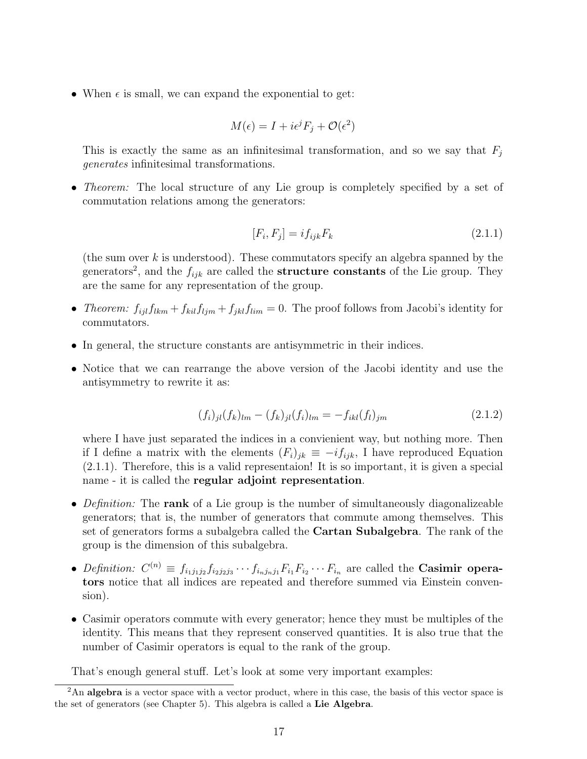- When $\epsilon$ is small, we can expand the exponential to get:

$$M(\epsilon) = I + i\epsilon^j F_j + \mathcal{O}(\epsilon^2)$$

  This is exactly the same as an infinitesimal transformation, and so we say that $F_j$ *generates* infinitesimal transformations.

- *Theorem:* The local structure of any Lie group is completely specified by a set of commutation relations among the generators:

$$[F_i, F_j] = i f_{ijk} F_k \tag{2.1.1}$$

  (the sum over $k$ is understood). These commutators specify an algebra spanned by the generators[2], and the $f_{ijk}$ are called the **structure constants** of the Lie group. They are the same for any representation of the group.

- *Theorem:* $f_{ijl}f_{lkm} + f_{kil}f_{ljm} + f_{jkl}f_{lim} = 0$. The proof follows from Jacobi's identity for commutators.

- In general, the structure constants are antisymmetric in their indices.

- Notice that we can rearrange the above version of the Jacobi identity and use the antisymmetry to rewrite it as:

$$(f_i)_{jl}(f_k)_{lm} - (f_k)_{jl}(f_i)_{lm} = -f_{ikl}(f_l)_{jm} \tag{2.1.2}$$

  where I have just separated the indices in a convienient way, but nothing more. Then if I define a matrix with the elements $(F_i)_{jk} \equiv -i f_{ijk}$, I have reproduced Equation (2.1.1). Therefore, this is a valid representaion! It is so important, it is given a special name - it is called the **regular adjoint representation**.

- *Definition:* The **rank** of a Lie group is the number of simultaneously diagonalizeable generators; that is, the number of generators that commute among themselves. This set of generators forms a subalgebra called the **Cartan Subalgebra**. The rank of the group is the dimension of this subalgebra.

- *Definition:* $C^{(n)} \equiv f_{i_1 j_1 j_2} f_{i_2 j_2 j_3} \cdots f_{i_n j_n j_1} F_{i_1} F_{i_2} \cdots F_{i_n}$ are called the **Casimir operators** notice that all indices are repeated and therefore summed via Einstein convension).

- Casimir operators commute with every generator; hence they must be multiples of the identity. This means that they represent conserved quantities. It is also true that the number of Casimir operators is equal to the rank of the group.

That's enough general stuff. Let's look at some very important examples:

[2] An **algebra** is a vector space with a vector product, where in this case, the basis of this vector space is the set of generators (see Chapter 5). This algebra is called a **Lie Algebra**.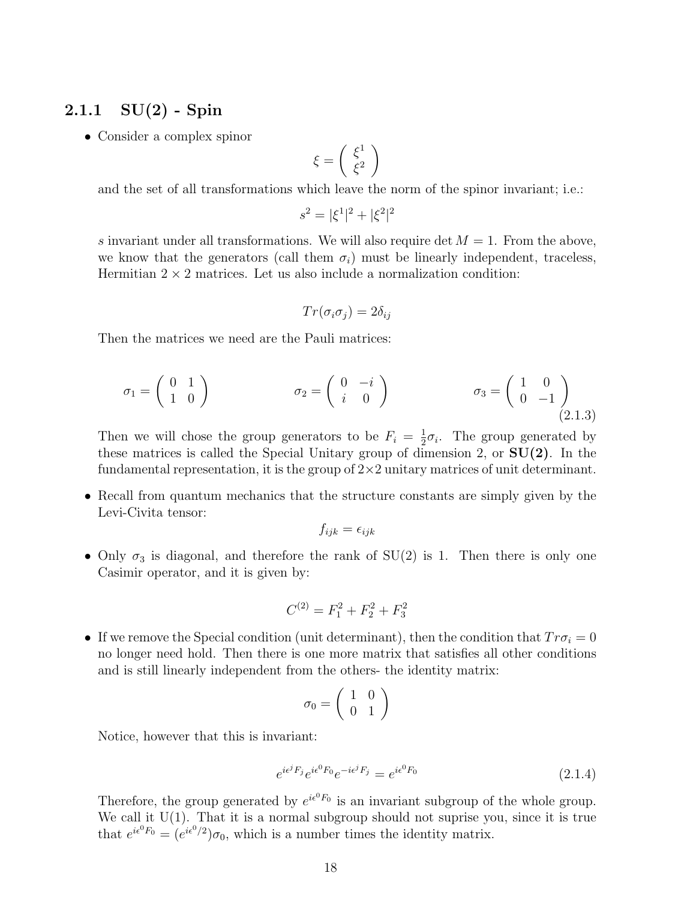### 2.1.1 SU(2) - Spin

- Consider a complex spinor

$$\xi = \begin{pmatrix} \xi^1 \\ \xi^2 \end{pmatrix}$$

and the set of all transformations which leave the norm of the spinor invariant; i.e.:

$$s^2 = |\xi^1|^2 + |\xi^2|^2$$

$s$ invariant under all transformations. We will also require $\det M = 1$. From the above, we know that the generators (call them $\sigma_i$) must be linearly independent, traceless, Hermitian $2 \times 2$ matrices. Let us also include a normalization condition:

$$Tr(\sigma_i \sigma_j) = 2\delta_{ij}$$

Then the matrices we need are the Pauli matrices:

$$\sigma_1 = \begin{pmatrix} 0 & 1 \\ 1 & 0 \end{pmatrix} \qquad \sigma_2 = \begin{pmatrix} 0 & -i \\ i & 0 \end{pmatrix} \qquad \sigma_3 = \begin{pmatrix} 1 & 0 \\ 0 & -1 \end{pmatrix} \tag{2.1.3}$$

Then we will chose the group generators to be $F_i = \frac{1}{2}\sigma_i$. The group generated by these matrices is called the Special Unitary group of dimension 2, or **SU(2)**. In the fundamental representation, it is the group of $2 \times 2$ unitary matrices of unit determinant.

- Recall from quantum mechanics that the structure constants are simply given by the Levi-Civita tensor:

$$f_{ijk} = \epsilon_{ijk}$$

- Only $\sigma_3$ is diagonal, and therefore the rank of SU(2) is 1. Then there is only one Casimir operator, and it is given by:

$$C^{(2)} = F_1^2 + F_2^2 + F_3^2$$

- If we remove the Special condition (unit determinant), then the condition that $Tr\sigma_i = 0$ no longer need hold. Then there is one more matrix that satisfies all other conditions and is still linearly independent from the others- the identity matrix:

$$\sigma_0 = \begin{pmatrix} 1 & 0 \\ 0 & 1 \end{pmatrix}$$

Notice, however that this is invariant:

$$e^{i\epsilon^j F_j} e^{i\epsilon^0 F_0} e^{-i\epsilon^j F_j} = e^{i\epsilon^0 F_0} \tag{2.1.4}$$

Therefore, the group generated by $e^{i\epsilon^0 F_0}$ is an invariant subgroup of the whole group. We call it U(1). That it is a normal subgroup should not suprise you, since it is true that $e^{i\epsilon^0 F_0} = (e^{i\epsilon^0/2})\sigma_0$, which is a number times the identity matrix.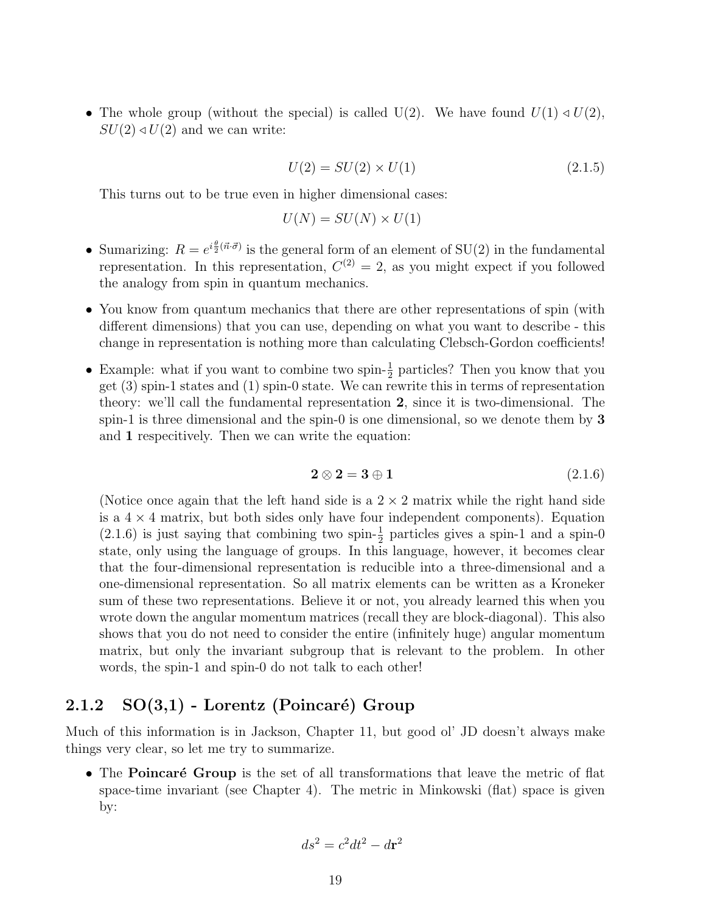- The whole group (without the special) is called U(2). We have found $U(1) \triangleleft U(2)$, $SU(2) \triangleleft U(2)$ and we can write:

$$U(2) = SU(2) \times U(1) \tag{2.1.5}$$

  This turns out to be true even in higher dimensional cases:

$$U(N) = SU(N) \times U(1)$$

- Sumarizing: $R = e^{i\frac{\theta}{2}(\vec{n}\cdot\vec{\sigma})}$ is the general form of an element of SU(2) in the fundamental representation. In this representation, $C^{(2)} = 2$, as you might expect if you followed the analogy from spin in quantum mechanics.

- You know from quantum mechanics that there are other representations of spin (with different dimensions) that you can use, depending on what you want to describe - this change in representation is nothing more than calculating Clebsch-Gordon coefficients!

- Example: what if you want to combine two spin-$\frac{1}{2}$ particles? Then you know that you get (3) spin-1 states and (1) spin-0 state. We can rewrite this in terms of representation theory: we'll call the fundamental representation **2**, since it is two-dimensional. The spin-1 is three dimensional and the spin-0 is one dimensional, so we denote them by **3** and **1** respecitively. Then we can write the equation:

$$\mathbf{2} \otimes \mathbf{2} = \mathbf{3} \oplus \mathbf{1} \tag{2.1.6}$$

  (Notice once again that the left hand side is a $2 \times 2$ matrix while the right hand side is a $4 \times 4$ matrix, but both sides only have four independent components). Equation (2.1.6) is just saying that combining two spin-$\frac{1}{2}$ particles gives a spin-1 and a spin-0 state, only using the language of groups. In this language, however, it becomes clear that the four-dimensional representation is reducible into a three-dimensional and a one-dimensional representation. So all matrix elements can be written as a Kroneker sum of these two representations. Believe it or not, you already learned this when you wrote down the angular momentum matrices (recall they are block-diagonal). This also shows that you do not need to consider the entire (infinitely huge) angular momentum matrix, but only the invariant subgroup that is relevant to the problem. In other words, the spin-1 and spin-0 do not talk to each other!

### 2.1.2 SO(3,1) - Lorentz (Poincaré) Group

Much of this information is in Jackson, Chapter 11, but good ol' JD doesn't always make things very clear, so let me try to summarize.

- The **Poincaré Group** is the set of all transformations that leave the metric of flat space-time invariant (see Chapter 4). The metric in Minkowski (flat) space is given by:

$$ds^2 = c^2 dt^2 - d\mathbf{r}^2$$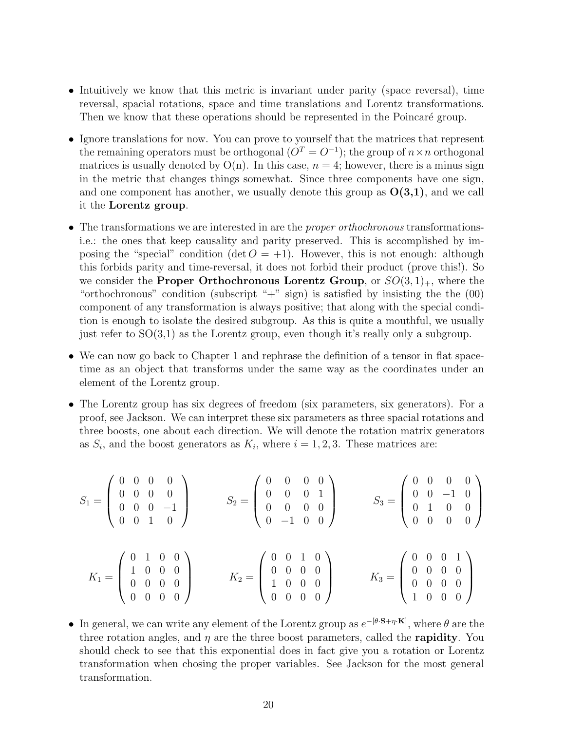- Intuitively we know that this metric is invariant under parity (space reversal), time reversal, spacial rotations, space and time translations and Lorentz transformations. Then we know that these operations should be represented in the Poincaré group.

- Ignore translations for now. You can prove to yourself that the matrices that represent the remaining operators must be orthogonal ($O^T = O^{-1}$); the group of $n \times n$ orthogonal matrices is usually denoted by O(n). In this case, $n = 4$; however, there is a minus sign in the metric that changes things somewhat. Since three components have one sign, and one component has another, we usually denote this group as **O(3,1)**, and we call it the **Lorentz group**.

- The transformations we are interested in are the *proper orthochronous* transformations- i.e.: the ones that keep causality and parity preserved. This is accomplished by imposing the "special" condition ($\det O = +1$). However, this is not enough: although this forbids parity and time-reversal, it does not forbid their product (prove this!). So we consider the **Proper Orthochronous Lorentz Group**, or $SO(3,1)_+$, where the "orthochronous" condition (subscript "+" sign) is satisfied by insisting the the (00) component of any transformation is always positive; that along with the special condition is enough to isolate the desired subgroup. As this is quite a mouthful, we usually just refer to SO(3,1) as the Lorentz group, even though it's really only a subgroup.

- We can now go back to Chapter 1 and rephrase the definition of a tensor in flat spacetime as an object that transforms under the same way as the coordinates under an element of the Lorentz group.

- The Lorentz group has six degrees of freedom (six parameters, six generators). For a proof, see Jackson. We can interpret these six parameters as three spacial rotations and three boosts, one about each direction. We will denote the rotation matrix generators as $S_i$, and the boost generators as $K_i$, where $i = 1, 2, 3$. These matrices are:

$$S_1 = \begin{pmatrix} 0 & 0 & 0 & 0 \\ 0 & 0 & 0 & 0 \\ 0 & 0 & 0 & -1 \\ 0 & 0 & 1 & 0 \end{pmatrix} \qquad S_2 = \begin{pmatrix} 0 & 0 & 0 & 0 \\ 0 & 0 & 0 & 1 \\ 0 & 0 & 0 & 0 \\ 0 & -1 & 0 & 0 \end{pmatrix} \qquad S_3 = \begin{pmatrix} 0 & 0 & 0 & 0 \\ 0 & 0 & -1 & 0 \\ 0 & 1 & 0 & 0 \\ 0 & 0 & 0 & 0 \end{pmatrix}$$

$$K_1 = \begin{pmatrix} 0 & 1 & 0 & 0 \\ 1 & 0 & 0 & 0 \\ 0 & 0 & 0 & 0 \\ 0 & 0 & 0 & 0 \end{pmatrix} \qquad K_2 = \begin{pmatrix} 0 & 0 & 1 & 0 \\ 0 & 0 & 0 & 0 \\ 1 & 0 & 0 & 0 \\ 0 & 0 & 0 & 0 \end{pmatrix} \qquad K_3 = \begin{pmatrix} 0 & 0 & 0 & 1 \\ 0 & 0 & 0 & 0 \\ 0 & 0 & 0 & 0 \\ 1 & 0 & 0 & 0 \end{pmatrix}$$

- In general, we can write any element of the Lorentz group as $e^{-[\theta \cdot \mathbf{S} + \eta \cdot \mathbf{K}]}$, where $\theta$ are the three rotation angles, and $\eta$ are the three boost parameters, called the **rapidity**. You should check to see that this exponential does in fact give you a rotation or Lorentz transformation when chosing the proper variables. See Jackson for the most general transformation.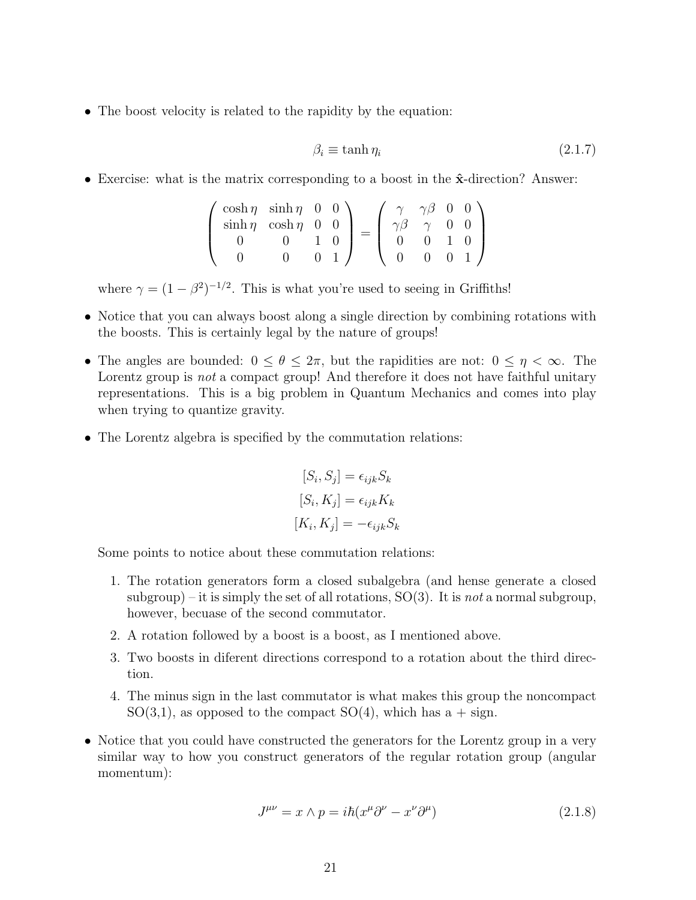- The boost velocity is related to the rapidity by the equation:

$$\beta_i \equiv \tanh \eta_i \tag{2.1.7}$$

- Exercise: what is the matrix corresponding to a boost in the $\hat{\mathbf{x}}$-direction? Answer:

$$\begin{pmatrix} \cosh\eta & \sinh\eta & 0 & 0 \\ \sinh\eta & \cosh\eta & 0 & 0 \\ 0 & 0 & 1 & 0 \\ 0 & 0 & 0 & 1 \end{pmatrix} = \begin{pmatrix} \gamma & \gamma\beta & 0 & 0 \\ \gamma\beta & \gamma & 0 & 0 \\ 0 & 0 & 1 & 0 \\ 0 & 0 & 0 & 1 \end{pmatrix}$$

  where $\gamma = (1-\beta^2)^{-1/2}$. This is what you're used to seeing in Griffiths!

- Notice that you can always boost along a single direction by combining rotations with the boosts. This is certainly legal by the nature of groups!

- The angles are bounded: $0 \leq \theta \leq 2\pi$, but the rapidities are not: $0 \leq \eta < \infty$. The Lorentz group is *not* a compact group! And therefore it does not have faithful unitary representations. This is a big problem in Quantum Mechanics and comes into play when trying to quantize gravity.

- The Lorentz algebra is specified by the commutation relations:

$$[S_i, S_j] = \epsilon_{ijk} S_k$$
$$[S_i, K_j] = \epsilon_{ijk} K_k$$
$$[K_i, K_j] = -\epsilon_{ijk} S_k$$

  Some points to notice about these commutation relations:

  1. The rotation generators form a closed subalgebra (and hense generate a closed subgroup) – it is simply the set of all rotations, SO(3). It is *not* a normal subgroup, however, becuase of the second commutator.
  2. A rotation followed by a boost is a boost, as I mentioned above.
  3. Two boosts in diferent directions correspond to a rotation about the third direction.
  4. The minus sign in the last commutator is what makes this group the noncompact SO(3,1), as opposed to the compact SO(4), which has a + sign.

- Notice that you could have constructed the generators for the Lorentz group in a very similar way to how you construct generators of the regular rotation group (angular momentum):

$$J^{\mu\nu} = x \wedge p = i\hbar(x^\mu \partial^\nu - x^\nu \partial^\mu) \tag{2.1.8}$$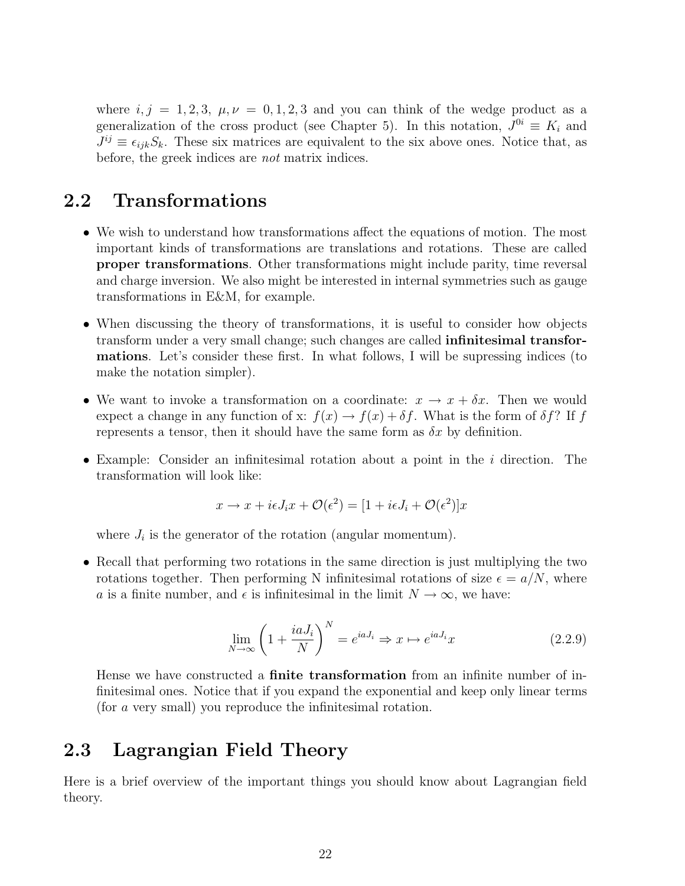where $i, j = 1, 2, 3$, $\mu, \nu = 0, 1, 2, 3$ and you can think of the wedge product as a generalization of the cross product (see Chapter 5). In this notation, $J^{0i} \equiv K_i$ and $J^{ij} \equiv \epsilon_{ijk} S_k$. These six matrices are equivalent to the six above ones. Notice that, as before, the greek indices are *not* matrix indices.

## 2.2 Transformations

- We wish to understand how transformations affect the equations of motion. The most important kinds of transformations are translations and rotations. These are called **proper transformations**. Other transformations might include parity, time reversal and charge inversion. We also might be interested in internal symmetries such as gauge transformations in E&M, for example.

- When discussing the theory of transformations, it is useful to consider how objects transform under a very small change; such changes are called **infinitesimal transformations**. Let's consider these first. In what follows, I will be supressing indices (to make the notation simpler).

- We want to invoke a transformation on a coordinate: $x \to x + \delta x$. Then we would expect a change in any function of x: $f(x) \to f(x) + \delta f$. What is the form of $\delta f$? If $f$ represents a tensor, then it should have the same form as $\delta x$ by definition.

- Example: Consider an infinitesimal rotation about a point in the $i$ direction. The transformation will look like:

$$x \to x + i\epsilon J_i x + \mathcal{O}(\epsilon^2) = [1 + i\epsilon J_i + \mathcal{O}(\epsilon^2)]x$$

where $J_i$ is the generator of the rotation (angular momentum).

- Recall that performing two rotations in the same direction is just multiplying the two rotations together. Then performing N infinitesimal rotations of size $\epsilon = a/N$, where $a$ is a finite number, and $\epsilon$ is infinitesimal in the limit $N \to \infty$, we have:

$$\lim_{N \to \infty} \left(1 + \frac{iaJ_i}{N}\right)^N = e^{iaJ_i} \Rightarrow x \mapsto e^{iaJ_i} x \tag{2.2.9}$$

Hense we have constructed a **finite transformation** from an infinite number of infinitesimal ones. Notice that if you expand the exponential and keep only linear terms (for $a$ very small) you reproduce the infinitesimal rotation.

## 2.3 Lagrangian Field Theory

Here is a brief overview of the important things you should know about Lagrangian field theory.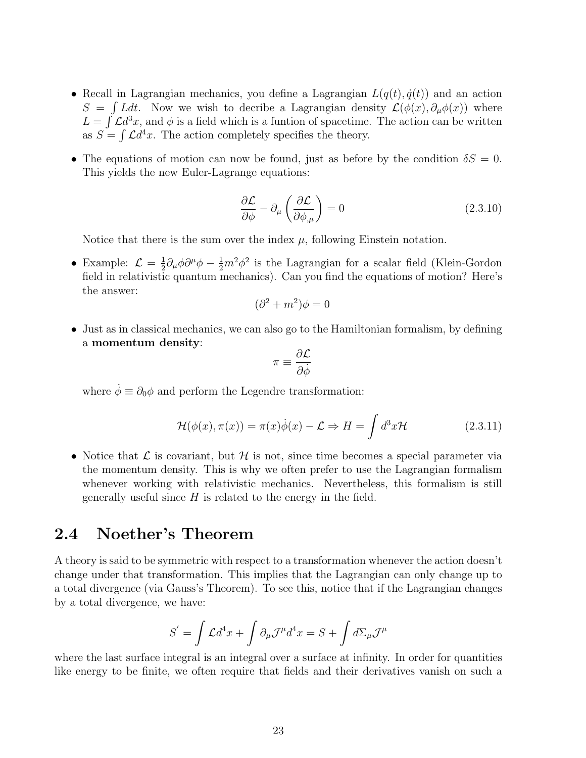- Recall in Lagrangian mechanics, you define a Lagrangian $L(q(t), \dot{q}(t))$ and an action $S = \int L dt$. Now we wish to decribe a Lagrangian density $\mathcal{L}(\phi(x), \partial_\mu \phi(x))$ where $L = \int \mathcal{L} d^3x$, and $\phi$ is a field which is a funtion of spacetime. The action can be written as $S = \int \mathcal{L} d^4x$. The action completely specifies the theory.

- The equations of motion can now be found, just as before by the condition $\delta S = 0$. This yields the new Euler-Lagrange equations:

$$\frac{\partial \mathcal{L}}{\partial \phi} - \partial_\mu \left( \frac{\partial \mathcal{L}}{\partial \phi_{,\mu}} \right) = 0 \tag{2.3.10}$$

  Notice that there is the sum over the index $\mu$, following Einstein notation.

- Example: $\mathcal{L} = \frac{1}{2}\partial_\mu \phi \partial^\mu \phi - \frac{1}{2}m^2\phi^2$ is the Lagrangian for a scalar field (Klein-Gordon field in relativistic quantum mechanics). Can you find the equations of motion? Here's the answer:

$$(\partial^2 + m^2)\phi = 0$$

- Just as in classical mechanics, we can also go to the Hamiltonian formalism, by defining a **momentum density**:

$$\pi \equiv \frac{\partial \mathcal{L}}{\partial \dot{\phi}}$$

  where $\dot{\phi} \equiv \partial_0 \phi$ and perform the Legendre transformation:

$$\mathcal{H}(\phi(x), \pi(x)) = \pi(x)\dot{\phi}(x) - \mathcal{L} \Rightarrow H = \int d^3x \mathcal{H} \tag{2.3.11}$$

- Notice that $\mathcal{L}$ is covariant, but $\mathcal{H}$ is not, since time becomes a special parameter via the momentum density. This is why we often prefer to use the Lagrangian formalism whenever working with relativistic mechanics. Nevertheless, this formalism is still generally useful since $H$ is related to the energy in the field.

## 2.4 Noether's Theorem

A theory is said to be symmetric with respect to a transformation whenever the action doesn't change under that transformation. This implies that the Lagrangian can only change up to a total divergence (via Gauss's Theorem). To see this, notice that if the Lagrangian changes by a total divergence, we have:

$$S' = \int \mathcal{L} d^4x + \int \partial_\mu \mathcal{J}^\mu d^4x = S + \int d\Sigma_\mu \mathcal{J}^\mu$$

where the last surface integral is an integral over a surface at infinity. In order for quantities like energy to be finite, we often require that fields and their derivatives vanish on such a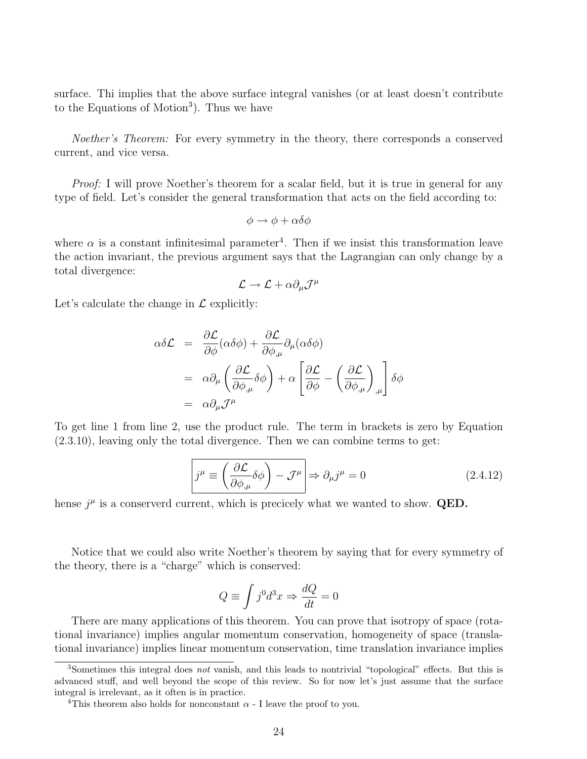surface. Thi implies that the above surface integral vanishes (or at least doesn't contribute to the Equations of Motion[3]). Thus we have

*Noether's Theorem:* For every symmetry in the theory, there corresponds a conserved current, and vice versa.

*Proof:* I will prove Noether's theorem for a scalar field, but it is true in general for any type of field. Let's consider the general transformation that acts on the field according to:

$$\phi \to \phi + \alpha\delta\phi$$

where $\alpha$ is a constant infinitesimal parameter[4]. Then if we insist this transformation leave the action invariant, the previous argument says that the Lagrangian can only change by a total divergence:

$$\mathcal{L} \to \mathcal{L} + \alpha\partial_\mu \mathcal{J}^\mu$$

Let's calculate the change in $\mathcal{L}$ explicitly:

$$\begin{aligned}
\alpha\delta\mathcal{L} &= \frac{\partial\mathcal{L}}{\partial\phi}(\alpha\delta\phi) + \frac{\partial\mathcal{L}}{\partial\phi_{,\mu}}\partial_\mu(\alpha\delta\phi) \\
&= \alpha\partial_\mu\left(\frac{\partial\mathcal{L}}{\partial\phi_{,\mu}}\delta\phi\right) + \alpha\left[\frac{\partial\mathcal{L}}{\partial\phi} - \left(\frac{\partial\mathcal{L}}{\partial\phi_{,\mu}}\right)_{,\mu}\right]\delta\phi \\
&= \alpha\partial_\mu\mathcal{J}^\mu
\end{aligned}$$

To get line 1 from line 2, use the product rule. The term in brackets is zero by Equation (2.3.10), leaving only the total divergence. Then we can combine terms to get:

$$\boxed{j^\mu \equiv \left(\frac{\partial\mathcal{L}}{\partial\phi_{,\mu}}\delta\phi\right) - \mathcal{J}^\mu} \Rightarrow \partial_\mu j^\mu = 0 \tag{2.4.12}$$

hense $j^\mu$ is a conserverd current, which is precicely what we wanted to show. **QED.**

Notice that we could also write Noether's theorem by saying that for every symmetry of the theory, there is a "charge" which is conserved:

$$Q \equiv \int j^0 d^3x \Rightarrow \frac{dQ}{dt} = 0$$

There are many applications of this theorem. You can prove that isotropy of space (rotational invariance) implies angular momentum conservation, homogeneity of space (translational invariance) implies linear momentum conservation, time translation invariance implies

[3]Sometimes this integral does *not* vanish, and this leads to nontrivial "topological" effects. But this is advanced stuff, and well beyond the scope of this review. So for now let's just assume that the surface integral is irrelevant, as it often is in practice.

[4]This theorem also holds for nonconstant $\alpha$ - I leave the proof to you.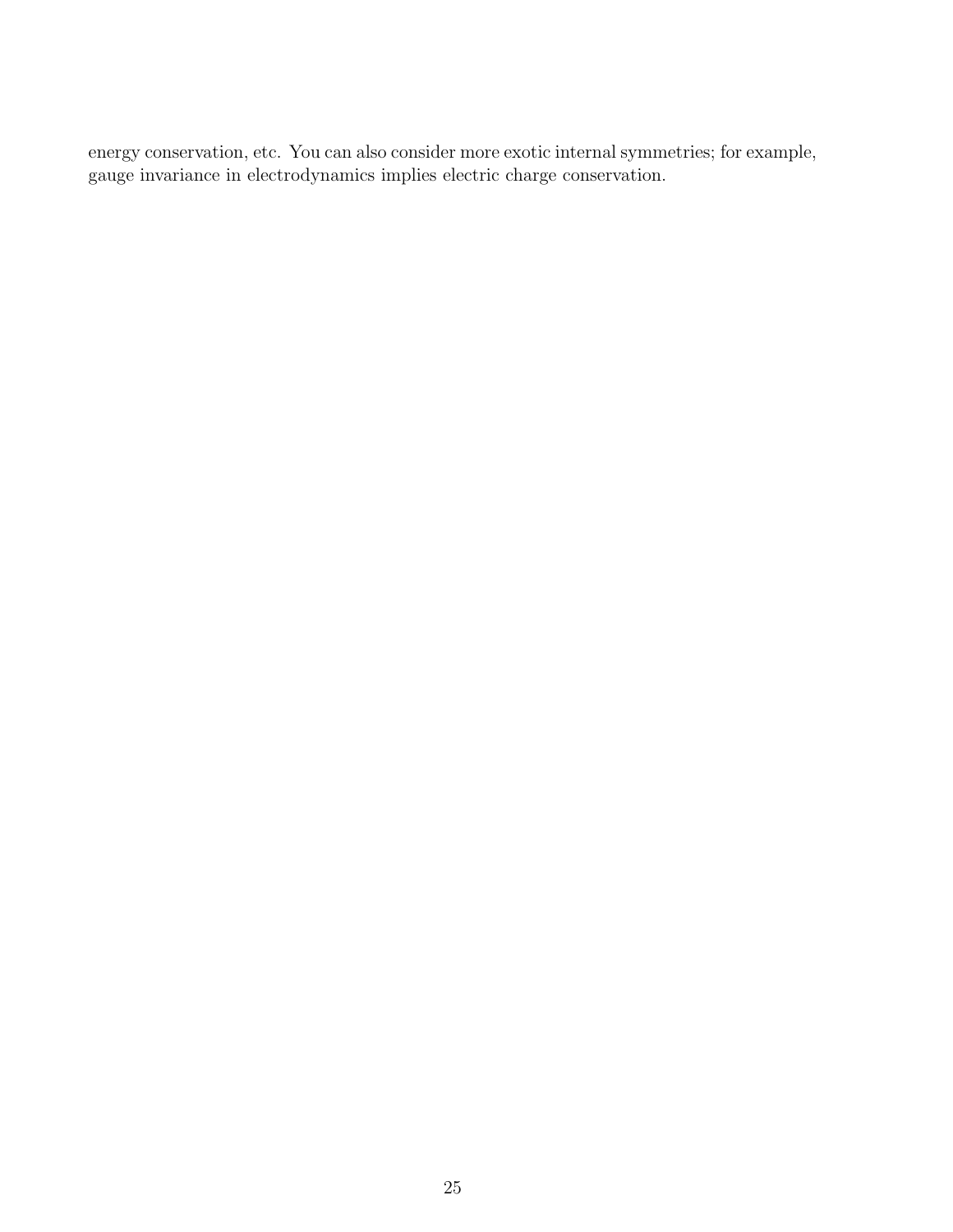energy conservation, etc. You can also consider more exotic internal symmetries; for example, gauge invariance in electrodynamics implies electric charge conservation.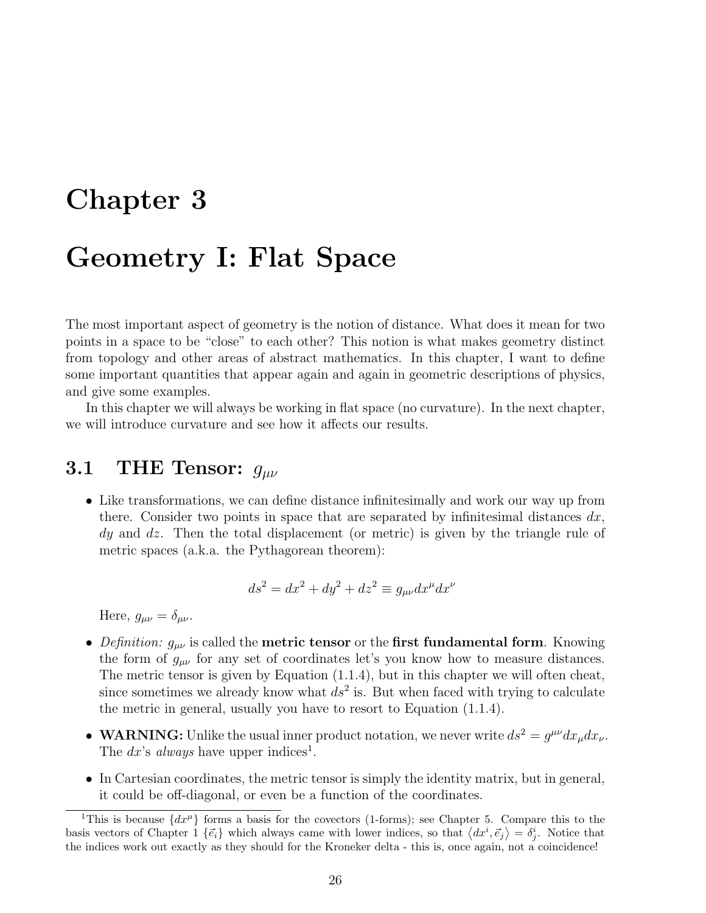# Chapter 3

# Geometry I: Flat Space

The most important aspect of geometry is the notion of distance. What does it mean for two points in a space to be "close" to each other? This notion is what makes geometry distinct from topology and other areas of abstract mathematics. In this chapter, I want to define some important quantities that appear again and again in geometric descriptions of physics, and give some examples.

In this chapter we will always be working in flat space (no curvature). In the next chapter, we will introduce curvature and see how it affects our results.

## 3.1 THE Tensor: $g_{\mu\nu}$

- Like transformations, we can define distance infinitesimally and work our way up from there. Consider two points in space that are separated by infinitesimal distances $dx$, $dy$ and $dz$. Then the total displacement (or metric) is given by the triangle rule of metric spaces (a.k.a. the Pythagorean theorem):

$$ds^2 = dx^2 + dy^2 + dz^2 \equiv g_{\mu\nu} dx^\mu dx^\nu$$

Here, $g_{\mu\nu} = \delta_{\mu\nu}$.

- *Definition:* $g_{\mu\nu}$ is called the **metric tensor** or the **first fundamental form**. Knowing the form of $g_{\mu\nu}$ for any set of coordinates let's you know how to measure distances. The metric tensor is given by Equation (1.1.4), but in this chapter we will often cheat, since sometimes we already know what $ds^2$ is. But when faced with trying to calculate the metric in general, usually you have to resort to Equation (1.1.4).

- **WARNING:** Unlike the usual inner product notation, we never write $ds^2 = g^{\mu\nu} dx_\mu dx_\nu$. The $dx$'s *always* have upper indices[1].

- In Cartesian coordinates, the metric tensor is simply the identity matrix, but in general, it could be off-diagonal, or even be a function of the coordinates.

[1] This is because $\{dx^\mu\}$ forms a basis for the covectors (1-forms); see Chapter 5. Compare this to the basis vectors of Chapter 1 $\{\vec{e}_i\}$ which always came with lower indices, so that $\langle dx^i, \vec{e}_j \rangle = \delta^i_j$. Notice that the indices work out exactly as they should for the Kroneker delta - this is, once again, not a coincidence!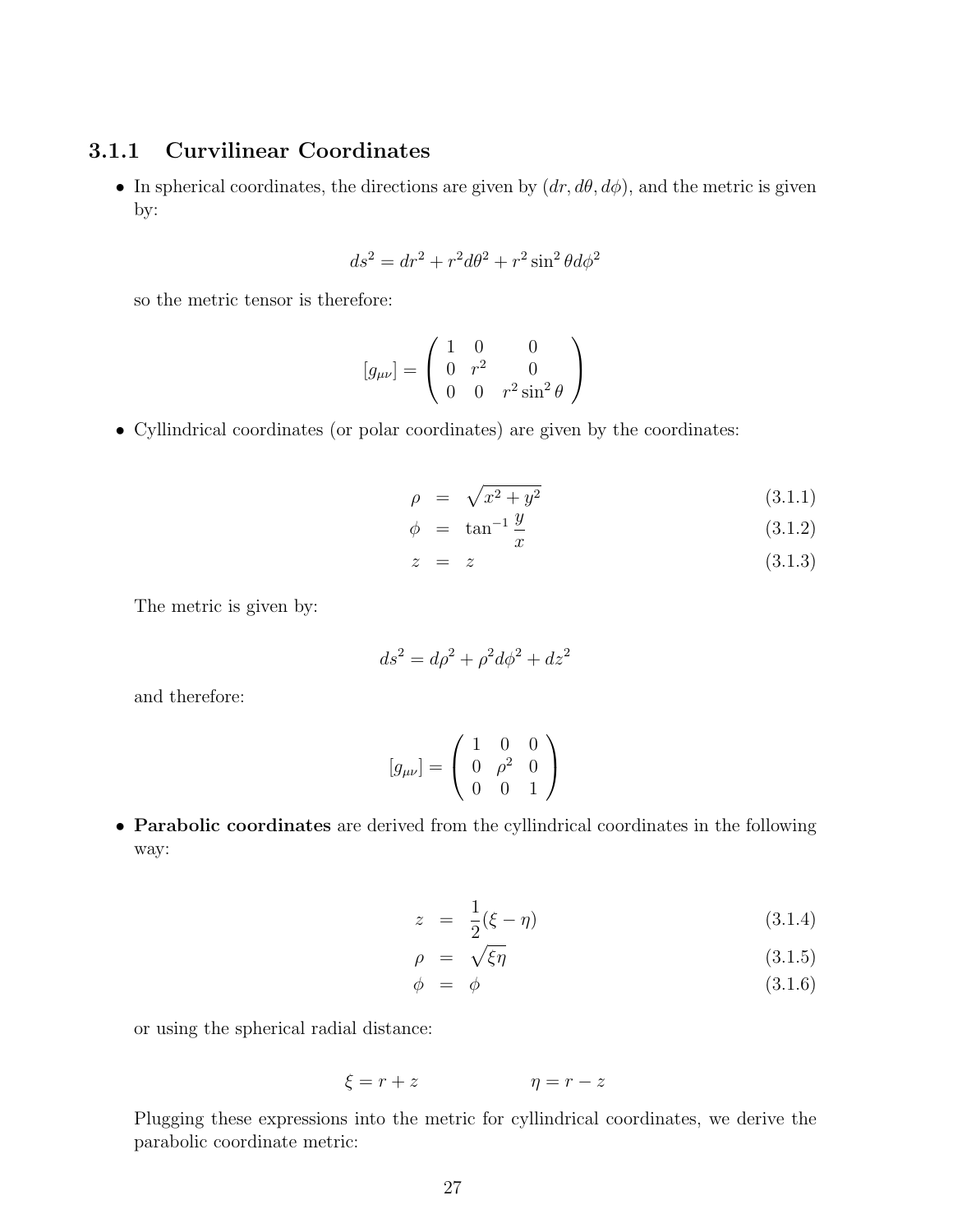### 3.1.1 Curvilinear Coordinates

- In spherical coordinates, the directions are given by $(dr, d\theta, d\phi)$, and the metric is given by:

$$ds^2 = dr^2 + r^2 d\theta^2 + r^2 \sin^2\theta d\phi^2$$

so the metric tensor is therefore:

$$[g_{\mu\nu}] = \begin{pmatrix} 1 & 0 & 0 \\ 0 & r^2 & 0 \\ 0 & 0 & r^2 \sin^2\theta \end{pmatrix}$$

- Cyllindrical coordinates (or polar coordinates) are given by the coordinates:

$$\rho = \sqrt{x^2 + y^2} \tag{3.1.1}$$

$$\phi = \tan^{-1}\frac{y}{x} \tag{3.1.2}$$

$$z = z \tag{3.1.3}$$

The metric is given by:

$$ds^2 = d\rho^2 + \rho^2 d\phi^2 + dz^2$$

and therefore:

$$[g_{\mu\nu}] = \begin{pmatrix} 1 & 0 & 0 \\ 0 & \rho^2 & 0 \\ 0 & 0 & 1 \end{pmatrix}$$

- **Parabolic coordinates** are derived from the cyllindrical coordinates in the following way:

$$z = \frac{1}{2}(\xi - \eta) \tag{3.1.4}$$

$$\rho = \sqrt{\xi\eta} \tag{3.1.5}$$

$$\phi = \phi \tag{3.1.6}$$

or using the spherical radial distance:

$$\xi = r + z \qquad\qquad \eta = r - z$$

Plugging these expressions into the metric for cyllindrical coordinates, we derive the parabolic coordinate metric: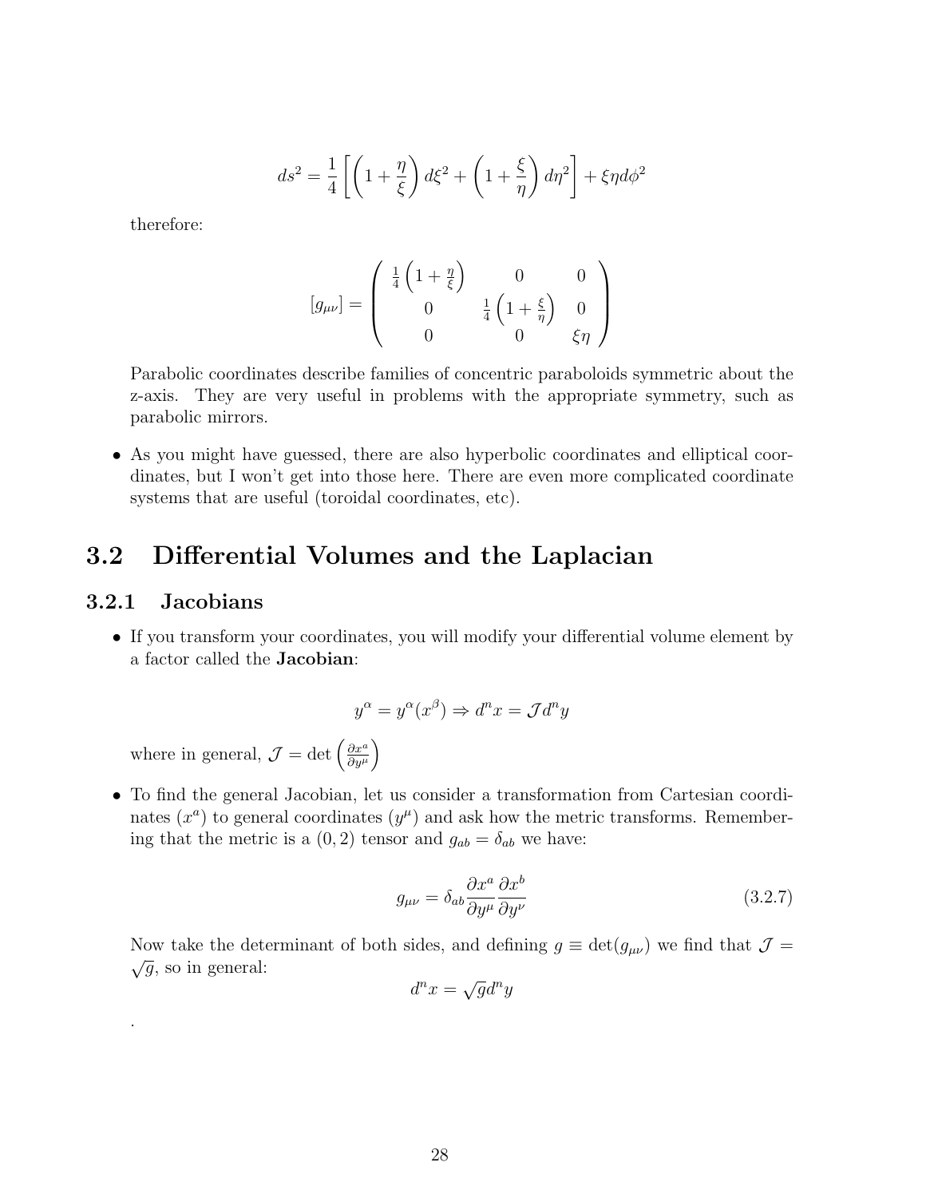$$ds^2 = \frac{1}{4}\left[\left(1+\frac{\eta}{\xi}\right)d\xi^2 + \left(1+\frac{\xi}{\eta}\right)d\eta^2\right] + \xi\eta d\phi^2$$

therefore:

$$[g_{\mu\nu}] = \begin{pmatrix} \frac{1}{4}\left(1+\frac{\eta}{\xi}\right) & 0 & 0 \\ 0 & \frac{1}{4}\left(1+\frac{\xi}{\eta}\right) & 0 \\ 0 & 0 & \xi\eta \end{pmatrix}$$

Parabolic coordinates describe families of concentric paraboloids symmetric about the z-axis. They are very useful in problems with the appropriate symmetry, such as parabolic mirrors.

- As you might have guessed, there are also hyperbolic coordinates and elliptical coordinates, but I won't get into those here. There are even more complicated coordinate systems that are useful (toroidal coordinates, etc).

## 3.2 Differential Volumes and the Laplacian

### 3.2.1 Jacobians

- If you transform your coordinates, you will modify your differential volume element by a factor called the **Jacobian**:

$$y^\alpha = y^\alpha(x^\beta) \Rightarrow d^n x = \mathcal{J} d^n y$$

where in general, $\mathcal{J} = \det\left(\frac{\partial x^a}{\partial y^\mu}\right)$

- To find the general Jacobian, let us consider a transformation from Cartesian coordinates ($x^a$) to general coordinates ($y^\mu$) and ask how the metric transforms. Remembering that the metric is a $(0,2)$ tensor and $g_{ab} = \delta_{ab}$ we have:

$$g_{\mu\nu} = \delta_{ab}\frac{\partial x^a}{\partial y^\mu}\frac{\partial x^b}{\partial y^\nu} \tag{3.2.7}$$

Now take the determinant of both sides, and defining $g \equiv \det(g_{\mu\nu})$ we find that $\mathcal{J} = \sqrt{g}$, so in general:

$$d^n x = \sqrt{g} d^n y$$

.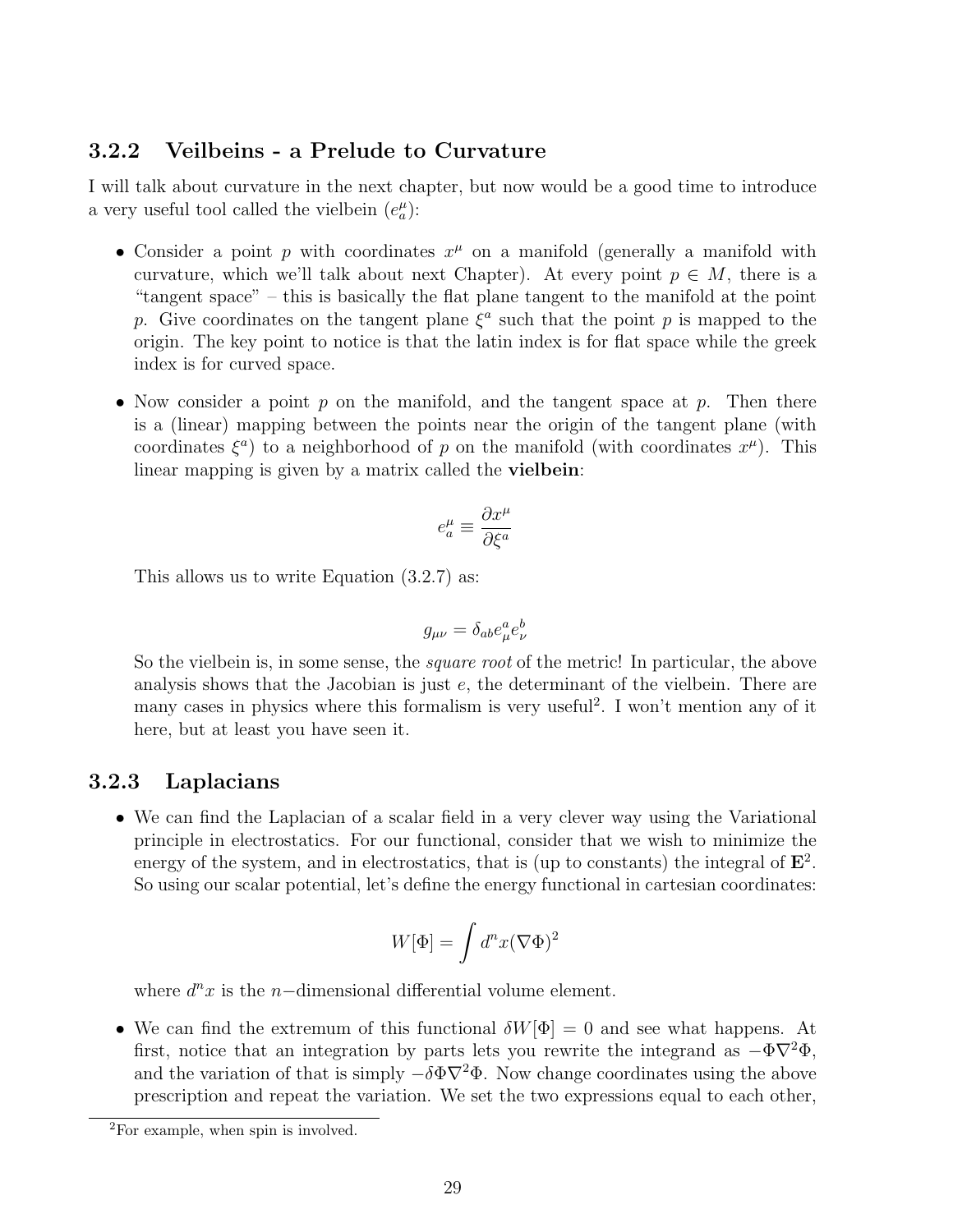### 3.2.2 Veilbeins - a Prelude to Curvature

I will talk about curvature in the next chapter, but now would be a good time to introduce a very useful tool called the vielbein ($e_a^\mu$):

- Consider a point $p$ with coordinates $x^\mu$ on a manifold (generally a manifold with curvature, which we'll talk about next Chapter). At every point $p \in M$, there is a "tangent space" – this is basically the flat plane tangent to the manifold at the point $p$. Give coordinates on the tangent plane $\xi^a$ such that the point $p$ is mapped to the origin. The key point to notice is that the latin index is for flat space while the greek index is for curved space.

- Now consider a point $p$ on the manifold, and the tangent space at $p$. Then there is a (linear) mapping between the points near the origin of the tangent plane (with coordinates $\xi^a$) to a neighborhood of $p$ on the manifold (with coordinates $x^\mu$). This linear mapping is given by a matrix called the **vielbein**:

$$e_a^\mu \equiv \frac{\partial x^\mu}{\partial \xi^a}$$

  This allows us to write Equation (3.2.7) as:

$$g_{\mu\nu} = \delta_{ab} e_\mu^a e_\nu^b$$

  So the vielbein is, in some sense, the *square root* of the metric! In particular, the above analysis shows that the Jacobian is just $e$, the determinant of the vielbein. There are many cases in physics where this formalism is very useful[2]. I won't mention any of it here, but at least you have seen it.

### 3.2.3 Laplacians

- We can find the Laplacian of a scalar field in a very clever way using the Variational principle in electrostatics. For our functional, consider that we wish to minimize the energy of the system, and in electrostatics, that is (up to constants) the integral of $\mathbf{E}^2$. So using our scalar potential, let's define the energy functional in cartesian coordinates:

$$W[\Phi] = \int d^n x (\nabla \Phi)^2$$

  where $d^n x$ is the $n-$dimensional differential volume element.

- We can find the extremum of this functional $\delta W[\Phi] = 0$ and see what happens. At first, notice that an integration by parts lets you rewrite the integrand as $-\Phi \nabla^2 \Phi$, and the variation of that is simply $-\delta\Phi\nabla^2\Phi$. Now change coordinates using the above prescription and repeat the variation. We set the two expressions equal to each other,

[2] For example, when spin is involved.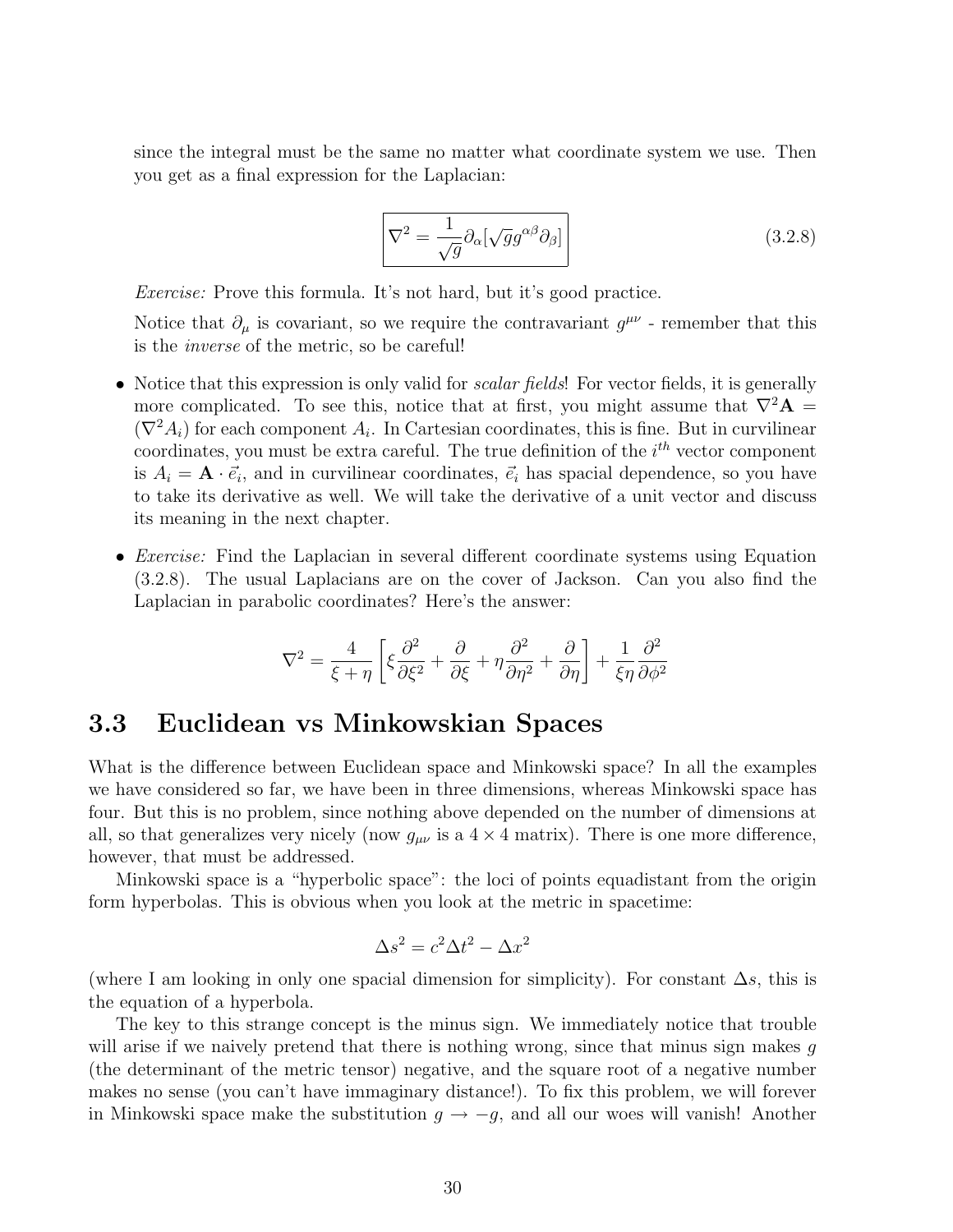since the integral must be the same no matter what coordinate system we use. Then you get as a final expression for the Laplacian:

$$\boxed{\nabla^2 = \frac{1}{\sqrt{g}}\partial_\alpha[\sqrt{g}g^{\alpha\beta}\partial_\beta]} \tag{3.2.8}$$

*Exercise:* Prove this formula. It's not hard, but it's good practice.

Notice that $\partial_\mu$ is covariant, so we require the contravariant $g^{\mu\nu}$ - remember that this is the *inverse* of the metric, so be careful!

- Notice that this expression is only valid for *scalar fields*! For vector fields, it is generally more complicated. To see this, notice that at first, you might assume that $\nabla^2\mathbf{A} = (\nabla^2 A_i)$ for each component $A_i$. In Cartesian coordinates, this is fine. But in curvilinear coordinates, you must be extra careful. The true definition of the $i^{th}$ vector component is $A_i = \mathbf{A}\cdot\vec{e}_i$, and in curvilinear coordinates, $\vec{e}_i$ has spacial dependence, so you have to take its derivative as well. We will take the derivative of a unit vector and discuss its meaning in the next chapter.

- *Exercise:* Find the Laplacian in several different coordinate systems using Equation (3.2.8). The usual Laplacians are on the cover of Jackson. Can you also find the Laplacian in parabolic coordinates? Here's the answer:

$$\nabla^2 = \frac{4}{\xi+\eta}\left[\xi\frac{\partial^2}{\partial\xi^2} + \frac{\partial}{\partial\xi} + \eta\frac{\partial^2}{\partial\eta^2} + \frac{\partial}{\partial\eta}\right] + \frac{1}{\xi\eta}\frac{\partial^2}{\partial\phi^2}$$

## 3.3 Euclidean vs Minkowskian Spaces

What is the difference between Euclidean space and Minkowski space? In all the examples we have considered so far, we have been in three dimensions, whereas Minkowski space has four. But this is no problem, since nothing above depended on the number of dimensions at all, so that generalizes very nicely (now $g_{\mu\nu}$ is a $4\times 4$ matrix). There is one more difference, however, that must be addressed.

Minkowski space is a "hyperbolic space": the loci of points equadistant from the origin form hyperbolas. This is obvious when you look at the metric in spacetime:

$$\Delta s^2 = c^2\Delta t^2 - \Delta x^2$$

(where I am looking in only one spacial dimension for simplicity). For constant $\Delta s$, this is the equation of a hyperbola.

The key to this strange concept is the minus sign. We immediately notice that trouble will arise if we naively pretend that there is nothing wrong, since that minus sign makes $g$ (the determinant of the metric tensor) negative, and the square root of a negative number makes no sense (you can't have immaginary distance!). To fix this problem, we will forever in Minkowski space make the substitution $g \to -g$, and all our woes will vanish! Another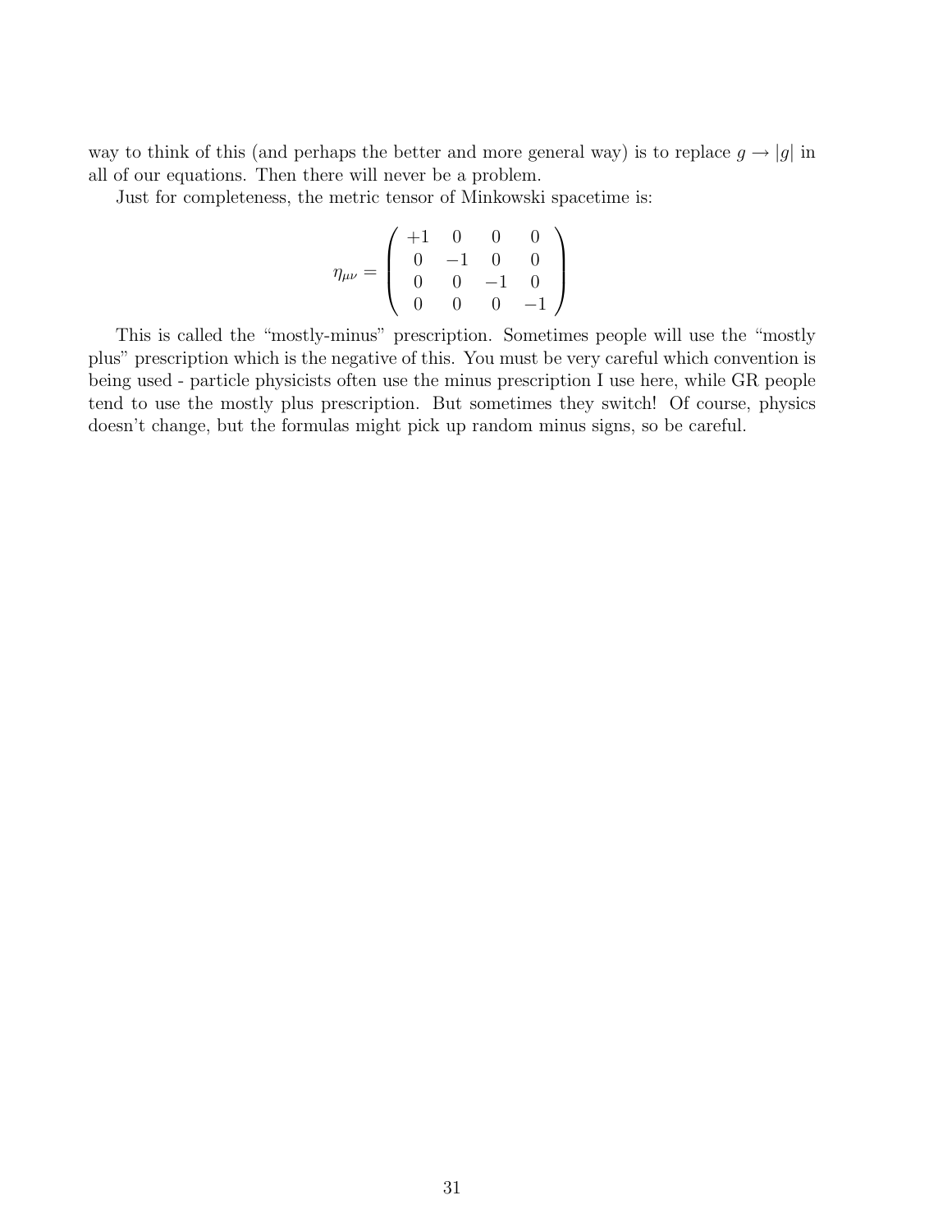way to think of this (and perhaps the better and more general way) is to replace $g \to |g|$ in all of our equations. Then there will never be a problem.

Just for completeness, the metric tensor of Minkowski spacetime is:

$$\eta_{\mu\nu} = \begin{pmatrix} +1 & 0 & 0 & 0 \\ 0 & -1 & 0 & 0 \\ 0 & 0 & -1 & 0 \\ 0 & 0 & 0 & -1 \end{pmatrix}$$

This is called the "mostly-minus" prescription. Sometimes people will use the "mostly plus" prescription which is the negative of this. You must be very careful which convention is being used - particle physicists often use the minus prescription I use here, while GR people tend to use the mostly plus prescription. But sometimes they switch! Of course, physics doesn't change, but the formulas might pick up random minus signs, so be careful.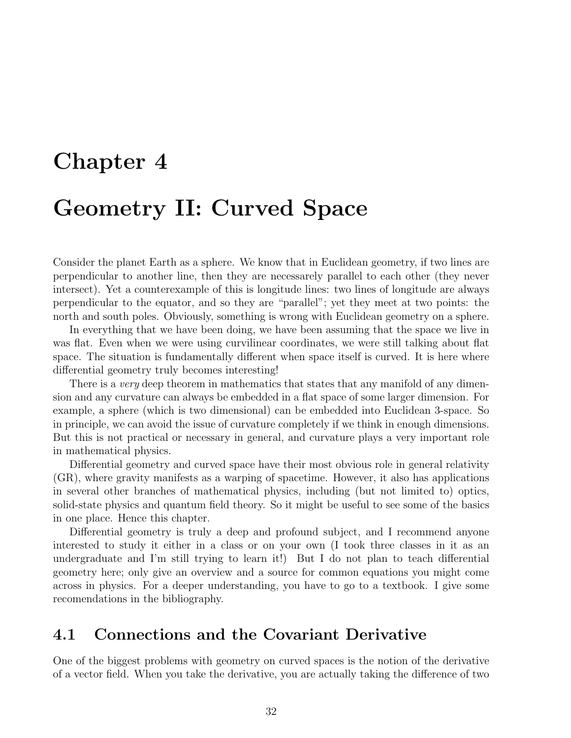# Chapter 4

# Geometry II: Curved Space

Consider the planet Earth as a sphere. We know that in Euclidean geometry, if two lines are perpendicular to another line, then they are necessarely parallel to each other (they never intersect). Yet a counterexample of this is longitude lines: two lines of longitude are always perpendicular to the equator, and so they are "parallel"; yet they meet at two points: the north and south poles. Obviously, something is wrong with Euclidean geometry on a sphere.

In everything that we have been doing, we have been assuming that the space we live in was flat. Even when we were using curvilinear coordinates, we were still talking about flat space. The situation is fundamentally different when space itself is curved. It is here where differential geometry truly becomes interesting!

There is a *very* deep theorem in mathematics that states that any manifold of any dimension and any curvature can always be embedded in a flat space of some larger dimension. For example, a sphere (which is two dimensional) can be embedded into Euclidean 3-space. So in principle, we can avoid the issue of curvature completely if we think in enough dimensions. But this is not practical or necessary in general, and curvature plays a very important role in mathematical physics.

Differential geometry and curved space have their most obvious role in general relativity (GR), where gravity manifests as a warping of spacetime. However, it also has applications in several other branches of mathematical physics, including (but not limited to) optics, solid-state physics and quantum field theory. So it might be useful to see some of the basics in one place. Hence this chapter.

Differential geometry is truly a deep and profound subject, and I recommend anyone interested to study it either in a class or on your own (I took three classes in it as an undergraduate and I'm still trying to learn it!) But I do not plan to teach differential geometry here; only give an overview and a source for common equations you might come across in physics. For a deeper understanding, you have to go to a textbook. I give some recomendations in the bibliography.

## 4.1 Connections and the Covariant Derivative

One of the biggest problems with geometry on curved spaces is the notion of the derivative of a vector field. When you take the derivative, you are actually taking the difference of two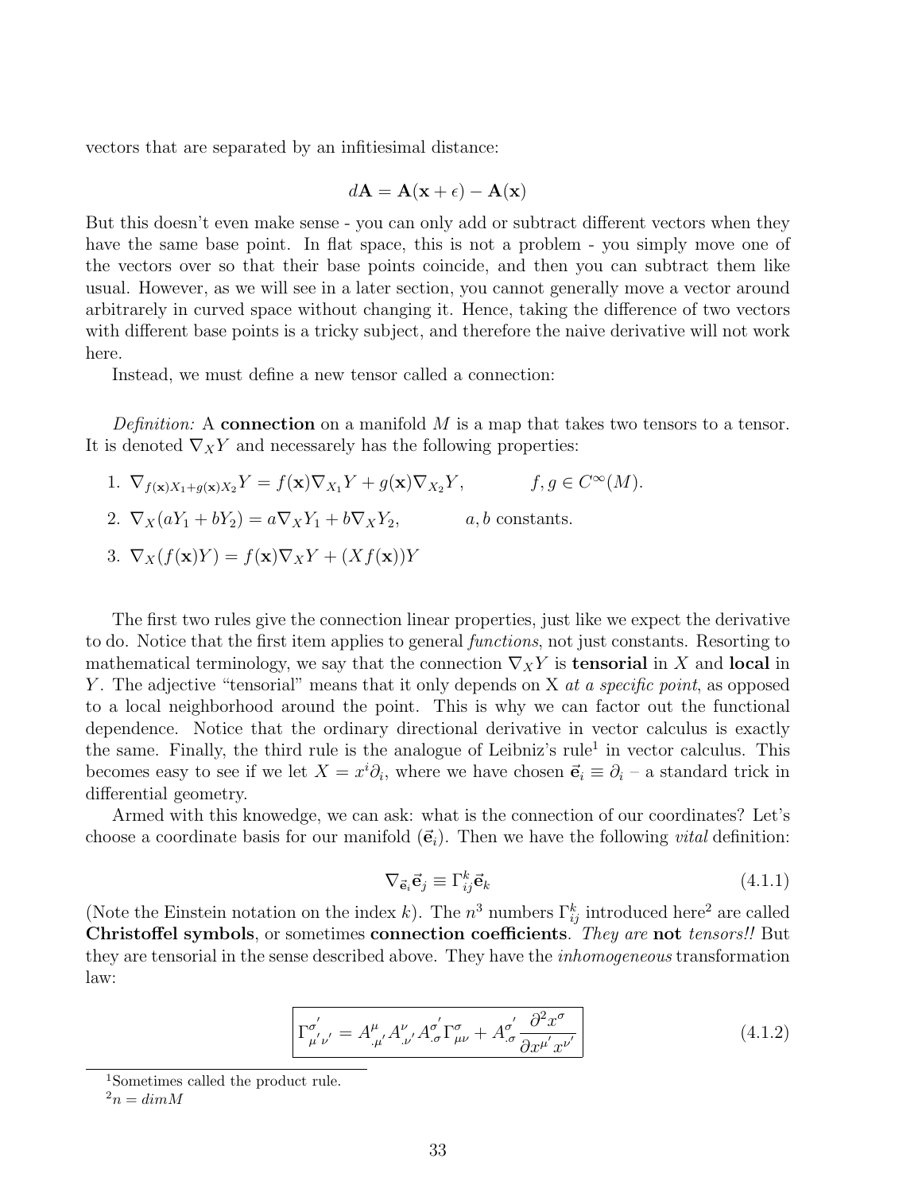vectors that are separated by an infitiesimal distance:

$$d\mathbf{A} = \mathbf{A}(\mathbf{x} + \epsilon) - \mathbf{A}(\mathbf{x})$$

But this doesn't even make sense - you can only add or subtract different vectors when they have the same base point. In flat space, this is not a problem - you simply move one of the vectors over so that their base points coincide, and then you can subtract them like usual. However, as we will see in a later section, you cannot generally move a vector around arbitrarely in curved space without changing it. Hence, taking the difference of two vectors with different base points is a tricky subject, and therefore the naive derivative will not work here.

Instead, we must define a new tensor called a connection:

*Definition:* A **connection** on a manifold $M$ is a map that takes two tensors to a tensor. It is denoted $\nabla_X Y$ and necessarely has the following properties:

1. $\nabla_{f(\mathbf{x})X_1 + g(\mathbf{x})X_2} Y = f(\mathbf{x}) \nabla_{X_1} Y + g(\mathbf{x}) \nabla_{X_2} Y, \qquad f, g \in C^\infty(M).$
2. $\nabla_X (aY_1 + bY_2) = a\nabla_X Y_1 + b\nabla_X Y_2, \qquad a, b$ constants.
3. $\nabla_X (f(\mathbf{x})Y) = f(\mathbf{x})\nabla_X Y + (Xf(\mathbf{x}))Y$

The first two rules give the connection linear properties, just like we expect the derivative to do. Notice that the first item applies to general *functions*, not just constants. Resorting to mathematical terminology, we say that the connection $\nabla_X Y$ is **tensorial** in $X$ and **local** in $Y$. The adjective "tensorial" means that it only depends on X *at a specific point*, as opposed to a local neighborhood around the point. This is why we can factor out the functional dependence. Notice that the ordinary directional derivative in vector calculus is exactly the same. Finally, the third rule is the analogue of Leibniz's rule[1] in vector calculus. This becomes easy to see if we let $X = x^i \partial_i$, where we have chosen $\vec{\mathbf{e}}_i \equiv \partial_i$ – a standard trick in differential geometry.

Armed with this knowedge, we can ask: what is the connection of our coordinates? Let's choose a coordinate basis for our manifold ($\vec{\mathbf{e}}_i$). Then we have the following *vital* definition:

$$\nabla_{\vec{\mathbf{e}}_i} \vec{\mathbf{e}}_j \equiv \Gamma^k_{ij} \vec{\mathbf{e}}_k \tag{4.1.1}$$

(Note the Einstein notation on the index $k$). The $n^3$ numbers $\Gamma^k_{ij}$ introduced here[2] are called **Christoffel symbols**, or sometimes **connection coefficients**. *They are* **not** *tensors!!* But they are tensorial in the sense described above. They have the *inhomogeneous* transformation law:

$$\boxed{\Gamma^{\sigma'}_{\mu'\nu'} = A^{\mu}_{.\mu'} A^{\nu}_{.\nu'} A^{\sigma'}_{.\sigma} \Gamma^{\sigma}_{\mu\nu} + A^{\sigma'}_{.\sigma} \frac{\partial^2 x^\sigma}{\partial x^{\mu'} x^{\nu'}}} \tag{4.1.2}$$

[1] Sometimes called the product rule.

[2] $n = dim M$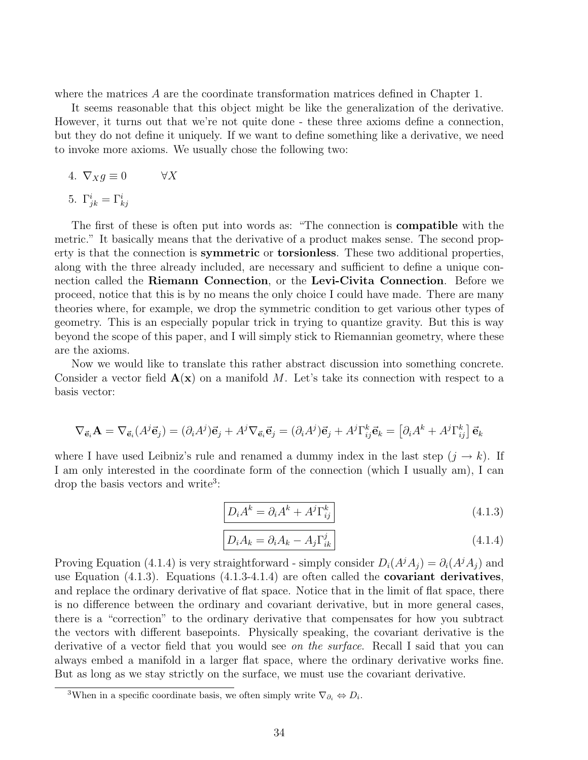where the matrices $A$ are the coordinate transformation matrices defined in Chapter 1.

It seems reasonable that this object might be like the generalization of the derivative. However, it turns out that we're not quite done - these three axioms define a connection, but they do not define it uniquely. If we want to define something like a derivative, we need to invoke more axioms. We usually chose the following two:

4. $\nabla_X g \equiv 0 \qquad \forall X$
5. $\Gamma^i_{jk} = \Gamma^i_{kj}$

The first of these is often put into words as: "The connection is **compatible** with the metric." It basically means that the derivative of a product makes sense. The second property is that the connection is **symmetric** or **torsionless**. These two additional properties, along with the three already included, are necessary and sufficient to define a unique connection called the **Riemann Connection**, or the **Levi-Civita Connection**. Before we proceed, notice that this is by no means the only choice I could have made. There are many theories where, for example, we drop the symmetric condition to get various other types of geometry. This is an especially popular trick in trying to quantize gravity. But this is way beyond the scope of this paper, and I will simply stick to Riemannian geometry, where these are the axioms.

Now we would like to translate this rather abstract discussion into something concrete. Consider a vector field $\mathbf{A}(\mathbf{x})$ on a manifold $M$. Let's take its connection with respect to a basis vector:

$$\nabla_{\vec{\mathbf{e}}_i}\mathbf{A} = \nabla_{\vec{\mathbf{e}}_i}(A^j\vec{\mathbf{e}}_j) = (\partial_i A^j)\vec{\mathbf{e}}_j + A^j\nabla_{\vec{\mathbf{e}}_i}\vec{\mathbf{e}}_j = (\partial_i A^j)\vec{\mathbf{e}}_j + A^j\Gamma^k_{ij}\vec{\mathbf{e}}_k = \left[\partial_i A^k + A^j\Gamma^k_{ij}\right]\vec{\mathbf{e}}_k$$

where I have used Leibniz's rule and renamed a dummy index in the last step ($j \to k$). If I am only interested in the coordinate form of the connection (which I usually am), I can drop the basis vectors and write[3]:

$$\boxed{D_i A^k = \partial_i A^k + A^j\Gamma^k_{ij}} \tag{4.1.3}$$

$$\boxed{D_i A_k = \partial_i A_k - A_j\Gamma^j_{ik}} \tag{4.1.4}$$

Proving Equation (4.1.4) is very straightforward - simply consider $D_i(A^jA_j) = \partial_i(A^jA_j)$ and use Equation (4.1.3). Equations (4.1.3-4.1.4) are often called the **covariant derivatives**, and replace the ordinary derivative of flat space. Notice that in the limit of flat space, there is no difference between the ordinary and covariant derivative, but in more general cases, there is a "correction" to the ordinary derivative that compensates for how you subtract the vectors with different basepoints. Physically speaking, the covariant derivative is the derivative of a vector field that you would see *on the surface*. Recall I said that you can always embed a manifold in a larger flat space, where the ordinary derivative works fine. But as long as we stay strictly on the surface, we must use the covariant derivative.

---

[3]When in a specific coordinate basis, we often simply write $\nabla_{\partial_i} \Leftrightarrow D_i$.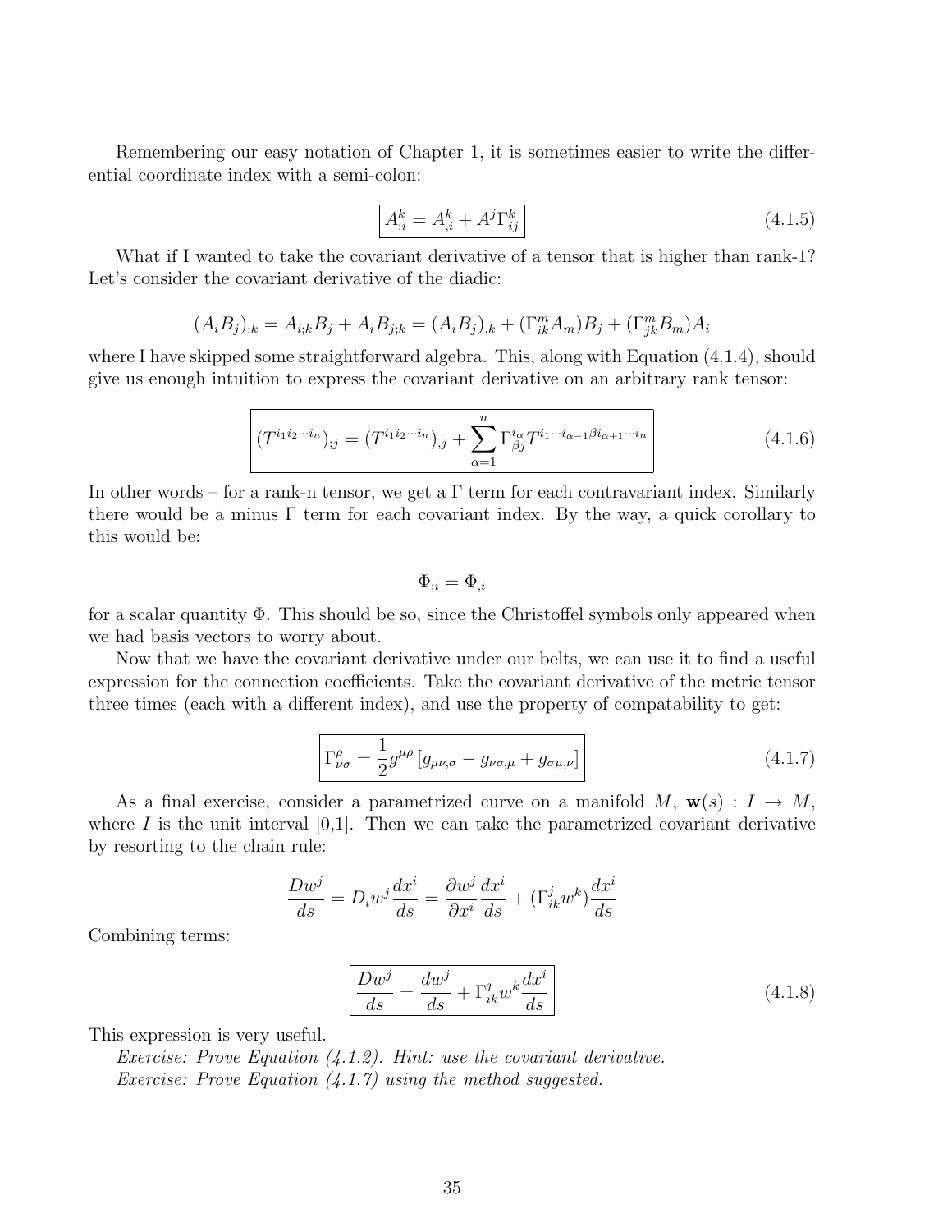Remembering our easy notation of Chapter 1, it is sometimes easier to write the differential coordinate index with a semi-colon:

$$\boxed{A^k_{;i} = A^k_{,i} + A^j \Gamma^k_{ij}} \tag{4.1.5}$$

What if I wanted to take the covariant derivative of a tensor that is higher than rank-1? Let's consider the covariant derivative of the diadic:

$$(A_i B_j)_{;k} = A_{i;k} B_j + A_i B_{j;k} = (A_i B_j)_{,k} + (\Gamma^m_{ik} A_m) B_j + (\Gamma^m_{jk} B_m) A_i$$

where I have skipped some straightforward algebra. This, along with Equation (4.1.4), should give us enough intuition to express the covariant derivative on an arbitrary rank tensor:

$$\boxed{(T^{i_1 i_2 \cdots i_n})_{;j} = (T^{i_1 i_2 \cdots i_n})_{,j} + \sum_{\alpha=1}^{n} \Gamma^{i_\alpha}_{\beta j} T^{i_1 \cdots i_{\alpha-1} \beta i_{\alpha+1} \cdots i_n}} \tag{4.1.6}$$

In other words – for a rank-n tensor, we get a $\Gamma$ term for each contravariant index. Similarly there would be a minus $\Gamma$ term for each covariant index. By the way, a quick corollary to this would be:

$$\Phi_{;i} = \Phi_{,i}$$

for a scalar quantity $\Phi$. This should be so, since the Christoffel symbols only appeared when we had basis vectors to worry about.

Now that we have the covariant derivative under our belts, we can use it to find a useful expression for the connection coefficients. Take the covariant derivative of the metric tensor three times (each with a different index), and use the property of compatability to get:

$$\boxed{\Gamma^\rho_{\nu\sigma} = \frac{1}{2} g^{\mu\rho} \left[ g_{\mu\nu,\sigma} - g_{\nu\sigma,\mu} + g_{\sigma\mu,\nu} \right]} \tag{4.1.7}$$

As a final exercise, consider a parametrized curve on a manifold $M$, $\mathbf{w}(s) : I \to M$, where $I$ is the unit interval [0,1]. Then we can take the parametrized covariant derivative by resorting to the chain rule:

$$\frac{Dw^j}{ds} = D_i w^j \frac{dx^i}{ds} = \frac{\partial w^j}{\partial x^i} \frac{dx^i}{ds} + (\Gamma^j_{ik} w^k) \frac{dx^i}{ds}$$

Combining terms:

$$\boxed{\frac{Dw^j}{ds} = \frac{dw^j}{ds} + \Gamma^j_{ik} w^k \frac{dx^i}{ds}} \tag{4.1.8}$$

This expression is very useful.

*Exercise: Prove Equation (4.1.2). Hint: use the covariant derivative.*

*Exercise: Prove Equation (4.1.7) using the method suggested.*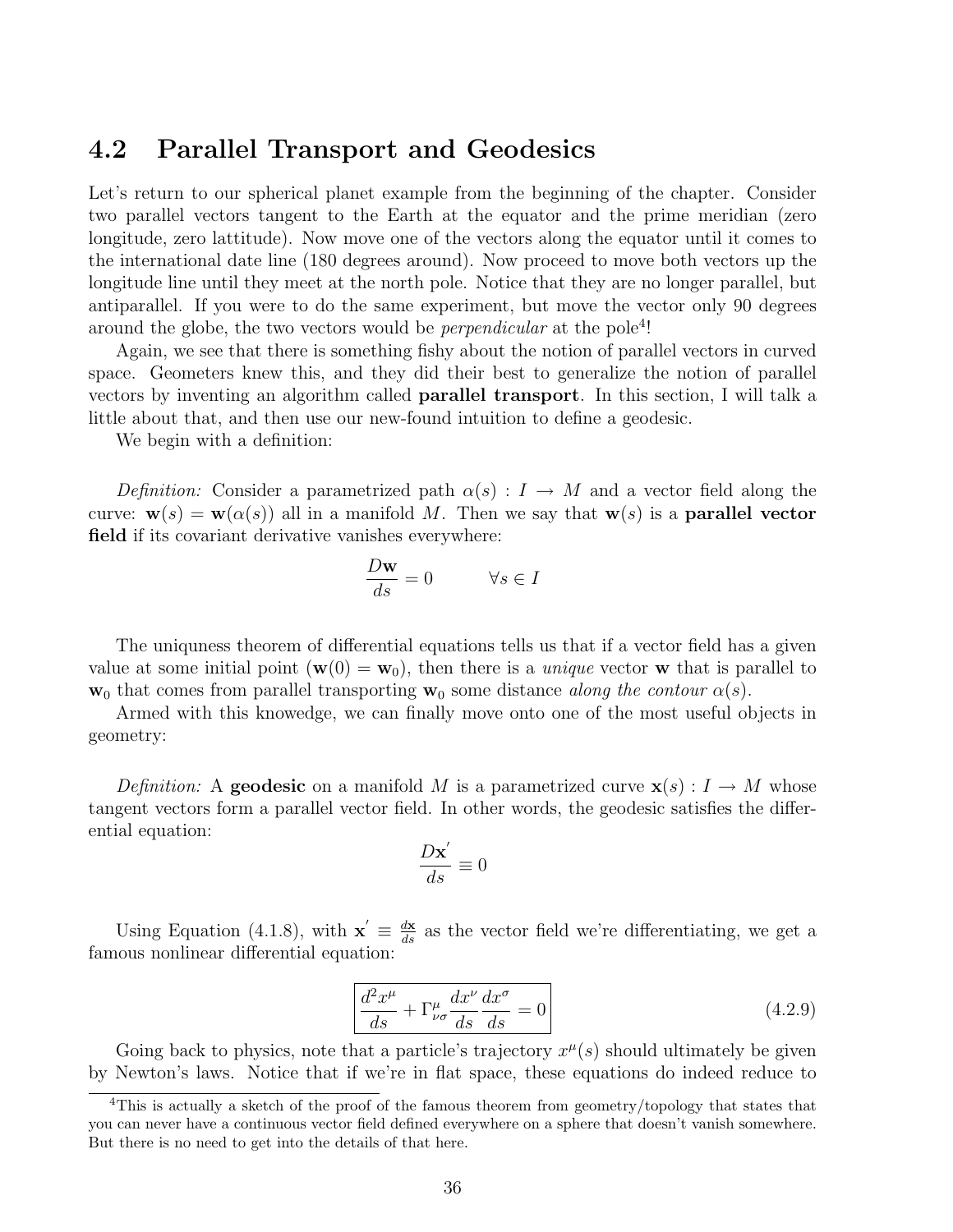## 4.2 Parallel Transport and Geodesics

Let's return to our spherical planet example from the beginning of the chapter. Consider two parallel vectors tangent to the Earth at the equator and the prime meridian (zero longitude, zero lattitude). Now move one of the vectors along the equator until it comes to the international date line (180 degrees around). Now proceed to move both vectors up the longitude line until they meet at the north pole. Notice that they are no longer parallel, but antiparallel. If you were to do the same experiment, but move the vector only 90 degrees around the globe, the two vectors would be *perpendicular* at the pole[4]!

Again, we see that there is something fishy about the notion of parallel vectors in curved space. Geometers knew this, and they did their best to generalize the notion of parallel vectors by inventing an algorithm called **parallel transport**. In this section, I will talk a little about that, and then use our new-found intuition to define a geodesic.

We begin with a definition:

*Definition:* Consider a parametrized path $\alpha(s) : I \to M$ and a vector field along the curve: $\mathbf{w}(s) = \mathbf{w}(\alpha(s))$ all in a manifold $M$. Then we say that $\mathbf{w}(s)$ is a **parallel vector field** if its covariant derivative vanishes everywhere:

$$\frac{D\mathbf{w}}{ds} = 0 \qquad \forall s \in I$$

The uniquness theorem of differential equations tells us that if a vector field has a given value at some initial point ($\mathbf{w}(0) = \mathbf{w}_0$), then there is a *unique* vector $\mathbf{w}$ that is parallel to $\mathbf{w}_0$ that comes from parallel transporting $\mathbf{w}_0$ some distance *along the contour* $\alpha(s)$.

Armed with this knowedge, we can finally move onto one of the most useful objects in geometry:

*Definition:* A **geodesic** on a manifold $M$ is a parametrized curve $\mathbf{x}(s) : I \to M$ whose tangent vectors form a parallel vector field. In other words, the geodesic satisfies the differential equation:

$$\frac{D\mathbf{x}'}{ds} \equiv 0$$

Using Equation (4.1.8), with $\mathbf{x}' \equiv \frac{d\mathbf{x}}{ds}$ as the vector field we're differentiating, we get a famous nonlinear differential equation:

$$\boxed{\frac{d^2x^\mu}{ds} + \Gamma^\mu_{\nu\sigma}\frac{dx^\nu}{ds}\frac{dx^\sigma}{ds} = 0} \tag{4.2.9}$$

Going back to physics, note that a particle's trajectory $x^\mu(s)$ should ultimately be given by Newton's laws. Notice that if we're in flat space, these equations do indeed reduce to

[4] This is actually a sketch of the proof of the famous theorem from geometry/topology that states that you can never have a continuous vector field defined everywhere on a sphere that doesn't vanish somewhere. But there is no need to get into the details of that here.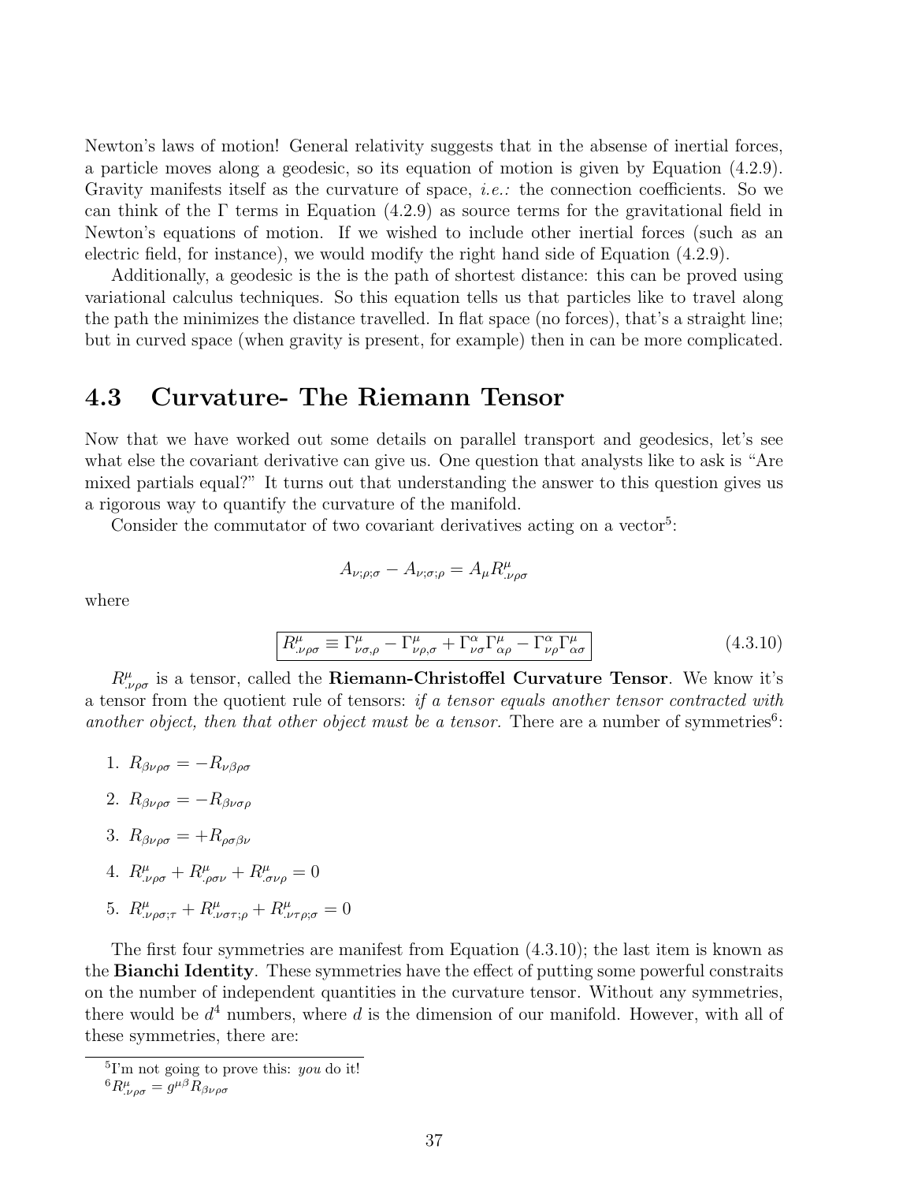Newton's laws of motion! General relativity suggests that in the absense of inertial forces, a particle moves along a geodesic, so its equation of motion is given by Equation (4.2.9). Gravity manifests itself as the curvature of space, *i.e.:* the connection coefficients. So we can think of the $\Gamma$ terms in Equation (4.2.9) as source terms for the gravitational field in Newton's equations of motion. If we wished to include other inertial forces (such as an electric field, for instance), we would modify the right hand side of Equation (4.2.9).

Additionally, a geodesic is the is the path of shortest distance: this can be proved using variational calculus techniques. So this equation tells us that particles like to travel along the path the minimizes the distance travelled. In flat space (no forces), that's a straight line; but in curved space (when gravity is present, for example) then in can be more complicated.

## 4.3 Curvature- The Riemann Tensor

Now that we have worked out some details on parallel transport and geodesics, let's see what else the covariant derivative can give us. One question that analysts like to ask is "Are mixed partials equal?" It turns out that understanding the answer to this question gives us a rigorous way to quantify the curvature of the manifold.

Consider the commutator of two covariant derivatives acting on a vector[5]:

$$A_{\nu;\rho;\sigma} - A_{\nu;\sigma;\rho} = A_\mu R^\mu_{.\nu\rho\sigma}$$

where

$$\boxed{R^\mu_{.\nu\rho\sigma} \equiv \Gamma^\mu_{\nu\sigma,\rho} - \Gamma^\mu_{\nu\rho,\sigma} + \Gamma^\alpha_{\nu\sigma}\Gamma^\mu_{\alpha\rho} - \Gamma^\alpha_{\nu\rho}\Gamma^\mu_{\alpha\sigma}} \tag{4.3.10}$$

$R^\mu_{.\nu\rho\sigma}$ is a tensor, called the **Riemann-Christoffel Curvature Tensor**. We know it's a tensor from the quotient rule of tensors: *if a tensor equals another tensor contracted with another object, then that other object must be a tensor.* There are a number of symmetries[6]:

1. $R_{\beta\nu\rho\sigma} = -R_{\nu\beta\rho\sigma}$
2. $R_{\beta\nu\rho\sigma} = -R_{\beta\nu\sigma\rho}$
3. $R_{\beta\nu\rho\sigma} = +R_{\rho\sigma\beta\nu}$
4. $R^\mu_{.\nu\rho\sigma} + R^\mu_{.\rho\sigma\nu} + R^\mu_{.\sigma\nu\rho} = 0$
5. $R^\mu_{.\nu\rho\sigma;\tau} + R^\mu_{.\nu\sigma\tau;\rho} + R^\mu_{.\nu\tau\rho;\sigma} = 0$

The first four symmetries are manifest from Equation (4.3.10); the last item is known as the **Bianchi Identity**. These symmetries have the effect of putting some powerful constraits on the number of independent quantities in the curvature tensor. Without any symmetries, there would be $d^4$ numbers, where $d$ is the dimension of our manifold. However, with all of these symmetries, there are:

[5] I'm not going to prove this: *you* do it!

[6] $R^\mu_{.\nu\rho\sigma} = g^{\mu\beta}R_{\beta\nu\rho\sigma}$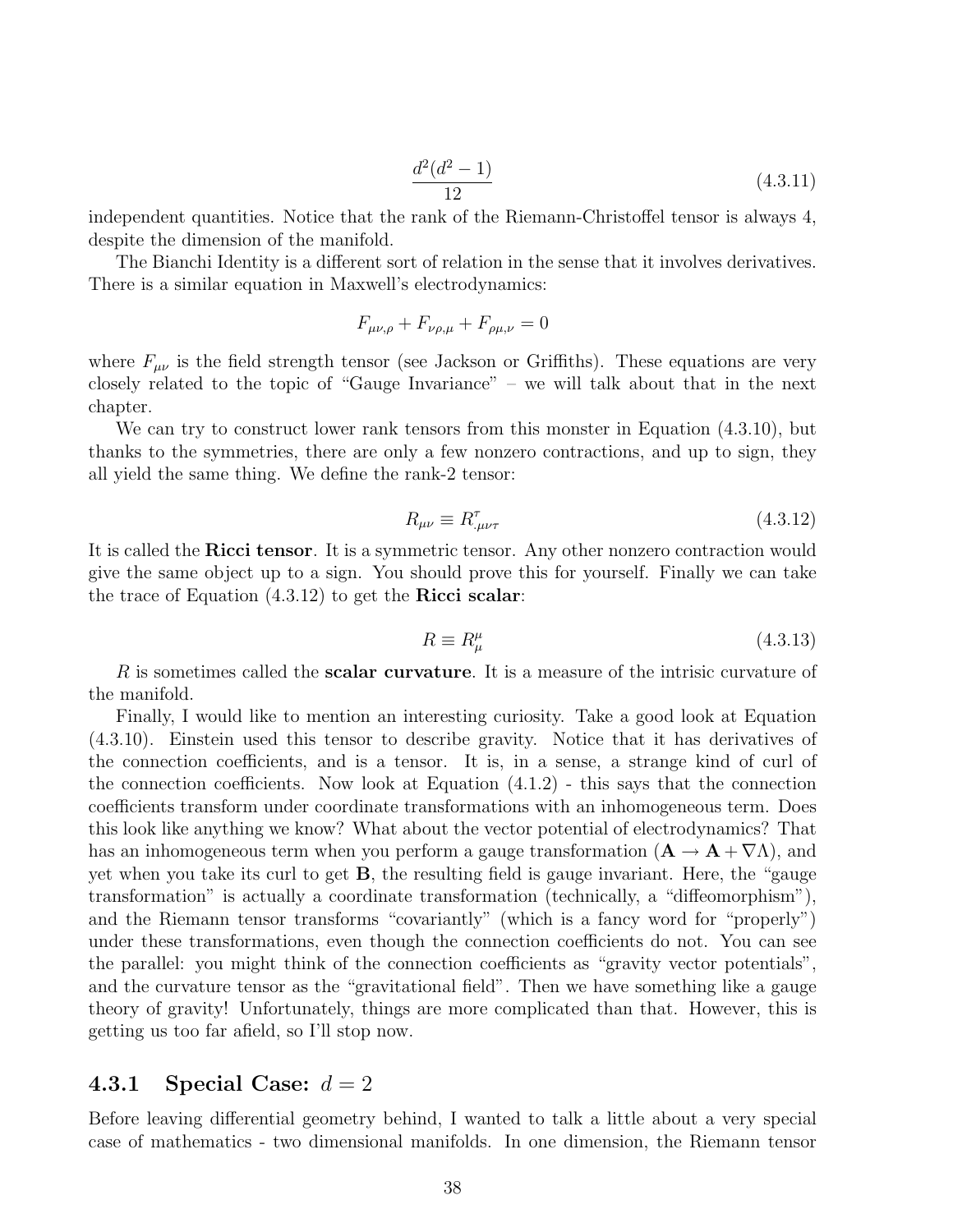$$\frac{d^2(d^2-1)}{12} \tag{4.3.11}$$

independent quantities. Notice that the rank of the Riemann-Christoffel tensor is always 4, despite the dimension of the manifold.

The Bianchi Identity is a different sort of relation in the sense that it involves derivatives. There is a similar equation in Maxwell's electrodynamics:

$$F_{\mu\nu,\rho} + F_{\nu\rho,\mu} + F_{\rho\mu,\nu} = 0$$

where $F_{\mu\nu}$ is the field strength tensor (see Jackson or Griffiths). These equations are very closely related to the topic of "Gauge Invariance" – we will talk about that in the next chapter.

We can try to construct lower rank tensors from this monster in Equation (4.3.10), but thanks to the symmetries, there are only a few nonzero contractions, and up to sign, they all yield the same thing. We define the rank-2 tensor:

$$R_{\mu\nu} \equiv R^{\tau}_{\cdot\mu\nu\tau} \tag{4.3.12}$$

It is called the **Ricci tensor**. It is a symmetric tensor. Any other nonzero contraction would give the same object up to a sign. You should prove this for yourself. Finally we can take the trace of Equation (4.3.12) to get the **Ricci scalar**:

$$R \equiv R^{\mu}_{\mu} \tag{4.3.13}$$

$R$ is sometimes called the **scalar curvature**. It is a measure of the intrisic curvature of the manifold.

Finally, I would like to mention an interesting curiosity. Take a good look at Equation (4.3.10). Einstein used this tensor to describe gravity. Notice that it has derivatives of the connection coefficients, and is a tensor. It is, in a sense, a strange kind of curl of the connection coefficients. Now look at Equation (4.1.2) - this says that the connection coefficients transform under coordinate transformations with an inhomogeneous term. Does this look like anything we know? What about the vector potential of electrodynamics? That has an inhomogeneous term when you perform a gauge transformation ($\mathbf{A} \to \mathbf{A} + \nabla\Lambda$), and yet when you take its curl to get $\mathbf{B}$, the resulting field is gauge invariant. Here, the "gauge transformation" is actually a coordinate transformation (technically, a "diffeomorphism"), and the Riemann tensor transforms "covariantly" (which is a fancy word for "properly") under these transformations, even though the connection coefficients do not. You can see the parallel: you might think of the connection coefficients as "gravity vector potentials", and the curvature tensor as the "gravitational field". Then we have something like a gauge theory of gravity! Unfortunately, things are more complicated than that. However, this is getting us too far afield, so I'll stop now.

### 4.3.1 Special Case: $d = 2$

Before leaving differential geometry behind, I wanted to talk a little about a very special case of mathematics - two dimensional manifolds. In one dimension, the Riemann tensor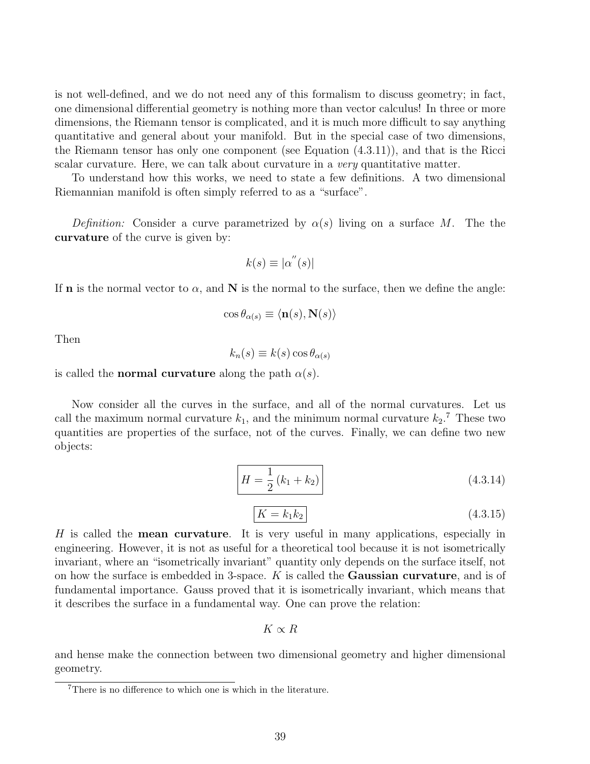is not well-defined, and we do not need any of this formalism to discuss geometry; in fact, one dimensional differential geometry is nothing more than vector calculus! In three or more dimensions, the Riemann tensor is complicated, and it is much more difficult to say anything quantitative and general about your manifold. But in the special case of two dimensions, the Riemann tensor has only one component (see Equation (4.3.11)), and that is the Ricci scalar curvature. Here, we can talk about curvature in a *very* quantitative matter.

To understand how this works, we need to state a few definitions. A two dimensional Riemannian manifold is often simply referred to as a "surface".

*Definition:* Consider a curve parametrized by $\alpha(s)$ living on a surface $M$. The the **curvature** of the curve is given by:

$$k(s) \equiv |\alpha''(s)|$$

If $\mathbf{n}$ is the normal vector to $\alpha$, and $\mathbf{N}$ is the normal to the surface, then we define the angle:

$$\cos\theta_{\alpha(s)} \equiv \langle \mathbf{n}(s), \mathbf{N}(s) \rangle$$

Then

$$k_n(s) \equiv k(s)\cos\theta_{\alpha(s)}$$

is called the **normal curvature** along the path $\alpha(s)$.

Now consider all the curves in the surface, and all of the normal curvatures. Let us call the maximum normal curvature $k_1$, and the minimum normal curvature $k_2$.[7] These two quantities are properties of the surface, not of the curves. Finally, we can define two new objects:

$$\boxed{H = \frac{1}{2}(k_1 + k_2)} \tag{4.3.14}$$

$$\boxed{K = k_1 k_2} \tag{4.3.15}$$

$H$ is called the **mean curvature**. It is very useful in many applications, especially in engineering. However, it is not as useful for a theoretical tool because it is not isometrically invariant, where an "isometrically invariant" quantity only depends on the surface itself, not on how the surface is embedded in 3-space. $K$ is called the **Gaussian curvature**, and is of fundamental importance. Gauss proved that it is isometrically invariant, which means that it describes the surface in a fundamental way. One can prove the relation:

$$K \propto R$$

and hense make the connection between two dimensional geometry and higher dimensional geometry.

[7] There is no difference to which one is which in the literature.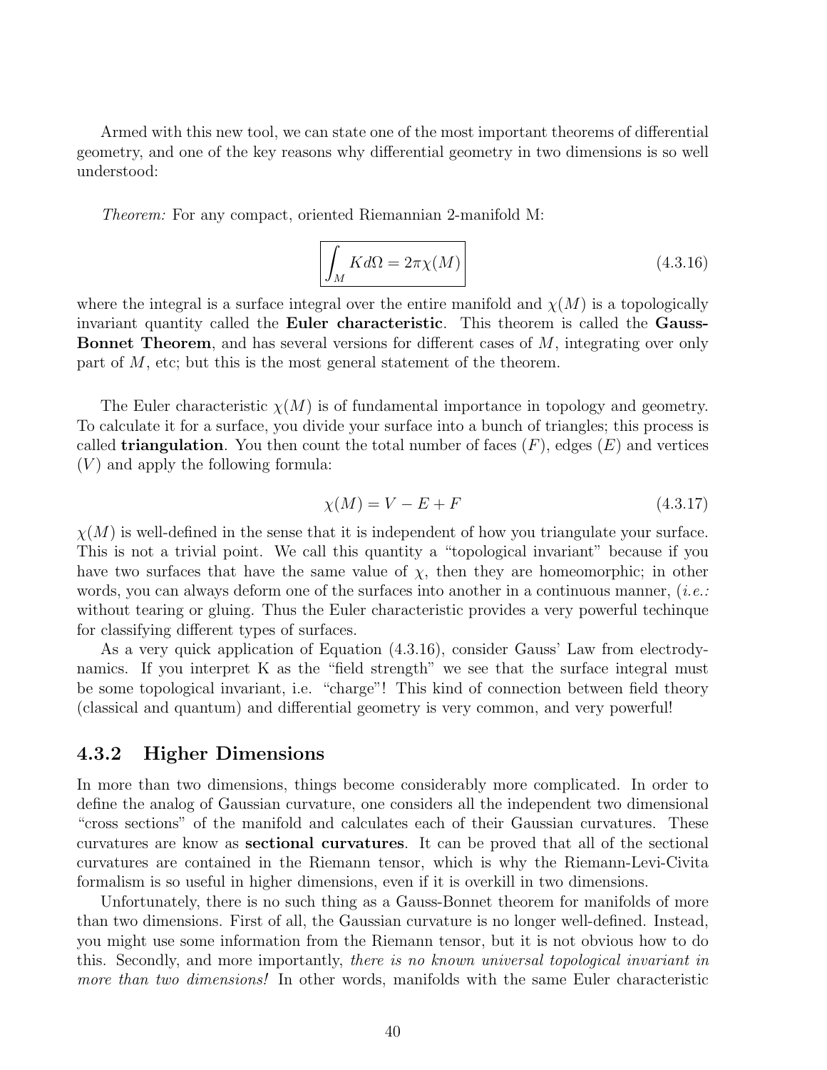Armed with this new tool, we can state one of the most important theorems of differential geometry, and one of the key reasons why differential geometry in two dimensions is so well understood:

*Theorem:* For any compact, oriented Riemannian 2-manifold M:

$$\boxed{\int_M K d\Omega = 2\pi\chi(M)} \tag{4.3.16}$$

where the integral is a surface integral over the entire manifold and $\chi(M)$ is a topologically invariant quantity called the **Euler characteristic**. This theorem is called the **Gauss-Bonnet Theorem**, and has several versions for different cases of $M$, integrating over only part of $M$, etc; but this is the most general statement of the theorem.

The Euler characteristic $\chi(M)$ is of fundamental importance in topology and geometry. To calculate it for a surface, you divide your surface into a bunch of triangles; this process is called **triangulation**. You then count the total number of faces ($F$), edges ($E$) and vertices ($V$) and apply the following formula:

$$\chi(M) = V - E + F \tag{4.3.17}$$

$\chi(M)$ is well-defined in the sense that it is independent of how you triangulate your surface. This is not a trivial point. We call this quantity a "topological invariant" because if you have two surfaces that have the same value of $\chi$, then they are homeomorphic; in other words, you can always deform one of the surfaces into another in a continuous manner, (*i.e.:* without tearing or gluing. Thus the Euler characteristic provides a very powerful techinque for classifying different types of surfaces.

As a very quick application of Equation (4.3.16), consider Gauss' Law from electrodynamics. If you interpret K as the "field strength" we see that the surface integral must be some topological invariant, i.e. "charge"! This kind of connection between field theory (classical and quantum) and differential geometry is very common, and very powerful!

### 4.3.2 Higher Dimensions

In more than two dimensions, things become considerably more complicated. In order to define the analog of Gaussian curvature, one considers all the independent two dimensional "cross sections" of the manifold and calculates each of their Gaussian curvatures. These curvatures are know as **sectional curvatures**. It can be proved that all of the sectional curvatures are contained in the Riemann tensor, which is why the Riemann-Levi-Civita formalism is so useful in higher dimensions, even if it is overkill in two dimensions.

Unfortunately, there is no such thing as a Gauss-Bonnet theorem for manifolds of more than two dimensions. First of all, the Gaussian curvature is no longer well-defined. Instead, you might use some information from the Riemann tensor, but it is not obvious how to do this. Secondly, and more importantly, *there is no known universal topological invariant in more than two dimensions!* In other words, manifolds with the same Euler characteristic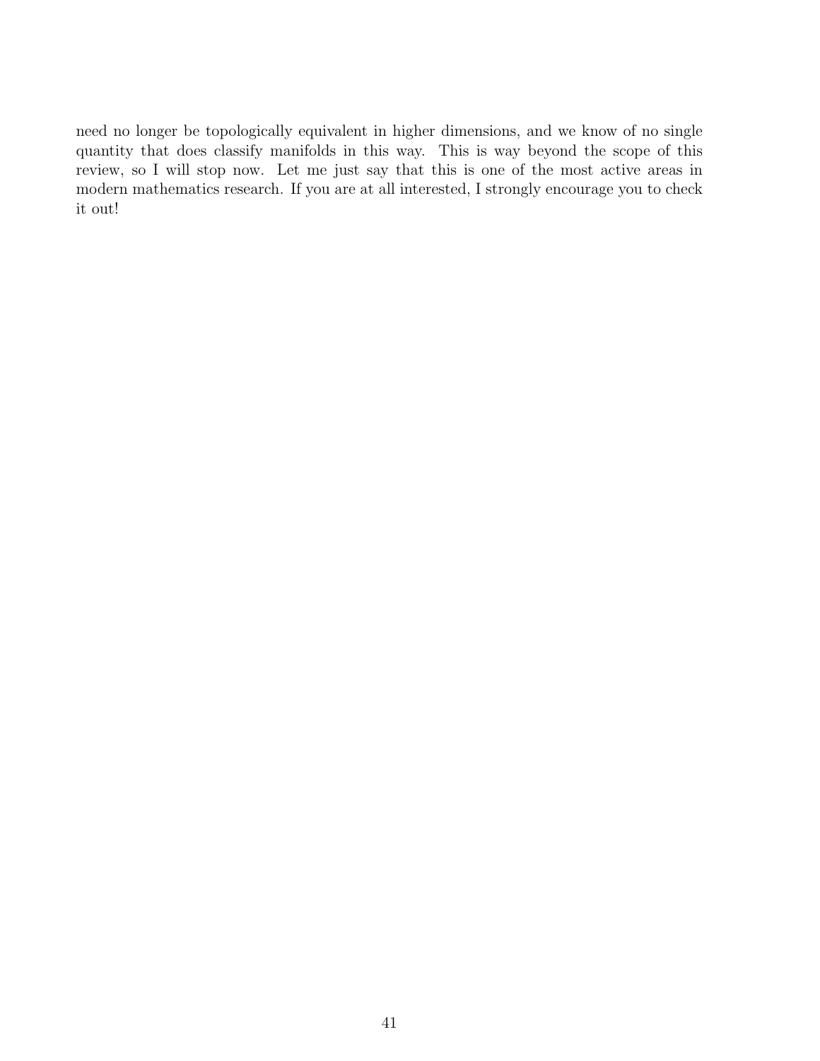need no longer be topologically equivalent in higher dimensions, and we know of no single quantity that does classify manifolds in this way. This is way beyond the scope of this review, so I will stop now. Let me just say that this is one of the most active areas in modern mathematics research. If you are at all interested, I strongly encourage you to check it out!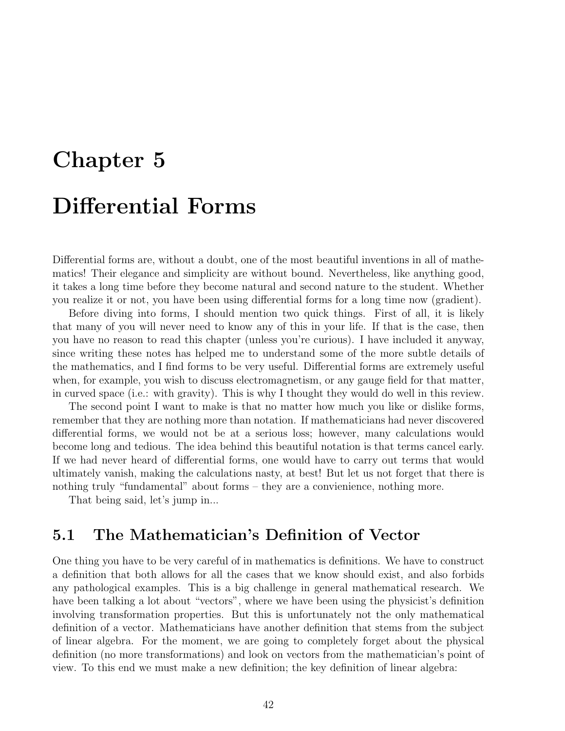# Chapter 5

# Differential Forms

Differential forms are, without a doubt, one of the most beautiful inventions in all of mathematics! Their elegance and simplicity are without bound. Nevertheless, like anything good, it takes a long time before they become natural and second nature to the student. Whether you realize it or not, you have been using differential forms for a long time now (gradient).

Before diving into forms, I should mention two quick things. First of all, it is likely that many of you will never need to know any of this in your life. If that is the case, then you have no reason to read this chapter (unless you're curious). I have included it anyway, since writing these notes has helped me to understand some of the more subtle details of the mathematics, and I find forms to be very useful. Differential forms are extremely useful when, for example, you wish to discuss electromagnetism, or any gauge field for that matter, in curved space (i.e.: with gravity). This is why I thought they would do well in this review.

The second point I want to make is that no matter how much you like or dislike forms, remember that they are nothing more than notation. If mathematicians had never discovered differential forms, we would not be at a serious loss; however, many calculations would become long and tedious. The idea behind this beautiful notation is that terms cancel early. If we had never heard of differential forms, one would have to carry out terms that would ultimately vanish, making the calculations nasty, at best! But let us not forget that there is nothing truly "fundamental" about forms – they are a convienience, nothing more.

That being said, let's jump in...

## 5.1 The Mathematician's Definition of Vector

One thing you have to be very careful of in mathematics is definitions. We have to construct a definition that both allows for all the cases that we know should exist, and also forbids any pathological examples. This is a big challenge in general mathematical research. We have been talking a lot about "vectors", where we have been using the physicist's definition involving transformation properties. But this is unfortunately not the only mathematical definition of a vector. Mathematicians have another definition that stems from the subject of linear algebra. For the moment, we are going to completely forget about the physical definition (no more transformations) and look on vectors from the mathematician's point of view. To this end we must make a new definition; the key definition of linear algebra: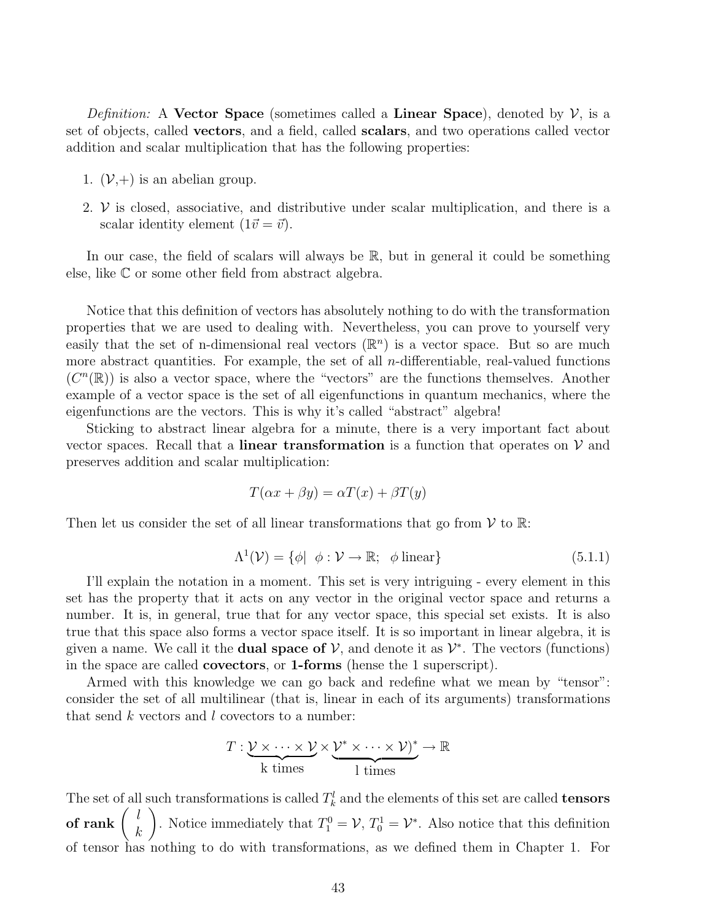*Definition:* A **Vector Space** (sometimes called a **Linear Space**), denoted by $\mathcal{V}$, is a set of objects, called **vectors**, and a field, called **scalars**, and two operations called vector addition and scalar multiplication that has the following properties:

1. $(\mathcal{V},+)$ is an abelian group.
2. $\mathcal{V}$ is closed, associative, and distributive under scalar multiplication, and there is a scalar identity element ($1\vec{v} = \vec{v}$).

In our case, the field of scalars will always be $\mathbb{R}$, but in general it could be something else, like $\mathbb{C}$ or some other field from abstract algebra.

Notice that this definition of vectors has absolutely nothing to do with the transformation properties that we are used to dealing with. Nevertheless, you can prove to yourself very easily that the set of n-dimensional real vectors ($\mathbb{R}^n$) is a vector space. But so are much more abstract quantities. For example, the set of all $n$-differentiable, real-valued functions ($C^n(\mathbb{R})$) is also a vector space, where the "vectors" are the functions themselves. Another example of a vector space is the set of all eigenfunctions in quantum mechanics, where the eigenfunctions are the vectors. This is why it's called "abstract" algebra!

Sticking to abstract linear algebra for a minute, there is a very important fact about vector spaces. Recall that a **linear transformation** is a function that operates on $\mathcal{V}$ and preserves addition and scalar multiplication:

$$T(\alpha x + \beta y) = \alpha T(x) + \beta T(y)$$

Then let us consider the set of all linear transformations that go from $\mathcal{V}$ to $\mathbb{R}$:

$$\Lambda^1(\mathcal{V}) = \{\phi | \ \ \phi : \mathcal{V} \to \mathbb{R}; \ \ \phi \text{ linear}\} \tag{5.1.1}$$

I'll explain the notation in a moment. This set is very intriguing - every element in this set has the property that it acts on any vector in the original vector space and returns a number. It is, in general, true that for any vector space, this special set exists. It is also true that this space also forms a vector space itself. It is so important in linear algebra, it is given a name. We call it the **dual space of** $\mathcal{V}$, and denote it as $\mathcal{V}^*$. The vectors (functions) in the space are called **covectors**, or **1-forms** (hense the 1 superscript).

Armed with this knowledge we can go back and redefine what we mean by "tensor": consider the set of all multilinear (that is, linear in each of its arguments) transformations that send $k$ vectors and $l$ covectors to a number:

$$T : \underbrace{\mathcal{V} \times \cdots \times \mathcal{V}}_{\text{k times}} \times \underbrace{\mathcal{V}^* \times \cdots \times \mathcal{V})^*}_{\text{l times}} \to \mathbb{R}$$

The set of all such transformations is called $T^l_k$ and the elements of this set are called **tensors of rank** $\begin{pmatrix} l \\ k \end{pmatrix}$. Notice immediately that $T^0_1 = \mathcal{V}$, $T^1_0 = \mathcal{V}^*$. Also notice that this definition of tensor has nothing to do with transformations, as we defined them in Chapter 1. For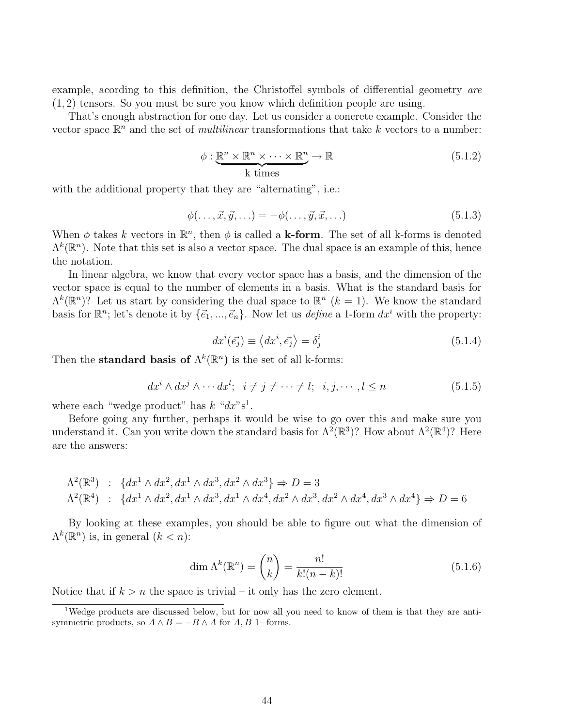example, acording to this definition, the Christoffel symbols of differential geometry *are* $(1, 2)$ tensors. So you must be sure you know which definition people are using.

That's enough abstraction for one day. Let us consider a concrete example. Consider the vector space $\mathbb{R}^n$ and the set of *multilinear* transformations that take $k$ vectors to a number:

$$\phi : \underbrace{\mathbb{R}^n \times \mathbb{R}^n \times \cdots \times \mathbb{R}^n}_{\text{k times}} \to \mathbb{R} \tag{5.1.2}$$

with the additional property that they are "alternating", i.e.:

$$\phi(\ldots, \vec{x}, \vec{y}, \ldots) = -\phi(\ldots, \vec{y}, \vec{x}, \ldots) \tag{5.1.3}$$

When $\phi$ takes $k$ vectors in $\mathbb{R}^n$, then $\phi$ is called a **k-form**. The set of all k-forms is denoted $\Lambda^k(\mathbb{R}^n)$. Note that this set is also a vector space. The dual space is an example of this, hence the notation.

In linear algebra, we know that every vector space has a basis, and the dimension of the vector space is equal to the number of elements in a basis. What is the standard basis for $\Lambda^k(\mathbb{R}^n)$? Let us start by considering the dual space to $\mathbb{R}^n$ ($k = 1$). We know the standard basis for $\mathbb{R}^n$; let's denote it by $\{\vec{e}_1, ..., \vec{e}_n\}$. Now let us *define* a 1-form $dx^i$ with the property:

$$dx^i(\vec{e_j}) \equiv \left\langle dx^i, \vec{e_j} \right\rangle = \delta^i_j \tag{5.1.4}$$

Then the **standard basis of** $\Lambda^k(\mathbb{R}^n)$ is the set of all k-forms:

$$dx^i \wedge dx^j \wedge \cdots dx^l; \quad i \neq j \neq \cdots \neq l; \quad i, j, \cdots, l \leq n \tag{5.1.5}$$

where each "wedge product" has $k$ "$dx$"s[1].

Before going any further, perhaps it would be wise to go over this and make sure you understand it. Can you write down the standard basis for $\Lambda^2(\mathbb{R}^3)$? How about $\Lambda^2(\mathbb{R}^4)$? Here are the answers:

$$\begin{aligned}
\Lambda^2(\mathbb{R}^3) &: \{dx^1 \wedge dx^2, dx^1 \wedge dx^3, dx^2 \wedge dx^3\} \Rightarrow D = 3 \\
\Lambda^2(\mathbb{R}^4) &: \{dx^1 \wedge dx^2, dx^1 \wedge dx^3, dx^1 \wedge dx^4, dx^2 \wedge dx^3, dx^2 \wedge dx^4, dx^3 \wedge dx^4\} \Rightarrow D = 6
\end{aligned}$$

By looking at these examples, you should be able to figure out what the dimension of $\Lambda^k(\mathbb{R}^n)$ is, in general ($k < n$):

$$\dim \Lambda^k(\mathbb{R}^n) = \binom{n}{k} = \frac{n!}{k!(n-k)!} \tag{5.1.6}$$

Notice that if $k > n$ the space is trivial – it only has the zero element.

---

[1] Wedge products are discussed below, but for now all you need to know of them is that they are anti-symmetric products, so $A \wedge B = -B \wedge A$ for $A, B$ 1−forms.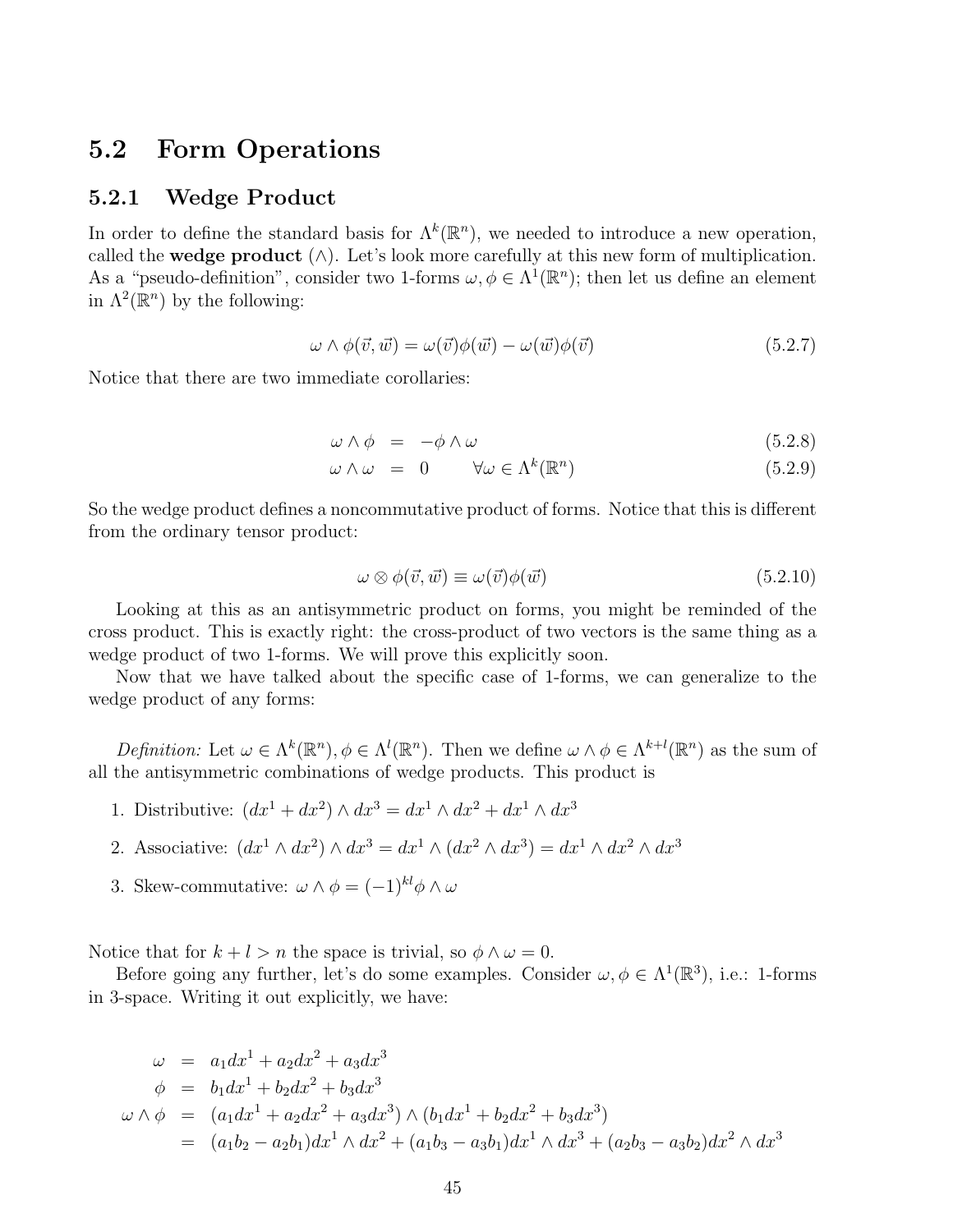## 5.2 Form Operations

### 5.2.1 Wedge Product

In order to define the standard basis for $\Lambda^k(\mathbb{R}^n)$, we needed to introduce a new operation, called the **wedge product** ($\wedge$). Let's look more carefully at this new form of multiplication. As a "pseudo-definition", consider two 1-forms $\omega, \phi \in \Lambda^1(\mathbb{R}^n)$; then let us define an element in $\Lambda^2(\mathbb{R}^n)$ by the following:

$$\omega \wedge \phi(\vec{v}, \vec{w}) = \omega(\vec{v})\phi(\vec{w}) - \omega(\vec{w})\phi(\vec{v}) \tag{5.2.7}$$

Notice that there are two immediate corollaries:

$$\omega \wedge \phi = -\phi \wedge \omega \tag{5.2.8}$$

$$\omega \wedge \omega = 0 \qquad \forall \omega \in \Lambda^k(\mathbb{R}^n) \tag{5.2.9}$$

So the wedge product defines a noncommutative product of forms. Notice that this is different from the ordinary tensor product:

$$\omega \otimes \phi(\vec{v}, \vec{w}) \equiv \omega(\vec{v})\phi(\vec{w}) \tag{5.2.10}$$

Looking at this as an antisymmetric product on forms, you might be reminded of the cross product. This is exactly right: the cross-product of two vectors is the same thing as a wedge product of two 1-forms. We will prove this explicitly soon.

Now that we have talked about the specific case of 1-forms, we can generalize to the wedge product of any forms:

*Definition:* Let $\omega \in \Lambda^k(\mathbb{R}^n), \phi \in \Lambda^l(\mathbb{R}^n)$. Then we define $\omega \wedge \phi \in \Lambda^{k+l}(\mathbb{R}^n)$ as the sum of all the antisymmetric combinations of wedge products. This product is

1. Distributive: $(dx^1 + dx^2) \wedge dx^3 = dx^1 \wedge dx^2 + dx^1 \wedge dx^3$
2. Associative: $(dx^1 \wedge dx^2) \wedge dx^3 = dx^1 \wedge (dx^2 \wedge dx^3) = dx^1 \wedge dx^2 \wedge dx^3$
3. Skew-commutative: $\omega \wedge \phi = (-1)^{kl} \phi \wedge \omega$

Notice that for $k + l > n$ the space is trivial, so $\phi \wedge \omega = 0$.

Before going any further, let's do some examples. Consider $\omega, \phi \in \Lambda^1(\mathbb{R}^3)$, i.e.: 1-forms in 3-space. Writing it out explicitly, we have:

$$\begin{aligned}
\omega &= a_1 dx^1 + a_2 dx^2 + a_3 dx^3 \\
\phi &= b_1 dx^1 + b_2 dx^2 + b_3 dx^3 \\
\omega \wedge \phi &= (a_1 dx^1 + a_2 dx^2 + a_3 dx^3) \wedge (b_1 dx^1 + b_2 dx^2 + b_3 dx^3) \\
&= (a_1 b_2 - a_2 b_1) dx^1 \wedge dx^2 + (a_1 b_3 - a_3 b_1) dx^1 \wedge dx^3 + (a_2 b_3 - a_3 b_2) dx^2 \wedge dx^3
\end{aligned}$$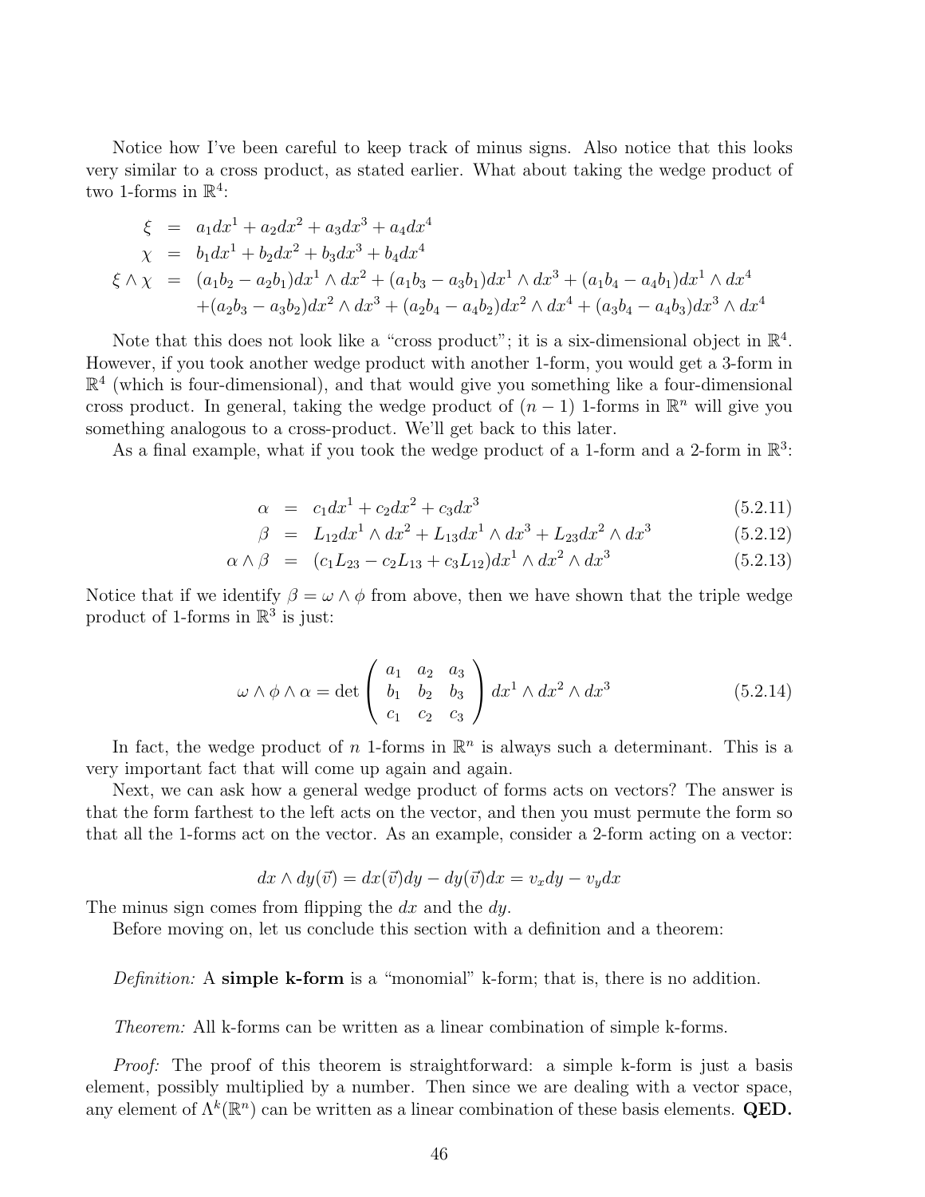Notice how I've been careful to keep track of minus signs. Also notice that this looks very similar to a cross product, as stated earlier. What about taking the wedge product of two 1-forms in $\mathbb{R}^4$:

$$
\begin{aligned}
\xi &= a_1 dx^1 + a_2 dx^2 + a_3 dx^3 + a_4 dx^4 \\
\chi &= b_1 dx^1 + b_2 dx^2 + b_3 dx^3 + b_4 dx^4 \\
\xi \wedge \chi &= (a_1 b_2 - a_2 b_1) dx^1 \wedge dx^2 + (a_1 b_3 - a_3 b_1) dx^1 \wedge dx^3 + (a_1 b_4 - a_4 b_1) dx^1 \wedge dx^4 \\
&\quad + (a_2 b_3 - a_3 b_2) dx^2 \wedge dx^3 + (a_2 b_4 - a_4 b_2) dx^2 \wedge dx^4 + (a_3 b_4 - a_4 b_3) dx^3 \wedge dx^4
\end{aligned}
$$

Note that this does not look like a "cross product"; it is a six-dimensional object in $\mathbb{R}^4$. However, if you took another wedge product with another 1-form, you would get a 3-form in $\mathbb{R}^4$ (which is four-dimensional), and that would give you something like a four-dimensional cross product. In general, taking the wedge product of $(n-1)$ 1-forms in $\mathbb{R}^n$ will give you something analogous to a cross-product. We'll get back to this later.

As a final example, what if you took the wedge product of a 1-form and a 2-form in $\mathbb{R}^3$:

$$
\alpha = c_1 dx^1 + c_2 dx^2 + c_3 dx^3 \tag{5.2.11}
$$

$$
\beta = L_{12} dx^1 \wedge dx^2 + L_{13} dx^1 \wedge dx^3 + L_{23} dx^2 \wedge dx^3 \tag{5.2.12}
$$

$$
\alpha \wedge \beta = (c_1 L_{23} - c_2 L_{13} + c_3 L_{12}) dx^1 \wedge dx^2 \wedge dx^3 \tag{5.2.13}
$$

Notice that if we identify $\beta = \omega \wedge \phi$ from above, then we have shown that the triple wedge product of 1-forms in $\mathbb{R}^3$ is just:

$$
\omega \wedge \phi \wedge \alpha = \det \begin{pmatrix} a_1 & a_2 & a_3 \\ b_1 & b_2 & b_3 \\ c_1 & c_2 & c_3 \end{pmatrix} dx^1 \wedge dx^2 \wedge dx^3 \tag{5.2.14}
$$

In fact, the wedge product of $n$ 1-forms in $\mathbb{R}^n$ is always such a determinant. This is a very important fact that will come up again and again.

Next, we can ask how a general wedge product of forms acts on vectors? The answer is that the form farthest to the left acts on the vector, and then you must permute the form so that all the 1-forms act on the vector. As an example, consider a 2-form acting on a vector:

$$
dx \wedge dy(\vec{v}) = dx(\vec{v}) dy - dy(\vec{v}) dx = v_x dy - v_y dx
$$

The minus sign comes from flipping the $dx$ and the $dy$.

Before moving on, let us conclude this section with a definition and a theorem:

*Definition:* A **simple k-form** is a "monomial" k-form; that is, there is no addition.

*Theorem:* All k-forms can be written as a linear combination of simple k-forms.

*Proof:* The proof of this theorem is straightforward: a simple k-form is just a basis element, possibly multiplied by a number. Then since we are dealing with a vector space, any element of $\Lambda^k(\mathbb{R}^n)$ can be written as a linear combination of these basis elements. **QED.**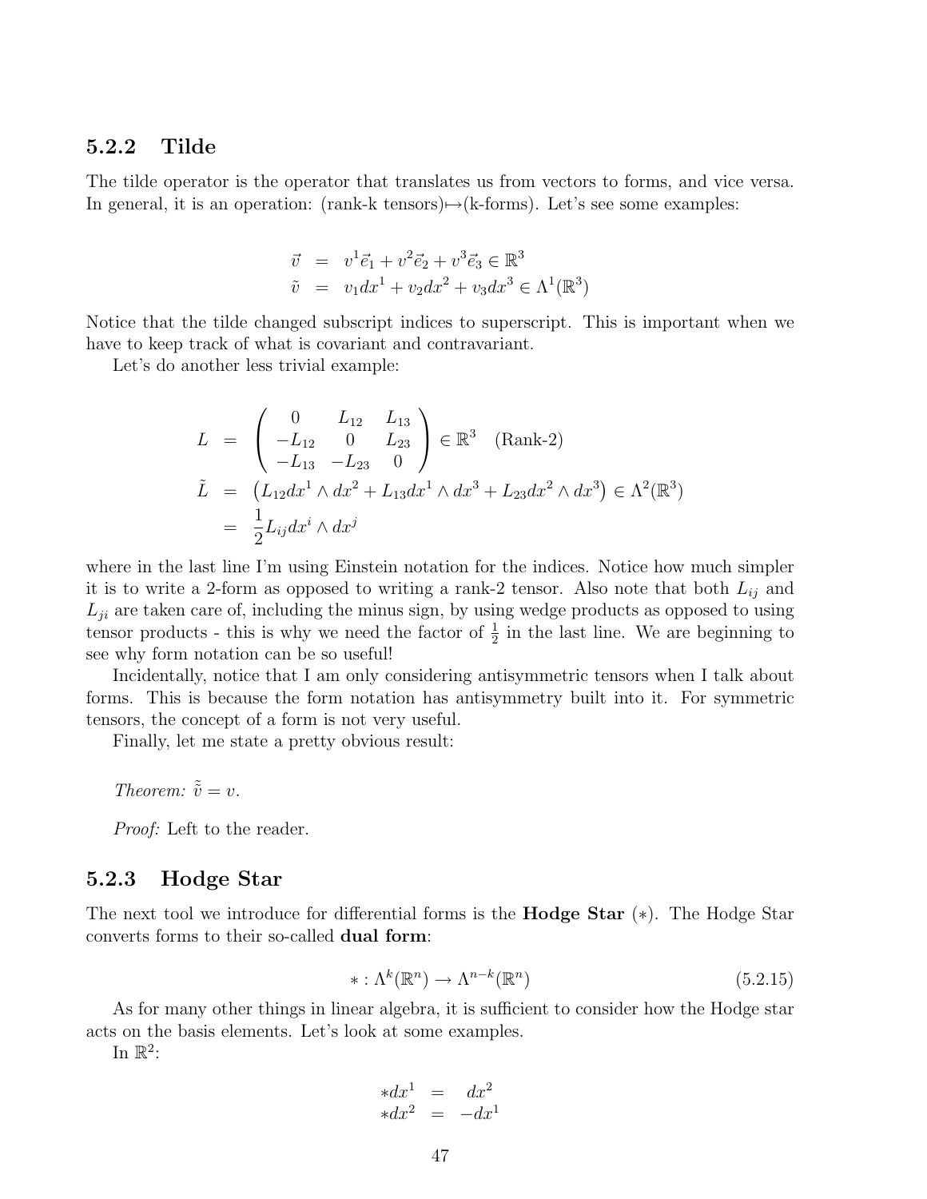### 5.2.2 Tilde

The tilde operator is the operator that translates us from vectors to forms, and vice versa. In general, it is an operation: (rank-k tensors)↦(k-forms). Let's see some examples:

$$
\begin{aligned}
\vec{v} &= v^1\vec{e}_1 + v^2\vec{e}_2 + v^3\vec{e}_3 \in \mathbb{R}^3 \\
\tilde{v} &= v_1 dx^1 + v_2 dx^2 + v_3 dx^3 \in \Lambda^1(\mathbb{R}^3)
\end{aligned}
$$

Notice that the tilde changed subscript indices to superscript. This is important when we have to keep track of what is covariant and contravariant.

Let's do another less trivial example:

$$
\begin{aligned}
L &= \begin{pmatrix} 0 & L_{12} & L_{13} \\ -L_{12} & 0 & L_{23} \\ -L_{13} & -L_{23} & 0 \end{pmatrix} \in \mathbb{R}^3 \quad \text{(Rank-2)} \\
\tilde{L} &= \left(L_{12}dx^1 \wedge dx^2 + L_{13}dx^1 \wedge dx^3 + L_{23}dx^2 \wedge dx^3\right) \in \Lambda^2(\mathbb{R}^3) \\
&= \frac{1}{2}L_{ij}dx^i \wedge dx^j
\end{aligned}
$$

where in the last line I'm using Einstein notation for the indices. Notice how much simpler it is to write a 2-form as opposed to writing a rank-2 tensor. Also note that both $L_{ij}$ and $L_{ji}$ are taken care of, including the minus sign, by using wedge products as opposed to using tensor products - this is why we need the factor of $\frac{1}{2}$ in the last line. We are beginning to see why form notation can be so useful!

Incidentally, notice that I am only considering antisymmetric tensors when I talk about forms. This is because the form notation has antisymmetry built into it. For symmetric tensors, the concept of a form is not very useful.

Finally, let me state a pretty obvious result:

*Theorem:* $\tilde{\tilde{v}} = v$.

*Proof:* Left to the reader.

### 5.2.3 Hodge Star

The next tool we introduce for differential forms is the **Hodge Star** ($*$). The Hodge Star converts forms to their so-called **dual form**:

$$
* : \Lambda^k(\mathbb{R}^n) \to \Lambda^{n-k}(\mathbb{R}^n) \tag{5.2.15}
$$

As for many other things in linear algebra, it is sufficient to consider how the Hodge star acts on the basis elements. Let's look at some examples.

In $\mathbb{R}^2$:

$$
\begin{aligned}
*dx^1 &= dx^2 \\
*dx^2 &= -dx^1
\end{aligned}
$$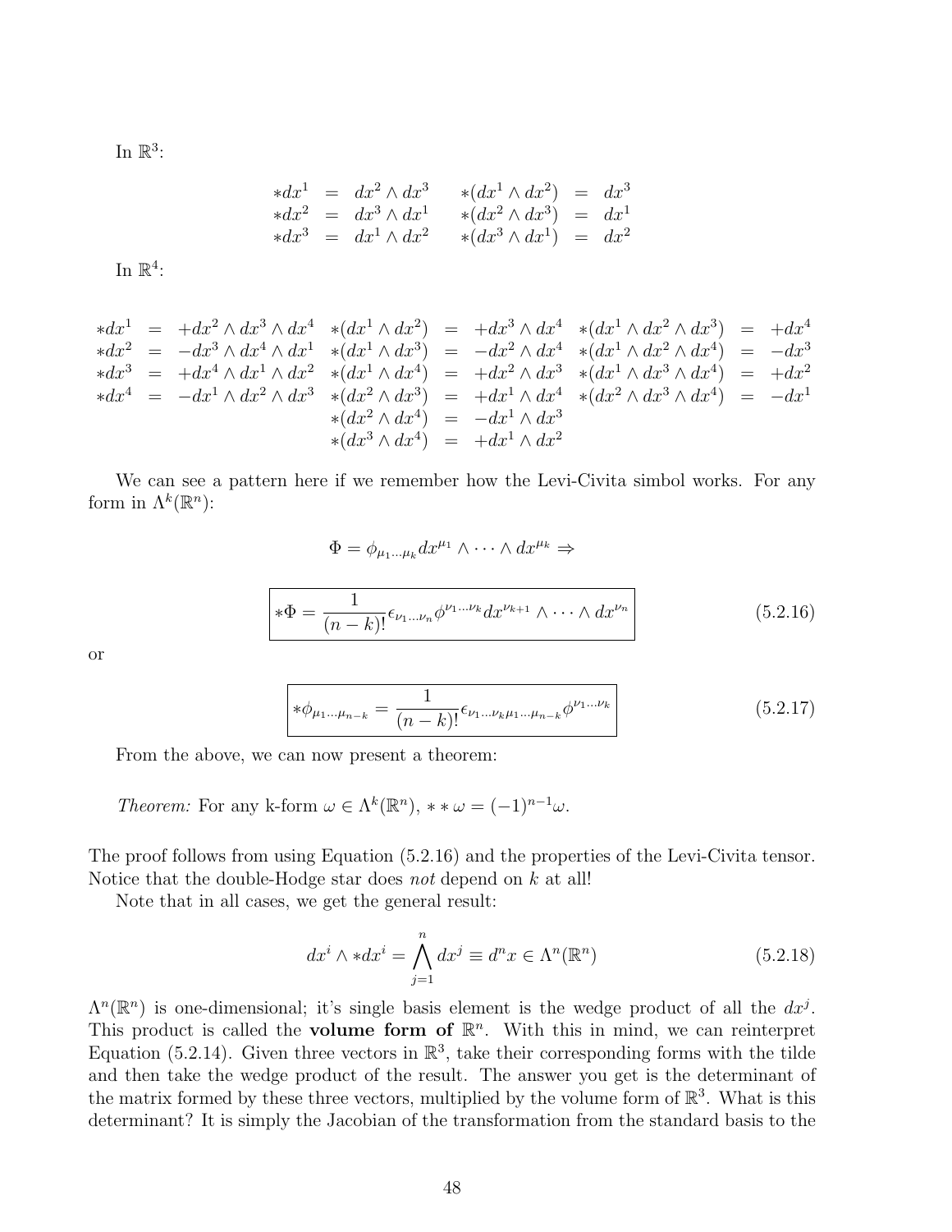In $\mathbb{R}^3$:

$$
\begin{array}{rclrcl}
*dx^1 & = & dx^2 \wedge dx^3 & *(dx^1 \wedge dx^2) & = & dx^3 \\
*dx^2 & = & dx^3 \wedge dx^1 & *(dx^2 \wedge dx^3) & = & dx^1 \\
*dx^3 & = & dx^1 \wedge dx^2 & *(dx^3 \wedge dx^1) & = & dx^2
\end{array}
$$

In $\mathbb{R}^4$:

$$
\begin{array}{rclrclrcl}
*dx^1 & = & +dx^2 \wedge dx^3 \wedge dx^4 & *(dx^1 \wedge dx^2) & = & +dx^3 \wedge dx^4 & *(dx^1 \wedge dx^2 \wedge dx^3) & = & +dx^4 \\
*dx^2 & = & -dx^3 \wedge dx^4 \wedge dx^1 & *(dx^1 \wedge dx^3) & = & -dx^2 \wedge dx^4 & *(dx^1 \wedge dx^2 \wedge dx^4) & = & -dx^3 \\
*dx^3 & = & +dx^4 \wedge dx^1 \wedge dx^2 & *(dx^1 \wedge dx^4) & = & +dx^2 \wedge dx^3 & *(dx^1 \wedge dx^3 \wedge dx^4) & = & +dx^2 \\
*dx^4 & = & -dx^1 \wedge dx^2 \wedge dx^3 & *(dx^2 \wedge dx^3) & = & +dx^1 \wedge dx^4 & *(dx^2 \wedge dx^3 \wedge dx^4) & = & -dx^1 \\
 & & & *(dx^2 \wedge dx^4) & = & -dx^1 \wedge dx^3 & & & \\
 & & & *(dx^3 \wedge dx^4) & = & +dx^1 \wedge dx^2 & & &
\end{array}
$$

We can see a pattern here if we remember how the Levi-Civita simbol works. For any form in $\Lambda^k(\mathbb{R}^n)$:

$$
\Phi = \phi_{\mu_1 \dots \mu_k} dx^{\mu_1} \wedge \cdots \wedge dx^{\mu_k} \Rightarrow
$$

$$
\boxed{*\Phi = \frac{1}{(n-k)!} \epsilon_{\nu_1 \dots \nu_n} \phi^{\nu_1 \dots \nu_k} dx^{\nu_{k+1}} \wedge \cdots \wedge dx^{\nu_n}} \tag{5.2.16}
$$

or

$$
\boxed{*\phi_{\mu_1 \dots \mu_{n-k}} = \frac{1}{(n-k)!} \epsilon_{\nu_1 \dots \nu_k \mu_1 \dots \mu_{n-k}} \phi^{\nu_1 \dots \nu_k}} \tag{5.2.17}
$$

From the above, we can now present a theorem:

*Theorem:* For any k-form $\omega \in \Lambda^k(\mathbb{R}^n)$, $**\omega = (-1)^{n-1}\omega$.

The proof follows from using Equation (5.2.16) and the properties of the Levi-Civita tensor. Notice that the double-Hodge star does *not* depend on $k$ at all!

Note that in all cases, we get the general result:

$$
dx^i \wedge *dx^i = \bigwedge_{j=1}^{n} dx^j \equiv d^n x \in \Lambda^n(\mathbb{R}^n) \tag{5.2.18}
$$

$\Lambda^n(\mathbb{R}^n)$ is one-dimensional; it's single basis element is the wedge product of all the $dx^j$. This product is called the **volume form of** $\mathbb{R}^n$. With this in mind, we can reinterpret Equation (5.2.14). Given three vectors in $\mathbb{R}^3$, take their corresponding forms with the tilde and then take the wedge product of the result. The answer you get is the determinant of the matrix formed by these three vectors, multiplied by the volume form of $\mathbb{R}^3$. What is this determinant? It is simply the Jacobian of the transformation from the standard basis to the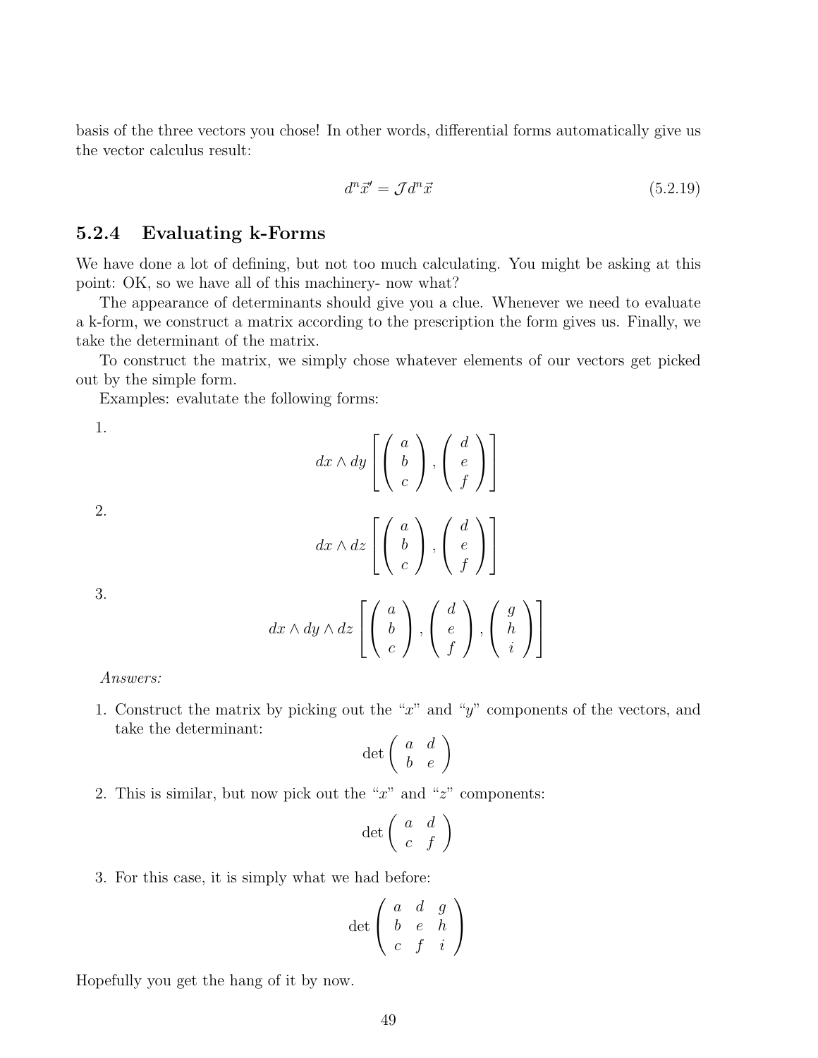basis of the three vectors you chose! In other words, differential forms automatically give us the vector calculus result:

$$d^n\vec{x}' = \mathcal{J} d^n\vec{x} \tag{5.2.19}$$

### 5.2.4 Evaluating k-Forms

We have done a lot of defining, but not too much calculating. You might be asking at this point: OK, so we have all of this machinery- now what?

The appearance of determinants should give you a clue. Whenever we need to evaluate a k-form, we construct a matrix according to the prescription the form gives us. Finally, we take the determinant of the matrix.

To construct the matrix, we simply chose whatever elements of our vectors get picked out by the simple form.

Examples: evalutate the following forms:

1.
$$dx \wedge dy \left[ \begin{pmatrix} a \\ b \\ c \end{pmatrix}, \begin{pmatrix} d \\ e \\ f \end{pmatrix} \right]$$

2.
$$dx \wedge dz \left[ \begin{pmatrix} a \\ b \\ c \end{pmatrix}, \begin{pmatrix} d \\ e \\ f \end{pmatrix} \right]$$

3.
$$dx \wedge dy \wedge dz \left[ \begin{pmatrix} a \\ b \\ c \end{pmatrix}, \begin{pmatrix} d \\ e \\ f \end{pmatrix}, \begin{pmatrix} g \\ h \\ i \end{pmatrix} \right]$$

*Answers:*

1. Construct the matrix by picking out the "$x$" and "$y$" components of the vectors, and take the determinant:
$$\det \begin{pmatrix} a & d \\ b & e \end{pmatrix}$$

2. This is similar, but now pick out the "$x$" and "$z$" components:
$$\det \begin{pmatrix} a & d \\ c & f \end{pmatrix}$$

3. For this case, it is simply what we had before:
$$\det \begin{pmatrix} a & d & g \\ b & e & h \\ c & f & i \end{pmatrix}$$

Hopefully you get the hang of it by now.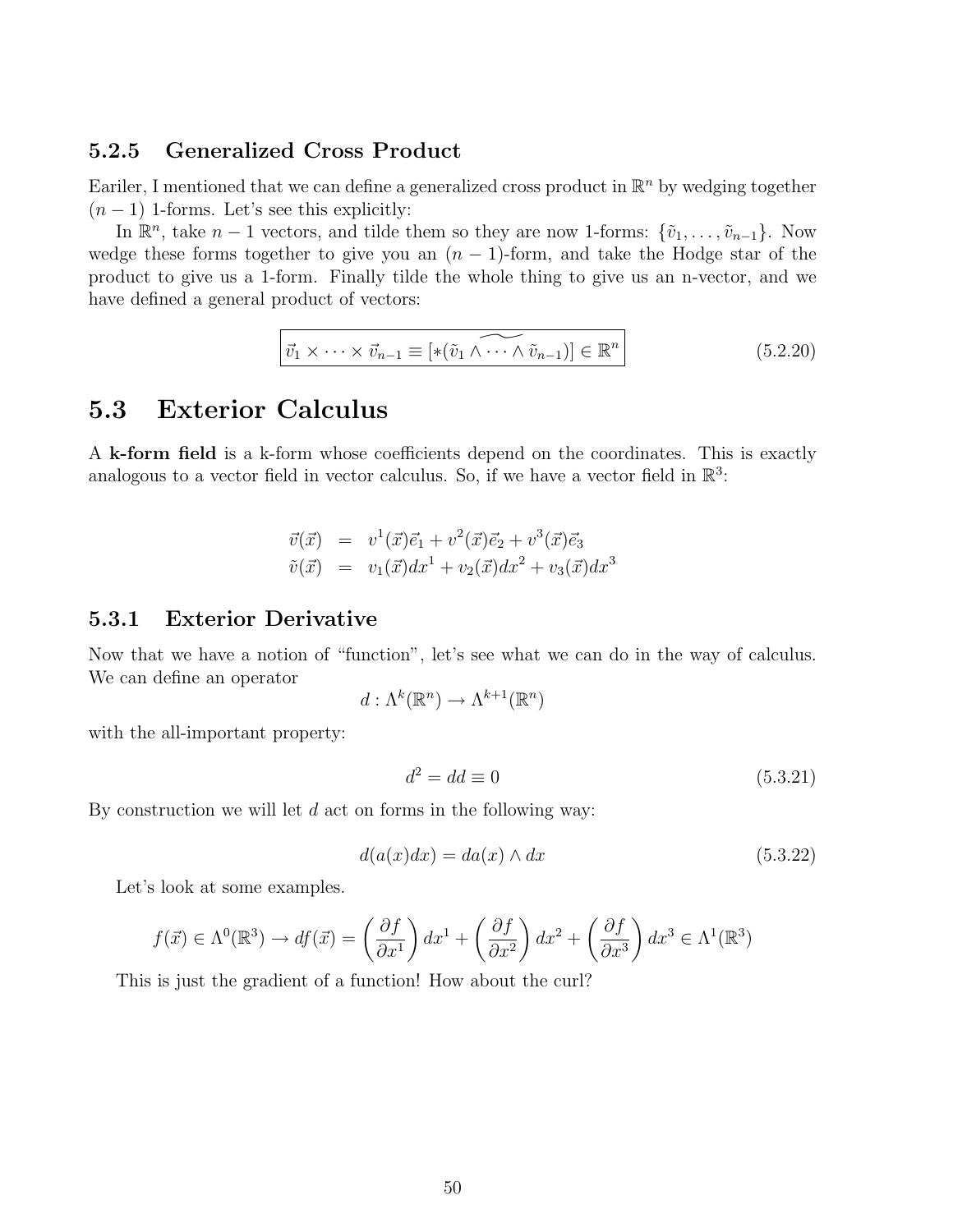### 5.2.5 Generalized Cross Product

Eariler, I mentioned that we can define a generalized cross product in $\mathbb{R}^n$ by wedging together $(n-1)$ 1-forms. Let's see this explicitly:

In $\mathbb{R}^n$, take $n-1$ vectors, and tilde them so they are now 1-forms: $\{\tilde{v}_1, \ldots, \tilde{v}_{n-1}\}$. Now wedge these forms together to give you an $(n-1)$-form, and take the Hodge star of the product to give us a 1-form. Finally tilde the whole thing to give us an n-vector, and we have defined a general product of vectors:

$$\boxed{\vec{v}_1 \times \cdots \times \vec{v}_{n-1} \equiv [\widetilde{*(\tilde{v}_1 \wedge \cdots \wedge \tilde{v}_{n-1})}] \in \mathbb{R}^n} \tag{5.2.20}$$

## 5.3 Exterior Calculus

A **k-form field** is a k-form whose coefficients depend on the coordinates. This is exactly analogous to a vector field in vector calculus. So, if we have a vector field in $\mathbb{R}^3$:

$$\begin{aligned}
\vec{v}(\vec{x}) &= v^1(\vec{x})\vec{e}_1 + v^2(\vec{x})\vec{e}_2 + v^3(\vec{x})\vec{e}_3 \\
\tilde{v}(\vec{x}) &= v_1(\vec{x})dx^1 + v_2(\vec{x})dx^2 + v_3(\vec{x})dx^3
\end{aligned}$$

### 5.3.1 Exterior Derivative

Now that we have a notion of "function", let's see what we can do in the way of calculus. We can define an operator

$$d : \Lambda^k(\mathbb{R}^n) \to \Lambda^{k+1}(\mathbb{R}^n)$$

with the all-important property:

$$d^2 = dd \equiv 0 \tag{5.3.21}$$

By construction we will let $d$ act on forms in the following way:

$$d(a(x)dx) = da(x) \wedge dx \tag{5.3.22}$$

Let's look at some examples.

$$f(\vec{x}) \in \Lambda^0(\mathbb{R}^3) \to df(\vec{x}) = \left(\frac{\partial f}{\partial x^1}\right) dx^1 + \left(\frac{\partial f}{\partial x^2}\right) dx^2 + \left(\frac{\partial f}{\partial x^3}\right) dx^3 \in \Lambda^1(\mathbb{R}^3)$$

This is just the gradient of a function! How about the curl?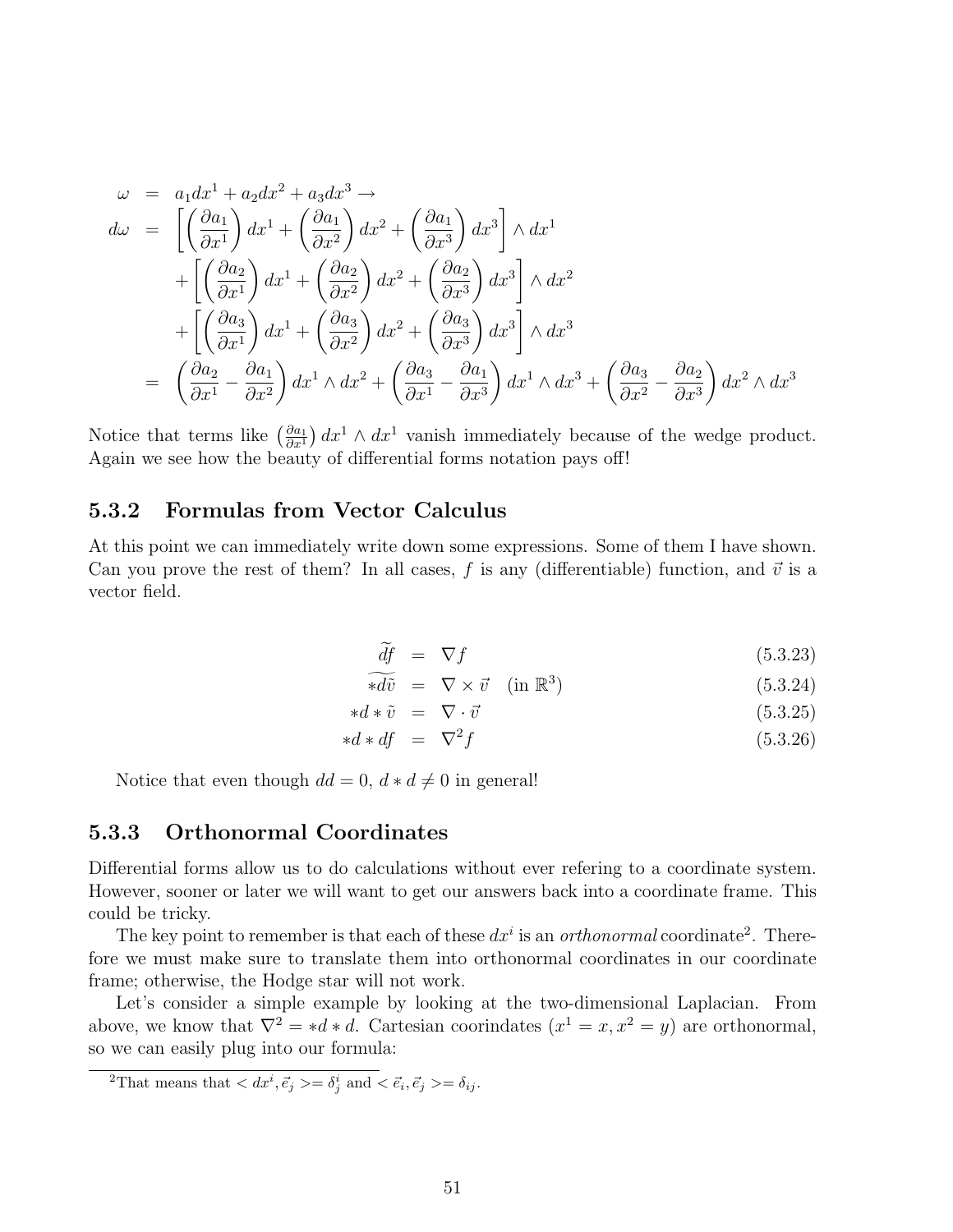$$
\begin{aligned}
\omega &= a_1 dx^1 + a_2 dx^2 + a_3 dx^3 \rightarrow \\
d\omega &= \left[ \left( \frac{\partial a_1}{\partial x^1} \right) dx^1 + \left( \frac{\partial a_1}{\partial x^2} \right) dx^2 + \left( \frac{\partial a_1}{\partial x^3} \right) dx^3 \right] \wedge dx^1 \\
&\quad + \left[ \left( \frac{\partial a_2}{\partial x^1} \right) dx^1 + \left( \frac{\partial a_2}{\partial x^2} \right) dx^2 + \left( \frac{\partial a_2}{\partial x^3} \right) dx^3 \right] \wedge dx^2 \\
&\quad + \left[ \left( \frac{\partial a_3}{\partial x^1} \right) dx^1 + \left( \frac{\partial a_3}{\partial x^2} \right) dx^2 + \left( \frac{\partial a_3}{\partial x^3} \right) dx^3 \right] \wedge dx^3 \\
&= \left( \frac{\partial a_2}{\partial x^1} - \frac{\partial a_1}{\partial x^2} \right) dx^1 \wedge dx^2 + \left( \frac{\partial a_3}{\partial x^1} - \frac{\partial a_1}{\partial x^3} \right) dx^1 \wedge dx^3 + \left( \frac{\partial a_3}{\partial x^2} - \frac{\partial a_2}{\partial x^3} \right) dx^2 \wedge dx^3
\end{aligned}
$$

Notice that terms like $\left(\frac{\partial a_1}{\partial x^1}\right) dx^1 \wedge dx^1$ vanish immediately because of the wedge product. Again we see how the beauty of differential forms notation pays off!

### 5.3.2 Formulas from Vector Calculus

At this point we can immediately write down some expressions. Some of them I have shown. Can you prove the rest of them? In all cases, $f$ is any (differentiable) function, and $\vec{v}$ is a vector field.

$$
\widetilde{df} = \nabla f \tag{5.3.23}
$$

$$
\widetilde{*d\tilde{v}} = \nabla \times \vec{v} \quad (\text{in } \mathbb{R}^3) \tag{5.3.24}
$$

$$
*d*\tilde{v} = \nabla \cdot \vec{v} \tag{5.3.25}
$$

$$
*d*df = \nabla^2 f \tag{5.3.26}
$$

Notice that even though $dd = 0$, $d*d \neq 0$ in general!

### 5.3.3 Orthonormal Coordinates

Differential forms allow us to do calculations without ever refering to a coordinate system. However, sooner or later we will want to get our answers back into a coordinate frame. This could be tricky.

The key point to remember is that each of these $dx^i$ is an *orthonormal* coordinate[2]. Therefore we must make sure to translate them into orthonormal coordinates in our coordinate frame; otherwise, the Hodge star will not work.

Let's consider a simple example by looking at the two-dimensional Laplacian. From above, we know that $\nabla^2 = *d*d$. Cartesian coorindates ($x^1 = x, x^2 = y$) are orthonormal, so we can easily plug into our formula:

[2]That means that $< dx^i, \vec{e}_j >= \delta^i_j$ and $< \vec{e}_i, \vec{e}_j >= \delta_{ij}$.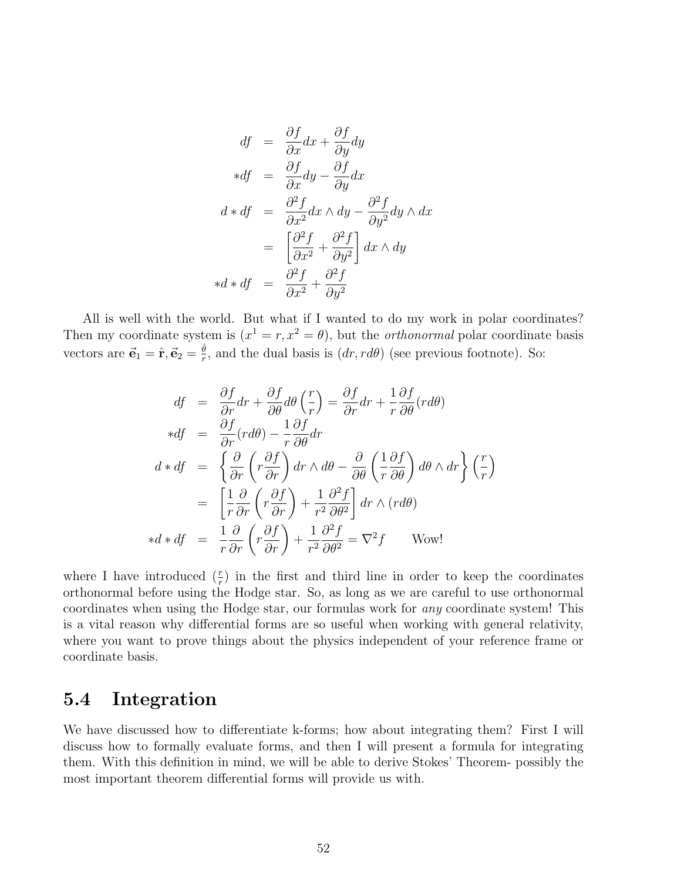$$
\begin{aligned}
df &= \frac{\partial f}{\partial x}dx + \frac{\partial f}{\partial y}dy \\
*df &= \frac{\partial f}{\partial x}dy - \frac{\partial f}{\partial y}dx \\
d*df &= \frac{\partial^2 f}{\partial x^2}dx \wedge dy - \frac{\partial^2 f}{\partial y^2}dy \wedge dx \\
&= \left[\frac{\partial^2 f}{\partial x^2} + \frac{\partial^2 f}{\partial y^2}\right] dx \wedge dy \\
*d*df &= \frac{\partial^2 f}{\partial x^2} + \frac{\partial^2 f}{\partial y^2}
\end{aligned}
$$

All is well with the world. But what if I wanted to do my work in polar coordinates? Then my coordinate system is $(x^1 = r, x^2 = \theta)$, but the *orthonormal* polar coordinate basis vectors are $\vec{\mathbf{e}}_1 = \hat{\mathbf{r}}, \vec{\mathbf{e}}_2 = \frac{\hat{\theta}}{r}$, and the dual basis is $(dr, rd\theta)$ (see previous footnote). So:

$$
\begin{aligned}
df &= \frac{\partial f}{\partial r}dr + \frac{\partial f}{\partial \theta}d\theta\left(\frac{r}{r}\right) = \frac{\partial f}{\partial r}dr + \frac{1}{r}\frac{\partial f}{\partial \theta}(rd\theta) \\
*df &= \frac{\partial f}{\partial r}(rd\theta) - \frac{1}{r}\frac{\partial f}{\partial \theta}dr \\
d*df &= \left\{\frac{\partial}{\partial r}\left(r\frac{\partial f}{\partial r}\right)dr \wedge d\theta - \frac{\partial}{\partial \theta}\left(\frac{1}{r}\frac{\partial f}{\partial \theta}\right)d\theta \wedge dr\right\}\left(\frac{r}{r}\right) \\
&= \left[\frac{1}{r}\frac{\partial}{\partial r}\left(r\frac{\partial f}{\partial r}\right) + \frac{1}{r^2}\frac{\partial^2 f}{\partial \theta^2}\right] dr \wedge (rd\theta) \\
*d*df &= \frac{1}{r}\frac{\partial}{\partial r}\left(r\frac{\partial f}{\partial r}\right) + \frac{1}{r^2}\frac{\partial^2 f}{\partial \theta^2} = \nabla^2 f \qquad \text{Wow!}
\end{aligned}
$$

where I have introduced $(\frac{r}{r})$ in the first and third line in order to keep the coordinates orthonormal before using the Hodge star. So, as long as we are careful to use orthonormal coordinates when using the Hodge star, our formulas work for *any* coordinate system! This is a vital reason why differential forms are so useful when working with general relativity, where you want to prove things about the physics independent of your reference frame or coordinate basis.

## 5.4 Integration

We have discussed how to differentiate k-forms; how about integrating them? First I will discuss how to formally evaluate forms, and then I will present a formula for integrating them. With this definition in mind, we will be able to derive Stokes' Theorem- possibly the most important theorem differential forms will provide us with.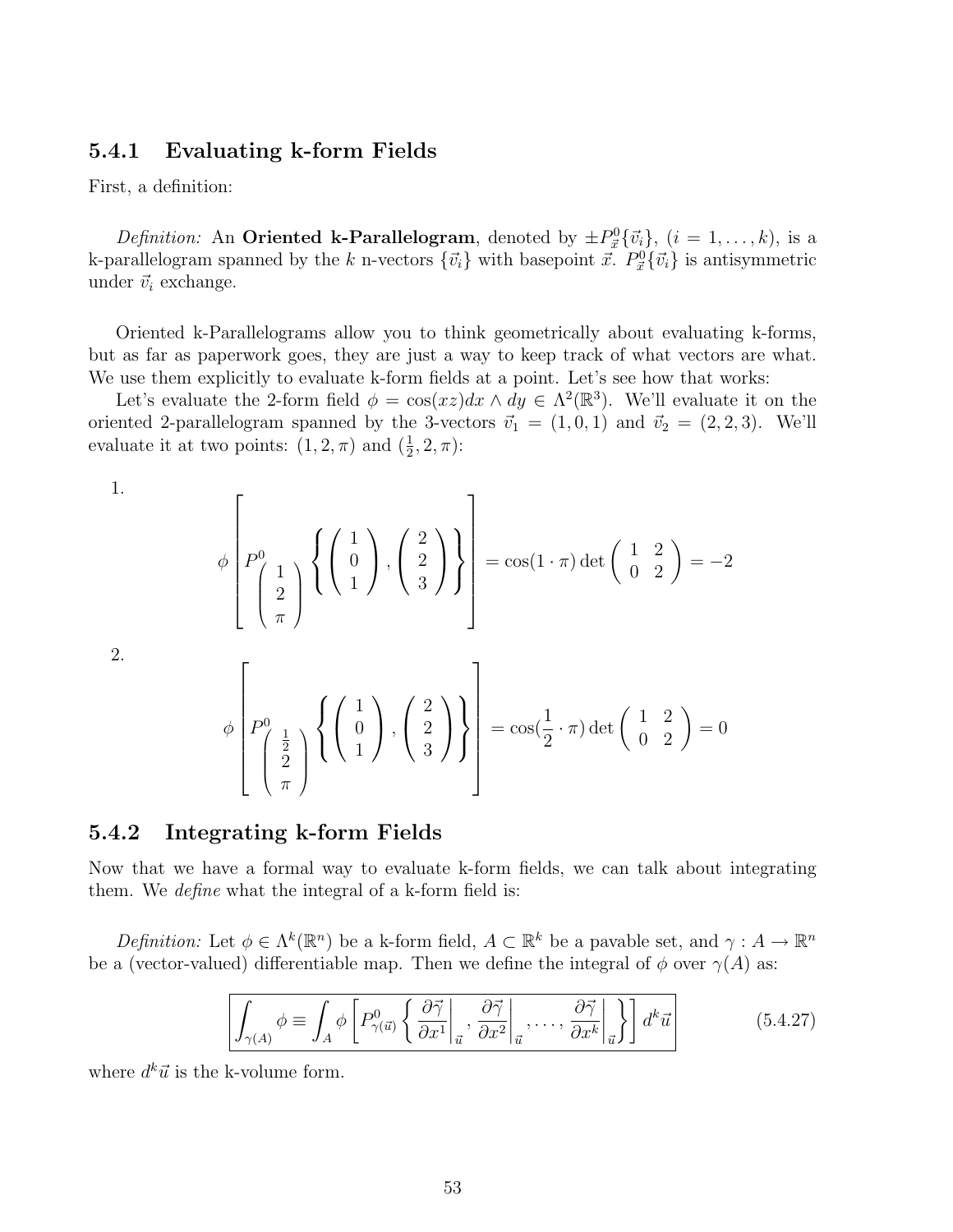### 5.4.1 Evaluating k-form Fields

First, a definition:

*Definition:* An **Oriented k-Parallelogram**, denoted by $\pm P^0_{\vec{x}}\{\vec{v}_i\}$, $(i = 1, \ldots, k)$, is a k-parallelogram spanned by the $k$ n-vectors $\{\vec{v}_i\}$ with basepoint $\vec{x}$. $P^0_{\vec{x}}\{\vec{v}_i\}$ is antisymmetric under $\vec{v}_i$ exchange.

Oriented k-Parallelograms allow you to think geometrically about evaluating k-forms, but as far as paperwork goes, they are just a way to keep track of what vectors are what. We use them explicitly to evaluate k-form fields at a point. Let's see how that works:

Let's evaluate the 2-form field $\phi = \cos(xz) dx \wedge dy \in \Lambda^2(\mathbb{R}^3)$. We'll evaluate it on the oriented 2-parallelogram spanned by the 3-vectors $\vec{v}_1 = (1, 0, 1)$ and $\vec{v}_2 = (2, 2, 3)$. We'll evaluate it at two points: $(1, 2, \pi)$ and $(\frac{1}{2}, 2, \pi)$:

1.
$$\phi \left[ P^0_{\begin{pmatrix} 1 \\ 2 \\ \pi \end{pmatrix}} \left\{ \begin{pmatrix} 1 \\ 0 \\ 1 \end{pmatrix}, \begin{pmatrix} 2 \\ 2 \\ 3 \end{pmatrix} \right\} \right] = \cos(1 \cdot \pi) \det \begin{pmatrix} 1 & 2 \\ 0 & 2 \end{pmatrix} = -2$$

2.
$$\phi \left[ P^0_{\begin{pmatrix} \frac{1}{2} \\ 2 \\ \pi \end{pmatrix}} \left\{ \begin{pmatrix} 1 \\ 0 \\ 1 \end{pmatrix}, \begin{pmatrix} 2 \\ 2 \\ 3 \end{pmatrix} \right\} \right] = \cos(\frac{1}{2} \cdot \pi) \det \begin{pmatrix} 1 & 2 \\ 0 & 2 \end{pmatrix} = 0$$

### 5.4.2 Integrating k-form Fields

Now that we have a formal way to evaluate k-form fields, we can talk about integrating them. We *define* what the integral of a k-form field is:

*Definition:* Let $\phi \in \Lambda^k(\mathbb{R}^n)$ be a k-form field, $A \subset \mathbb{R}^k$ be a pavable set, and $\gamma : A \to \mathbb{R}^n$ be a (vector-valued) differentiable map. Then we define the integral of $\phi$ over $\gamma(A)$ as:

$$\boxed{\int_{\gamma(A)} \phi \equiv \int_A \phi \left[ P^0_{\gamma(\vec{u})} \left\{ \left. \frac{\partial \vec{\gamma}}{\partial x^1} \right|_{\vec{u}}, \left. \frac{\partial \vec{\gamma}}{\partial x^2} \right|_{\vec{u}}, \ldots, \left. \frac{\partial \vec{\gamma}}{\partial x^k} \right|_{\vec{u}} \right\} \right] d^k \vec{u}} \tag{5.4.27}$$

where $d^k \vec{u}$ is the k-volume form.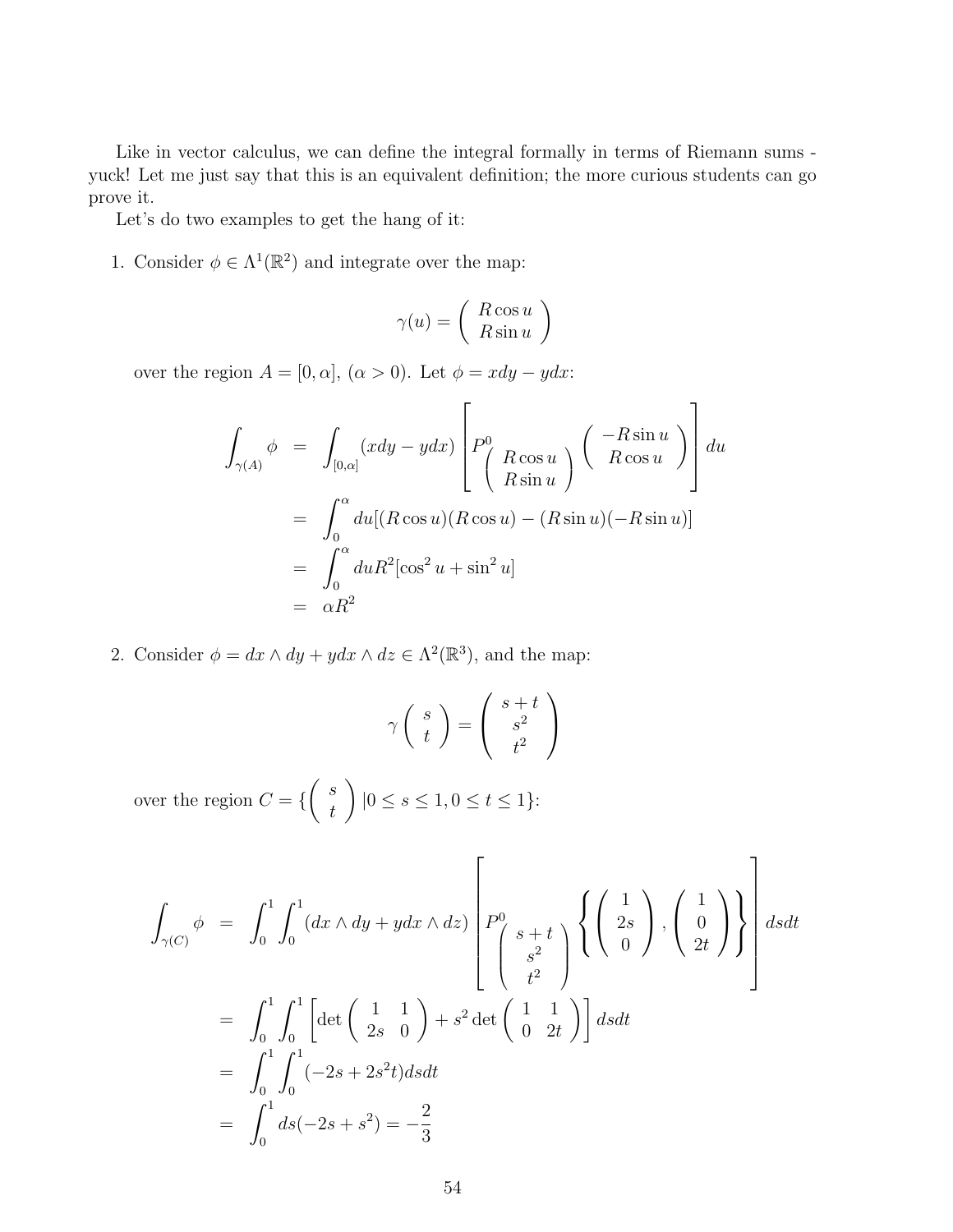Like in vector calculus, we can define the integral formally in terms of Riemann sums - yuck! Let me just say that this is an equivalent definition; the more curious students can go prove it.

Let's do two examples to get the hang of it:

1. Consider $\phi \in \Lambda^1(\mathbb{R}^2)$ and integrate over the map:

$$\gamma(u) = \begin{pmatrix} R\cos u \\ R\sin u \end{pmatrix}$$

over the region $A = [0, \alpha]$, $(\alpha > 0)$. Let $\phi = xdy - ydx$:

$$\begin{aligned}
\int_{\gamma(A)} \phi &= \int_{[0,\alpha]} (xdy - ydx) \left[ P^0_{\begin{pmatrix} R\cos u \\ R\sin u \end{pmatrix}} \begin{pmatrix} -R\sin u \\ R\cos u \end{pmatrix} \right] du \\
&= \int_0^\alpha du[(R\cos u)(R\cos u) - (R\sin u)(-R\sin u)] \\
&= \int_0^\alpha du R^2[\cos^2 u + \sin^2 u] \\
&= \alpha R^2
\end{aligned}$$

2. Consider $\phi = dx \wedge dy + ydx \wedge dz \in \Lambda^2(\mathbb{R}^3)$, and the map:

$$\gamma \begin{pmatrix} s \\ t \end{pmatrix} = \begin{pmatrix} s+t \\ s^2 \\ t^2 \end{pmatrix}$$

over the region $C = \{ \begin{pmatrix} s \\ t \end{pmatrix} | 0 \leq s \leq 1, 0 \leq t \leq 1 \}$:

$$\begin{aligned}
\int_{\gamma(C)} \phi &= \int_0^1 \int_0^1 (dx \wedge dy + ydx \wedge dz) \left[ P^0_{\begin{pmatrix} s+t \\ s^2 \\ t^2 \end{pmatrix}} \left\{ \begin{pmatrix} 1 \\ 2s \\ 0 \end{pmatrix}, \begin{pmatrix} 1 \\ 0 \\ 2t \end{pmatrix} \right\} \right] dsdt \\
&= \int_0^1 \int_0^1 \left[ \det \begin{pmatrix} 1 & 1 \\ 2s & 0 \end{pmatrix} + s^2 \det \begin{pmatrix} 1 & 1 \\ 0 & 2t \end{pmatrix} \right] dsdt \\
&= \int_0^1 \int_0^1 (-2s + 2s^2 t) dsdt \\
&= \int_0^1 ds(-2s + s^2) = -\frac{2}{3}
\end{aligned}$$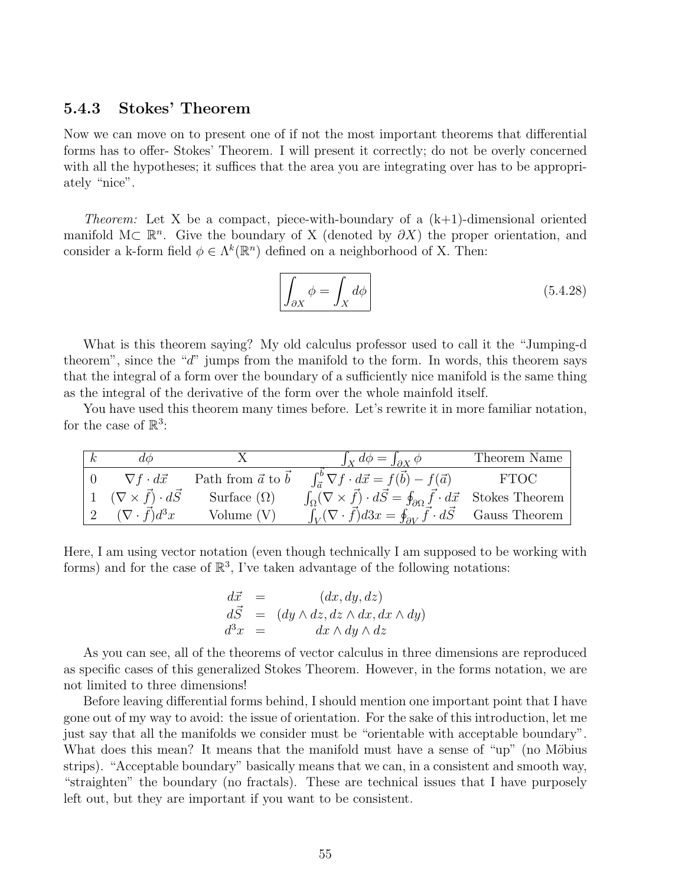### 5.4.3 Stokes' Theorem

Now we can move on to present one of if not the most important theorems that differential forms has to offer- Stokes' Theorem. I will present it correctly; do not be overly concerned with all the hypotheses; it suffices that the area you are integrating over has to be appropriately "nice".

*Theorem:* Let X be a compact, piece-with-boundary of a (k+1)-dimensional oriented manifold M$\subset \mathbb{R}^n$. Give the boundary of X (denoted by $\partial X$) the proper orientation, and consider a k-form field $\phi \in \Lambda^k(\mathbb{R}^n)$ defined on a neighborhood of X. Then:

$$\boxed{\int_{\partial X} \phi = \int_X d\phi} \tag{5.4.28}$$

What is this theorem saying? My old calculus professor used to call it the "Jumping-d theorem", since the "$d$" jumps from the manifold to the form. In words, this theorem says that the integral of a form over the boundary of a sufficiently nice manifold is the same thing as the integral of the derivative of the form over the whole mainfold itself.

You have used this theorem many times before. Let's rewrite it in more familiar notation, for the case of $\mathbb{R}^3$:

| $k$ | $d\phi$ | X | $\int_X d\phi = \int_{\partial X} \phi$ | Theorem Name |
|---|---|---|---|---|
| 0 | $\nabla f \cdot d\vec{x}$ | Path from $\vec{a}$ to $\vec{b}$ | $\int_{\vec{a}}^{\vec{b}} \nabla f \cdot d\vec{x} = f(\vec{b}) - f(\vec{a})$ | FTOC |
| 1 | $(\nabla \times \vec{f}) \cdot d\vec{S}$ | Surface ($\Omega$) | $\int_\Omega (\nabla \times \vec{f}) \cdot d\vec{S} = \oint_{\partial\Omega} \vec{f} \cdot d\vec{x}$ | Stokes Theorem |
| 2 | $(\nabla \cdot \vec{f}) d^3x$ | Volume (V) | $\int_V (\nabla \cdot \vec{f}) d3x = \oint_{\partial V} \vec{f} \cdot d\vec{S}$ | Gauss Theorem |

Here, I am using vector notation (even though technically I am supposed to be working with forms) and for the case of $\mathbb{R}^3$, I've taken advantage of the following notations:

$$\begin{aligned} d\vec{x} &= (dx, dy, dz) \\ d\vec{S} &= (dy \wedge dz, dz \wedge dx, dx \wedge dy) \\ d^3x &= dx \wedge dy \wedge dz \end{aligned}$$

As you can see, all of the theorems of vector calculus in three dimensions are reproduced as specific cases of this generalized Stokes Theorem. However, in the forms notation, we are not limited to three dimensions!

Before leaving differential forms behind, I should mention one important point that I have gone out of my way to avoid: the issue of orientation. For the sake of this introduction, let me just say that all the manifolds we consider must be "orientable with acceptable boundary". What does this mean? It means that the manifold must have a sense of "up" (no Möbius strips). "Acceptable boundary" basically means that we can, in a consistent and smooth way, "straighten" the boundary (no fractals). These are technical issues that I have purposely left out, but they are important if you want to be consistent.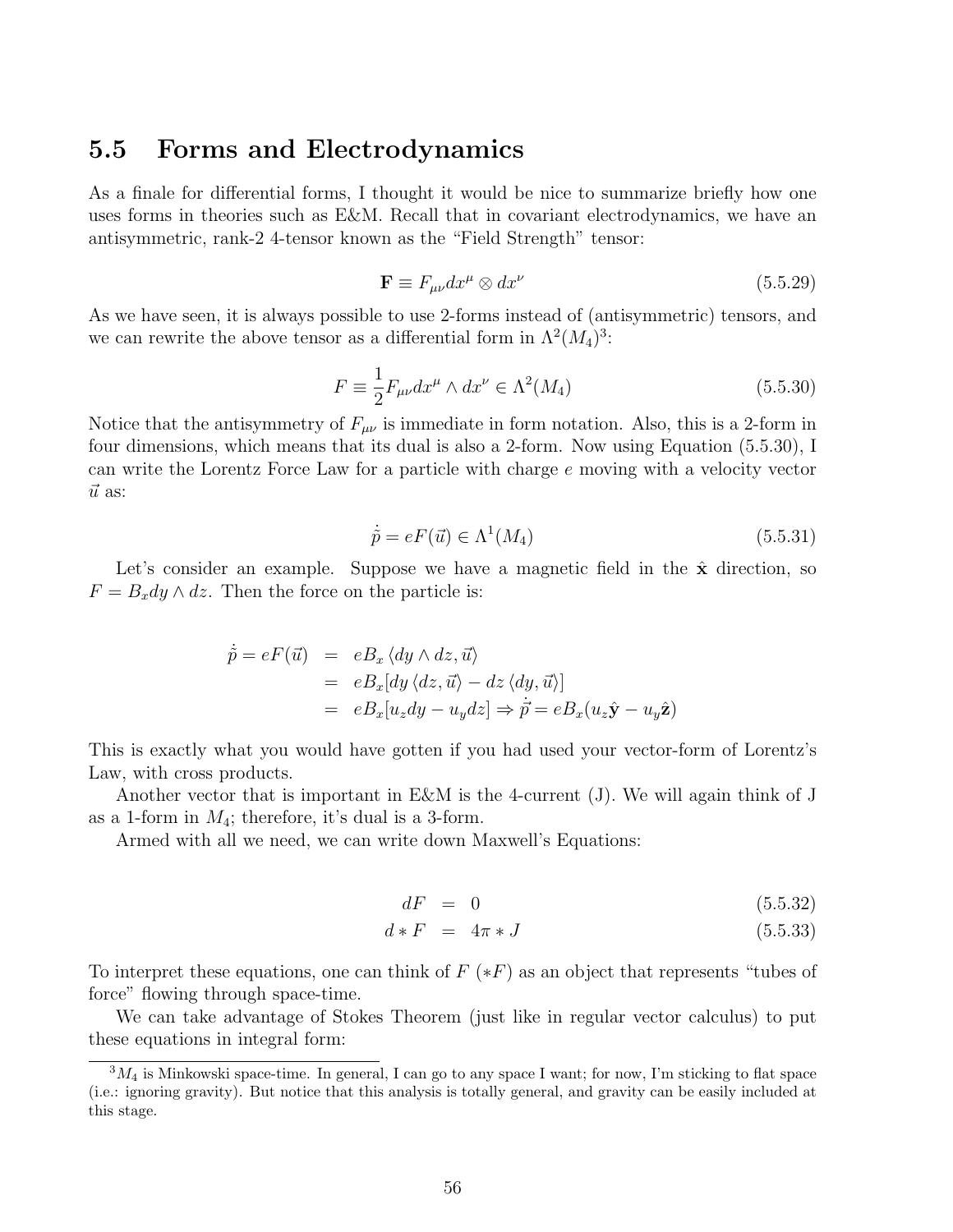## 5.5 Forms and Electrodynamics

As a finale for differential forms, I thought it would be nice to summarize briefly how one uses forms in theories such as E&M. Recall that in covariant electrodynamics, we have an antisymmetric, rank-2 4-tensor known as the "Field Strength" tensor:

$$\mathbf{F} \equiv F_{\mu\nu} dx^\mu \otimes dx^\nu \tag{5.5.29}$$

As we have seen, it is always possible to use 2-forms instead of (antisymmetric) tensors, and we can rewrite the above tensor as a differential form in $\Lambda^2(M_4)$[3]:

$$F \equiv \frac{1}{2} F_{\mu\nu} dx^\mu \wedge dx^\nu \in \Lambda^2(M_4) \tag{5.5.30}$$

Notice that the antisymmetry of $F_{\mu\nu}$ is immediate in form notation. Also, this is a 2-form in four dimensions, which means that its dual is also a 2-form. Now using Equation (5.5.30), I can write the Lorentz Force Law for a particle with charge $e$ moving with a velocity vector $\vec{u}$ as:

$$\dot{\vec{p}} = eF(\vec{u}) \in \Lambda^1(M_4) \tag{5.5.31}$$

Let's consider an example. Suppose we have a magnetic field in the $\hat{\mathbf{x}}$ direction, so $F = B_x dy \wedge dz$. Then the force on the particle is:

$$\begin{aligned}
\dot{\vec{p}} = eF(\vec{u}) &= eB_x \langle dy \wedge dz, \vec{u} \rangle \\
&= eB_x [dy \langle dz, \vec{u} \rangle - dz \langle dy, \vec{u} \rangle] \\
&= eB_x [u_z dy - u_y dz] \Rightarrow \dot{\vec{p}} = eB_x (u_z \hat{\mathbf{y}} - u_y \hat{\mathbf{z}})
\end{aligned}$$

This is exactly what you would have gotten if you had used your vector-form of Lorentz's Law, with cross products.

Another vector that is important in E&M is the 4-current (J). We will again think of J as a 1-form in $M_4$; therefore, it's dual is a 3-form.

Armed with all we need, we can write down Maxwell's Equations:

$$dF = 0 \tag{5.5.32}$$

$$d * F = 4\pi * J \tag{5.5.33}$$

To interpret these equations, one can think of $F$ ($*F$) as an object that represents "tubes of force" flowing through space-time.

We can take advantage of Stokes Theorem (just like in regular vector calculus) to put these equations in integral form:

---

[3] $M_4$ is Minkowski space-time. In general, I can go to any space I want; for now, I'm sticking to flat space (i.e.: ignoring gravity). But notice that this analysis is totally general, and gravity can be easily included at this stage.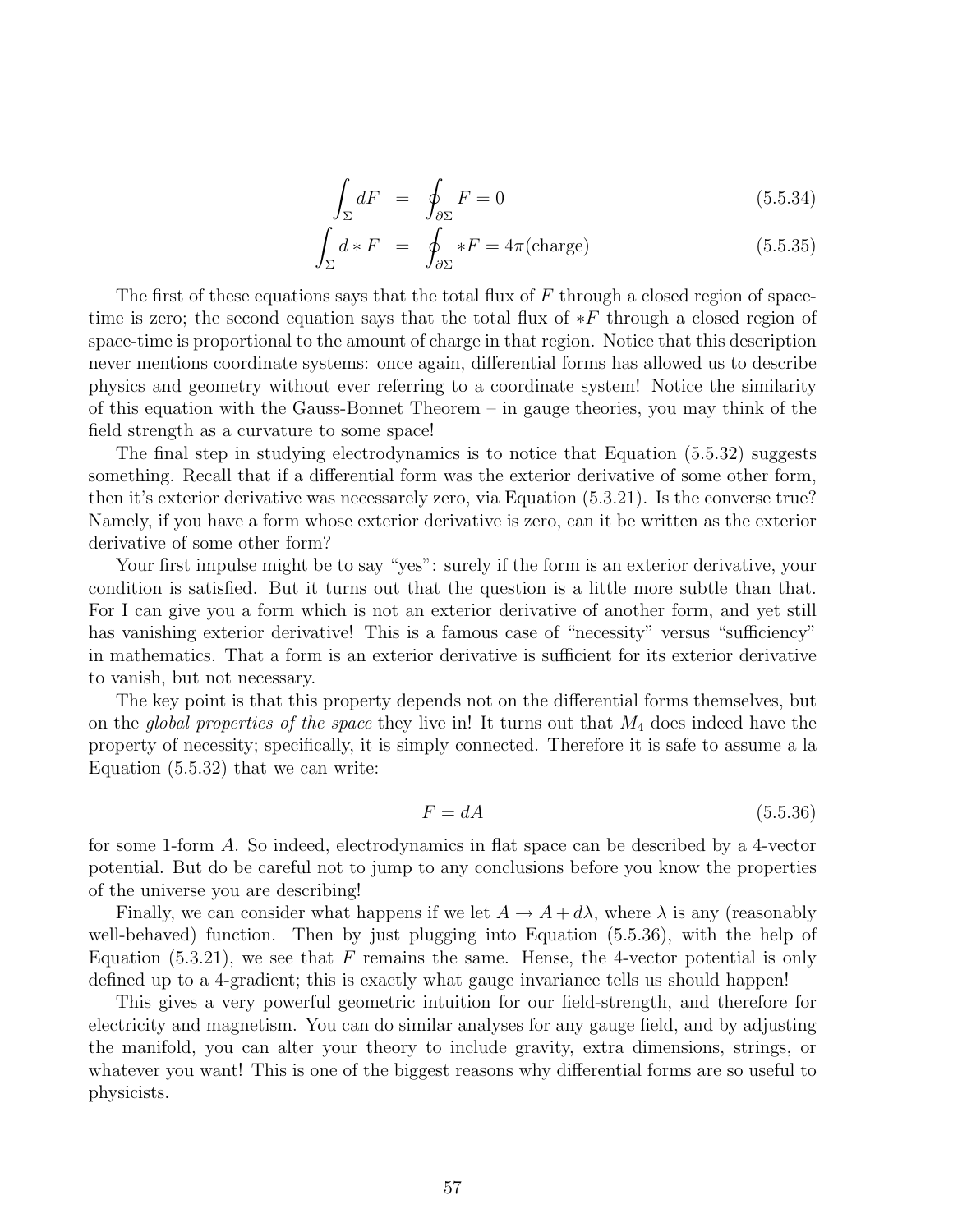$$\int_{\Sigma} dF = \oint_{\partial\Sigma} F = 0 \tag{5.5.34}$$

$$\int_{\Sigma} d * F = \oint_{\partial\Sigma} *F = 4\pi(\text{charge}) \tag{5.5.35}$$

The first of these equations says that the total flux of $F$ through a closed region of space-time is zero; the second equation says that the total flux of $*F$ through a closed region of space-time is proportional to the amount of charge in that region. Notice that this description never mentions coordinate systems: once again, differential forms has allowed us to describe physics and geometry without ever referring to a coordinate system! Notice the similarity of this equation with the Gauss-Bonnet Theorem – in gauge theories, you may think of the field strength as a curvature to some space!

The final step in studying electrodynamics is to notice that Equation (5.5.32) suggests something. Recall that if a differential form was the exterior derivative of some other form, then it's exterior derivative was necessarely zero, via Equation (5.3.21). Is the converse true? Namely, if you have a form whose exterior derivative is zero, can it be written as the exterior derivative of some other form?

Your first impulse might be to say "yes": surely if the form is an exterior derivative, your condition is satisfied. But it turns out that the question is a little more subtle than that. For I can give you a form which is not an exterior derivative of another form, and yet still has vanishing exterior derivative! This is a famous case of "necessity" versus "sufficiency" in mathematics. That a form is an exterior derivative is sufficient for its exterior derivative to vanish, but not necessary.

The key point is that this property depends not on the differential forms themselves, but on the *global properties of the space* they live in! It turns out that $M_4$ does indeed have the property of necessity; specifically, it is simply connected. Therefore it is safe to assume a la Equation (5.5.32) that we can write:

$$F = dA \tag{5.5.36}$$

for some 1-form $A$. So indeed, electrodynamics in flat space can be described by a 4-vector potential. But do be careful not to jump to any conclusions before you know the properties of the universe you are describing!

Finally, we can consider what happens if we let $A \to A + d\lambda$, where $\lambda$ is any (reasonably well-behaved) function. Then by just plugging into Equation (5.5.36), with the help of Equation (5.3.21), we see that $F$ remains the same. Hense, the 4-vector potential is only defined up to a 4-gradient; this is exactly what gauge invariance tells us should happen!

This gives a very powerful geometric intuition for our field-strength, and therefore for electricity and magnetism. You can do similar analyses for any gauge field, and by adjusting the manifold, you can alter your theory to include gravity, extra dimensions, strings, or whatever you want! This is one of the biggest reasons why differential forms are so useful to physicists.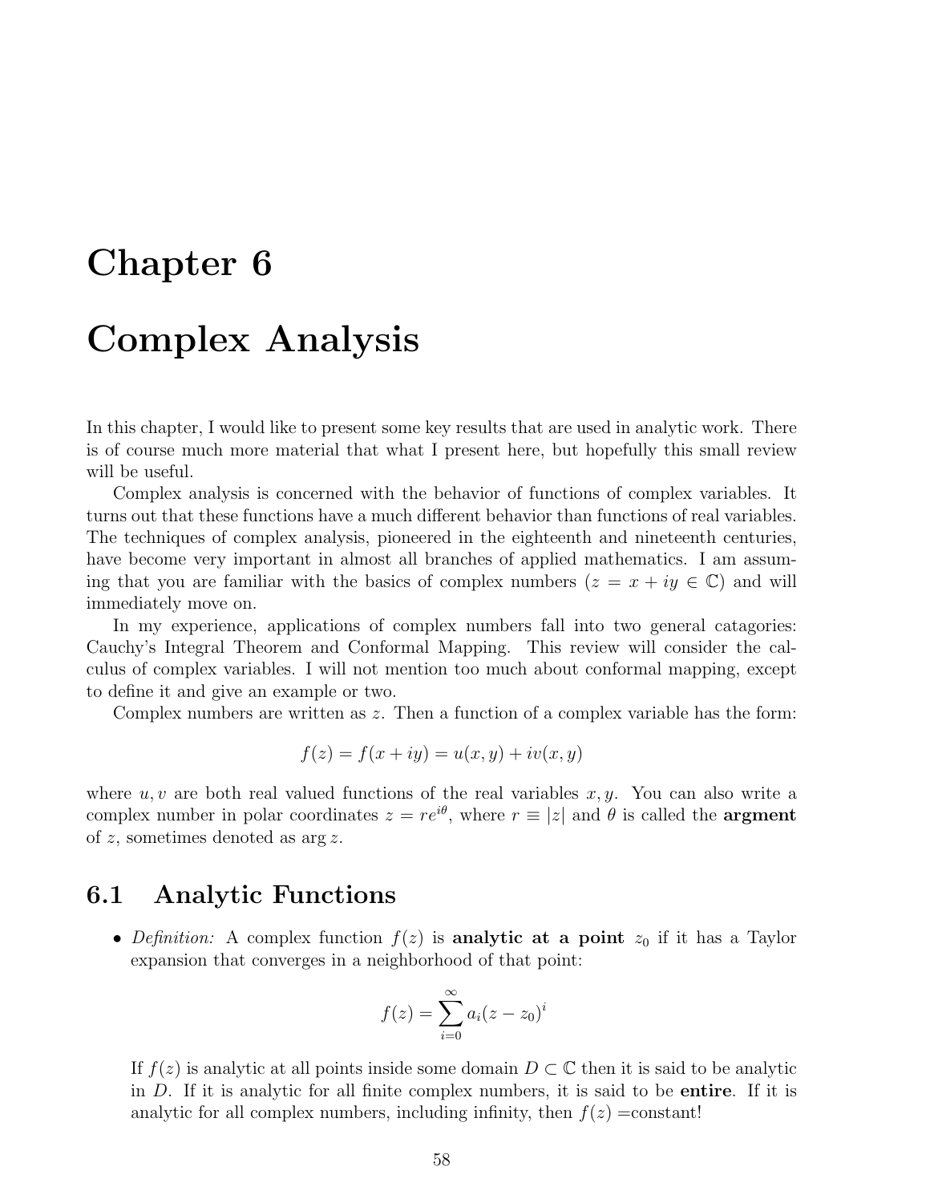# Chapter 6

# Complex Analysis

In this chapter, I would like to present some key results that are used in analytic work. There is of course much more material that what I present here, but hopefully this small review will be useful.

Complex analysis is concerned with the behavior of functions of complex variables. It turns out that these functions have a much different behavior than functions of real variables. The techniques of complex analysis, pioneered in the eighteenth and nineteenth centuries, have become very important in almost all branches of applied mathematics. I am assuming that you are familiar with the basics of complex numbers ($z = x + iy \in \mathbb{C}$) and will immediately move on.

In my experience, applications of complex numbers fall into two general catagories: Cauchy's Integral Theorem and Conformal Mapping. This review will consider the calculus of complex variables. I will not mention too much about conformal mapping, except to define it and give an example or two.

Complex numbers are written as $z$. Then a function of a complex variable has the form:

$$f(z) = f(x + iy) = u(x, y) + iv(x, y)$$

where $u, v$ are both real valued functions of the real variables $x, y$. You can also write a complex number in polar coordinates $z = re^{i\theta}$, where $r \equiv |z|$ and $\theta$ is called the **argment** of $z$, sometimes denoted as $\arg z$.

## 6.1 Analytic Functions

- *Definition:* A complex function $f(z)$ is **analytic at a point** $z_0$ if it has a Taylor expansion that converges in a neighborhood of that point:

$$f(z) = \sum_{i=0}^{\infty} a_i (z - z_0)^i$$

If $f(z)$ is analytic at all points inside some domain $D \subset \mathbb{C}$ then it is said to be analytic in $D$. If it is analytic for all finite complex numbers, it is said to be **entire**. If it is analytic for all complex numbers, including infinity, then $f(z)$ =constant!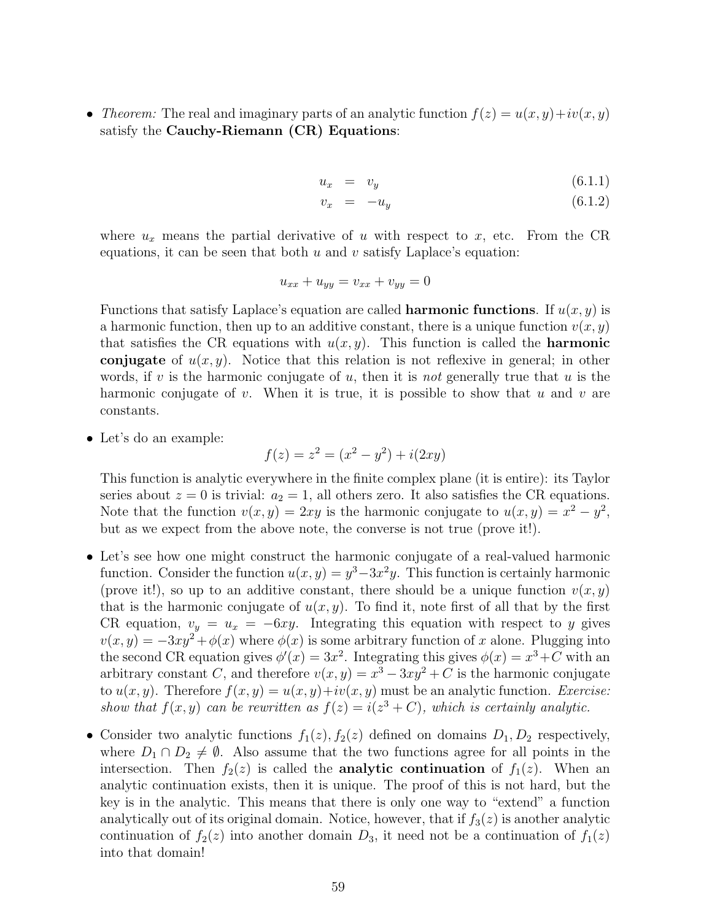- *Theorem:* The real and imaginary parts of an analytic function $f(z) = u(x, y) + iv(x, y)$ satisfy the **Cauchy-Riemann (CR) Equations**:

$$u_x = v_y \tag{6.1.1}$$

$$v_x = -u_y \tag{6.1.2}$$

  where $u_x$ means the partial derivative of $u$ with respect to $x$, etc. From the CR equations, it can be seen that both $u$ and $v$ satisfy Laplace's equation:

$$u_{xx} + u_{yy} = v_{xx} + v_{yy} = 0$$

  Functions that satisfy Laplace's equation are called **harmonic functions**. If $u(x, y)$ is a harmonic function, then up to an additive constant, there is a unique function $v(x, y)$ that satisfies the CR equations with $u(x, y)$. This function is called the **harmonic conjugate** of $u(x, y)$. Notice that this relation is not reflexive in general; in other words, if $v$ is the harmonic conjugate of $u$, then it is *not* generally true that $u$ is the harmonic conjugate of $v$. When it is true, it is possible to show that $u$ and $v$ are constants.

- Let's do an example:

$$f(z) = z^2 = (x^2 - y^2) + i(2xy)$$

  This function is analytic everywhere in the finite complex plane (it is entire): its Taylor series about $z = 0$ is trivial: $a_2 = 1$, all others zero. It also satisfies the CR equations. Note that the function $v(x, y) = 2xy$ is the harmonic conjugate to $u(x, y) = x^2 - y^2$, but as we expect from the above note, the converse is not true (prove it!).

- Let's see how one might construct the harmonic conjugate of a real-valued harmonic function. Consider the function $u(x, y) = y^3 - 3x^2y$. This function is certainly harmonic (prove it!), so up to an additive constant, there should be a unique function $v(x, y)$ that is the harmonic conjugate of $u(x, y)$. To find it, note first of all that by the first CR equation, $v_y = u_x = -6xy$. Integrating this equation with respect to $y$ gives $v(x, y) = -3xy^2 + \phi(x)$ where $\phi(x)$ is some arbitrary function of $x$ alone. Plugging into the second CR equation gives $\phi'(x) = 3x^2$. Integrating this gives $\phi(x) = x^3 + C$ with an arbitrary constant $C$, and therefore $v(x, y) = x^3 - 3xy^2 + C$ is the harmonic conjugate to $u(x, y)$. Therefore $f(x, y) = u(x, y) + iv(x, y)$ must be an analytic function. *Exercise: show that $f(x, y)$ can be rewritten as $f(z) = i(z^3 + C)$, which is certainly analytic.*

- Consider two analytic functions $f_1(z), f_2(z)$ defined on domains $D_1, D_2$ respectively, where $D_1 \cap D_2 \neq \emptyset$. Also assume that the two functions agree for all points in the intersection. Then $f_2(z)$ is called the **analytic continuation** of $f_1(z)$. When an analytic continuation exists, then it is unique. The proof of this is not hard, but the key is in the analytic. This means that there is only one way to "extend" a function analytically out of its original domain. Notice, however, that if $f_3(z)$ is another analytic continuation of $f_2(z)$ into another domain $D_3$, it need not be a continuation of $f_1(z)$ into that domain!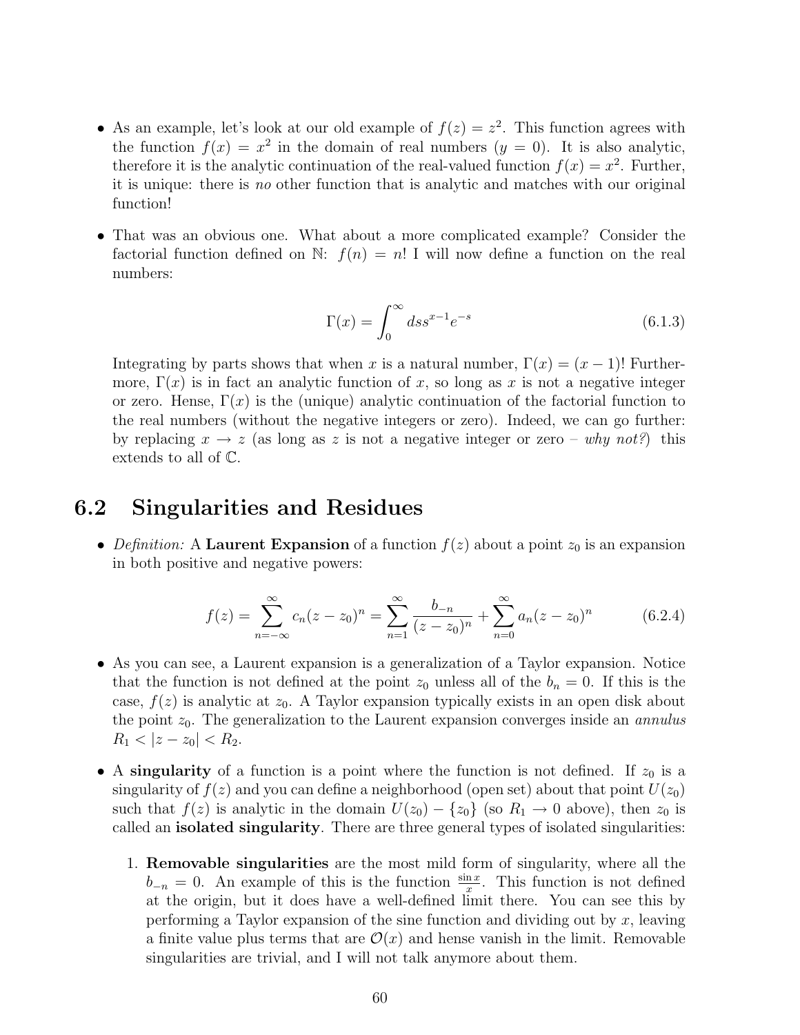- As an example, let's look at our old example of $f(z) = z^2$. This function agrees with the function $f(x) = x^2$ in the domain of real numbers ($y = 0$). It is also analytic, therefore it is the analytic continuation of the real-valued function $f(x) = x^2$. Further, it is unique: there is *no* other function that is analytic and matches with our original function!

- That was an obvious one. What about a more complicated example? Consider the factorial function defined on $\mathbb{N}$: $f(n) = n!$ I will now define a function on the real numbers:

$$\Gamma(x) = \int_0^\infty ds s^{x-1} e^{-s} \tag{6.1.3}$$

  Integrating by parts shows that when $x$ is a natural number, $\Gamma(x) = (x-1)!$ Furthermore, $\Gamma(x)$ is in fact an analytic function of $x$, so long as $x$ is not a negative integer or zero. Hense, $\Gamma(x)$ is the (unique) analytic continuation of the factorial function to the real numbers (without the negative integers or zero). Indeed, we can go further: by replacing $x \to z$ (as long as $z$ is not a negative integer or zero – *why not?*) this extends to all of $\mathbb{C}$.

## 6.2 Singularities and Residues

- *Definition:* A **Laurent Expansion** of a function $f(z)$ about a point $z_0$ is an expansion in both positive and negative powers:

$$f(z) = \sum_{n=-\infty}^{\infty} c_n (z - z_0)^n = \sum_{n=1}^{\infty} \frac{b_{-n}}{(z - z_0)^n} + \sum_{n=0}^{\infty} a_n (z - z_0)^n \tag{6.2.4}$$

- As you can see, a Laurent expansion is a generalization of a Taylor expansion. Notice that the function is not defined at the point $z_0$ unless all of the $b_n = 0$. If this is the case, $f(z)$ is analytic at $z_0$. A Taylor expansion typically exists in an open disk about the point $z_0$. The generalization to the Laurent expansion converges inside an *annulus* $R_1 < |z - z_0| < R_2$.

- A **singularity** of a function is a point where the function is not defined. If $z_0$ is a singularity of $f(z)$ and you can define a neighborhood (open set) about that point $U(z_0)$ such that $f(z)$ is analytic in the domain $U(z_0) - \{z_0\}$ (so $R_1 \to 0$ above), then $z_0$ is called an **isolated singularity**. There are three general types of isolated singularities:

  1. **Removable singularities** are the most mild form of singularity, where all the $b_{-n} = 0$. An example of this is the function $\frac{\sin x}{x}$. This function is not defined at the origin, but it does have a well-defined limit there. You can see this by performing a Taylor expansion of the sine function and dividing out by $x$, leaving a finite value plus terms that are $\mathcal{O}(x)$ and hense vanish in the limit. Removable singularities are trivial, and I will not talk anymore about them.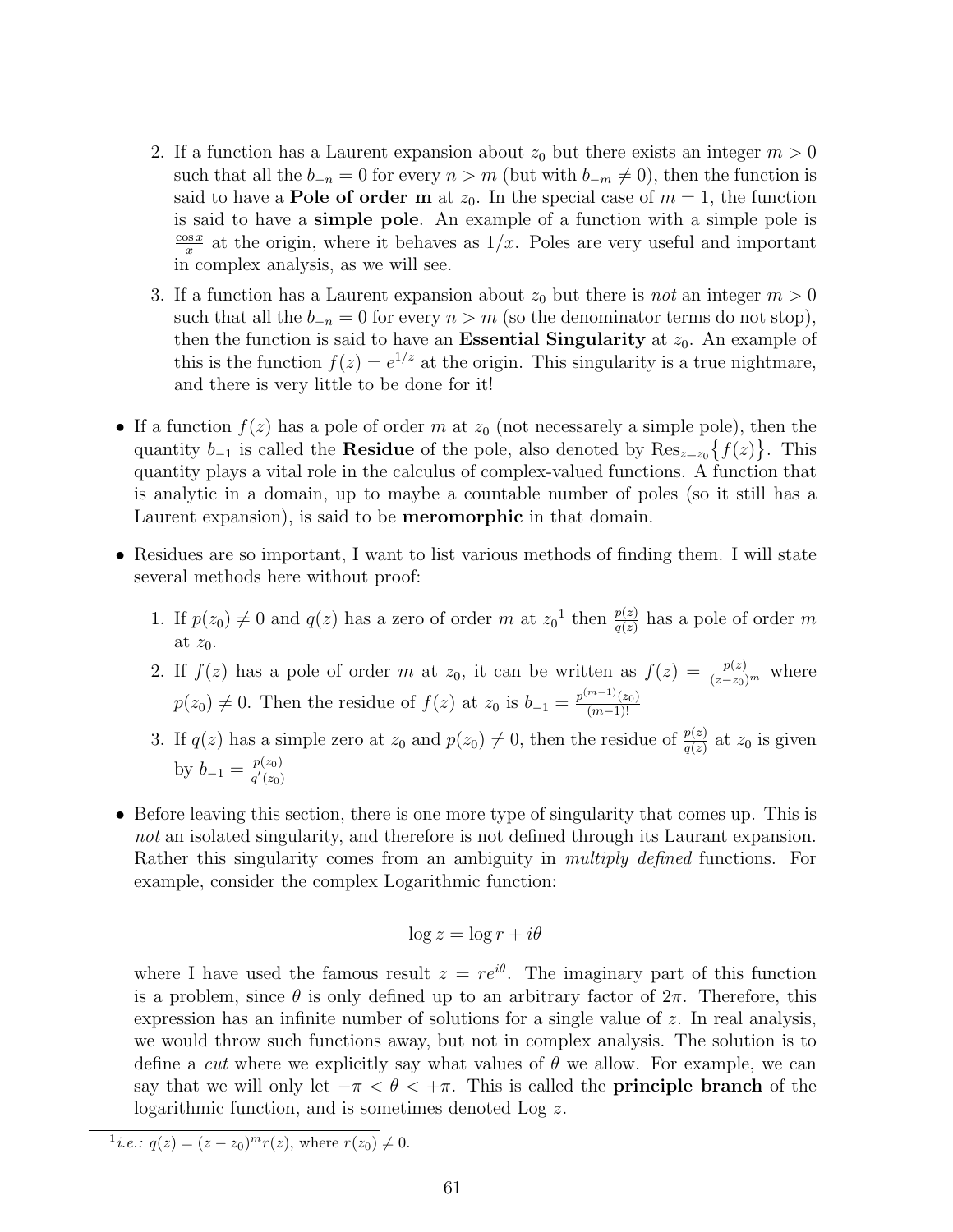2. If a function has a Laurent expansion about $z_0$ but there exists an integer $m > 0$ such that all the $b_{-n} = 0$ for every $n > m$ (but with $b_{-m} \neq 0$), then the function is said to have a **Pole of order m** at $z_0$. In the special case of $m = 1$, the function is said to have a **simple pole**. An example of a function with a simple pole is $\frac{\cos x}{x}$ at the origin, where it behaves as $1/x$. Poles are very useful and important in complex analysis, as we will see.

3. If a function has a Laurent expansion about $z_0$ but there is *not* an integer $m > 0$ such that all the $b_{-n} = 0$ for every $n > m$ (so the denominator terms do not stop), then the function is said to have an **Essential Singularity** at $z_0$. An example of this is the function $f(z) = e^{1/z}$ at the origin. This singularity is a true nightmare, and there is very little to be done for it!

- If a function $f(z)$ has a pole of order $m$ at $z_0$ (not necessarely a simple pole), then the quantity $b_{-1}$ is called the **Residue** of the pole, also denoted by $\text{Res}_{z=z_0}\big\{f(z)\big\}$. This quantity plays a vital role in the calculus of complex-valued functions. A function that is analytic in a domain, up to maybe a countable number of poles (so it still has a Laurent expansion), is said to be **meromorphic** in that domain.

- Residues are so important, I want to list various methods of finding them. I will state several methods here without proof:

  1. If $p(z_0) \neq 0$ and $q(z)$ has a zero of order $m$ at $z_0$[1] then $\frac{p(z)}{q(z)}$ has a pole of order $m$ at $z_0$.
  2. If $f(z)$ has a pole of order $m$ at $z_0$, it can be written as $f(z) = \frac{p(z)}{(z-z_0)^m}$ where $p(z_0) \neq 0$. Then the residue of $f(z)$ at $z_0$ is $b_{-1} = \frac{p^{(m-1)}(z_0)}{(m-1)!}$
  3. If $q(z)$ has a simple zero at $z_0$ and $p(z_0) \neq 0$, then the residue of $\frac{p(z)}{q(z)}$ at $z_0$ is given by $b_{-1} = \frac{p(z_0)}{q'(z_0)}$

- Before leaving this section, there is one more type of singularity that comes up. This is *not* an isolated singularity, and therefore is not defined through its Laurent expansion. Rather this singularity comes from an ambiguity in *multiply defined* functions. For example, consider the complex Logarithmic function:

$$\log z = \log r + i\theta$$

where I have used the famous result $z = re^{i\theta}$. The imaginary part of this function is a problem, since $\theta$ is only defined up to an arbitrary factor of $2\pi$. Therefore, this expression has an infinite number of solutions for a single value of $z$. In real analysis, we would throw such functions away, but not in complex analysis. The solution is to define a *cut* where we explicitly say what values of $\theta$ we allow. For example, we can say that we will only let $-\pi < \theta < +\pi$. This is called the **principle branch** of the logarithmic function, and is sometimes denoted Log $z$.

[1] *i.e.:* $q(z) = (z - z_0)^m r(z)$, where $r(z_0) \neq 0$.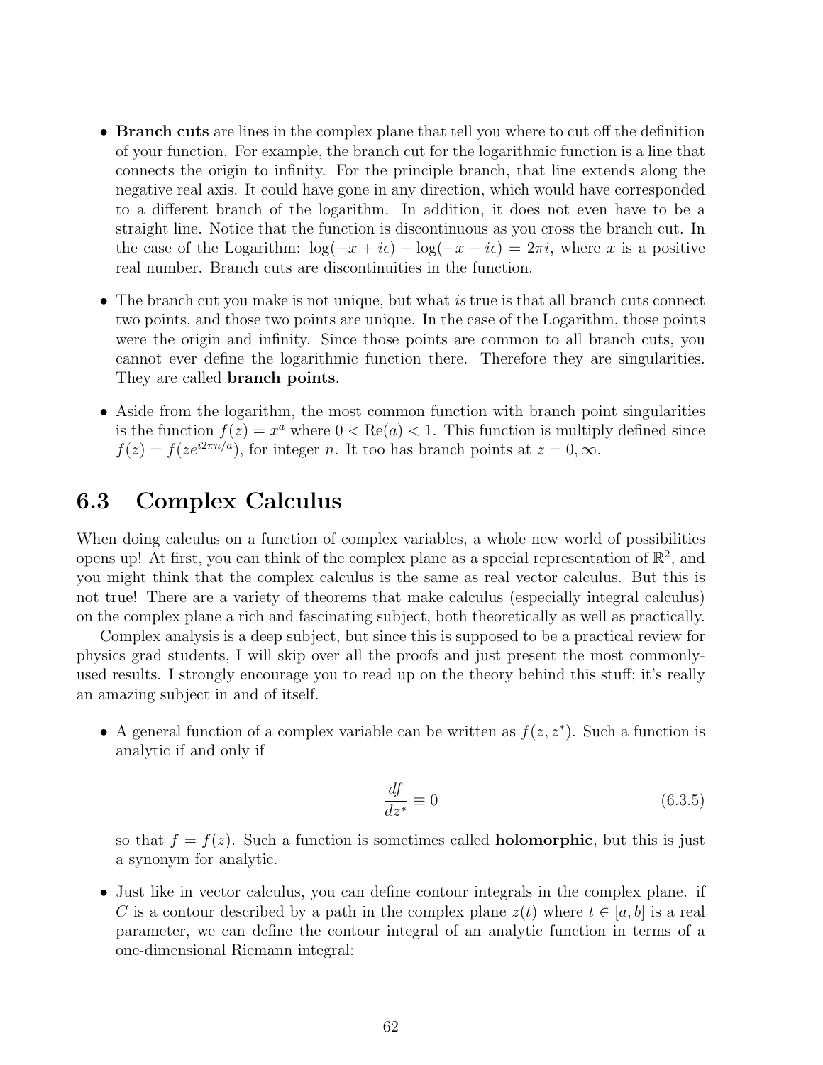- **Branch cuts** are lines in the complex plane that tell you where to cut off the definition of your function. For example, the branch cut for the logarithmic function is a line that connects the origin to infinity. For the principle branch, that line extends along the negative real axis. It could have gone in any direction, which would have corresponded to a different branch of the logarithm. In addition, it does not even have to be a straight line. Notice that the function is discontinuous as you cross the branch cut. In the case of the Logarithm: $\log(-x + i\epsilon) - \log(-x - i\epsilon) = 2\pi i$, where $x$ is a positive real number. Branch cuts are discontinuities in the function.

- The branch cut you make is not unique, but what *is* true is that all branch cuts connect two points, and those two points are unique. In the case of the Logarithm, those points were the origin and infinity. Since those points are common to all branch cuts, you cannot ever define the logarithmic function there. Therefore they are singularities. They are called **branch points**.

- Aside from the logarithm, the most common function with branch point singularities is the function $f(z) = x^a$ where $0 < \text{Re}(a) < 1$. This function is multiply defined since $f(z) = f(ze^{i2\pi n/a})$, for integer $n$. It too has branch points at $z = 0, \infty$.

## 6.3 Complex Calculus

When doing calculus on a function of complex variables, a whole new world of possibilities opens up! At first, you can think of the complex plane as a special representation of $\mathbb{R}^2$, and you might think that the complex calculus is the same as real vector calculus. But this is not true! There are a variety of theorems that make calculus (especially integral calculus) on the complex plane a rich and fascinating subject, both theoretically as well as practically.

Complex analysis is a deep subject, but since this is supposed to be a practical review for physics grad students, I will skip over all the proofs and just present the most commonly-used results. I strongly encourage you to read up on the theory behind this stuff; it's really an amazing subject in and of itself.

- A general function of a complex variable can be written as $f(z, z^*)$. Such a function is analytic if and only if

$$\frac{df}{dz^*} \equiv 0 \tag{6.3.5}$$

  so that $f = f(z)$. Such a function is sometimes called **holomorphic**, but this is just a synonym for analytic.

- Just like in vector calculus, you can define contour integrals in the complex plane. if $C$ is a contour described by a path in the complex plane $z(t)$ where $t \in [a, b]$ is a real parameter, we can define the contour integral of an analytic function in terms of a one-dimensional Riemann integral: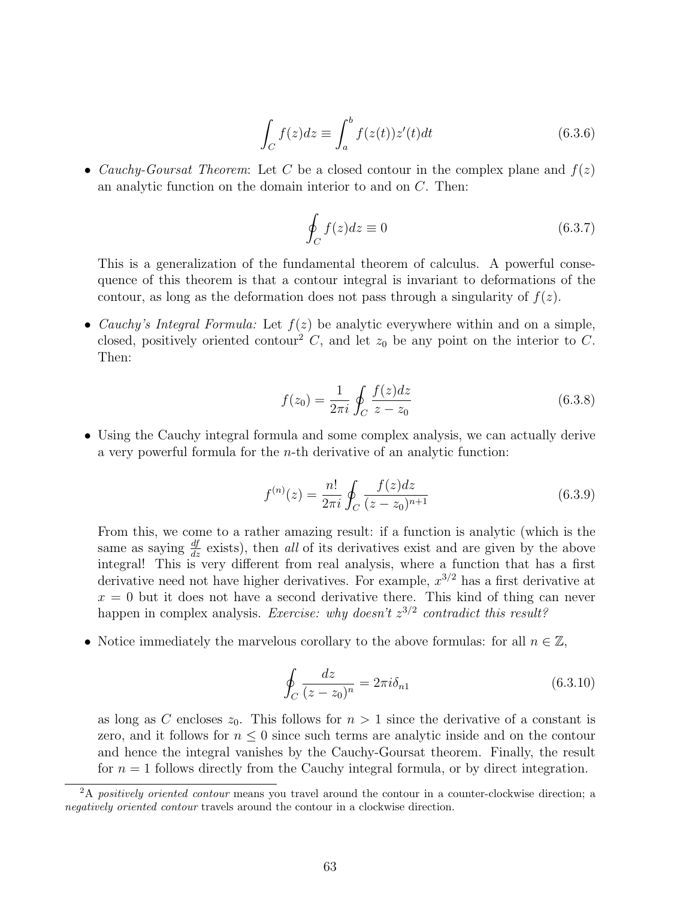$$\int_C f(z)dz \equiv \int_a^b f(z(t))z'(t)dt \tag{6.3.6}$$

- *Cauchy-Goursat Theorem*: Let $C$ be a closed contour in the complex plane and $f(z)$ an analytic function on the domain interior to and on $C$. Then:

$$\oint_C f(z)dz \equiv 0 \tag{6.3.7}$$

  This is a generalization of the fundamental theorem of calculus. A powerful consequence of this theorem is that a contour integral is invariant to deformations of the contour, as long as the deformation does not pass through a singularity of $f(z)$.

- *Cauchy's Integral Formula:* Let $f(z)$ be analytic everywhere within and on a simple, closed, positively oriented contour[2] $C$, and let $z_0$ be any point on the interior to $C$. Then:

$$f(z_0) = \frac{1}{2\pi i}\oint_C \frac{f(z)dz}{z - z_0} \tag{6.3.8}$$

- Using the Cauchy integral formula and some complex analysis, we can actually derive a very powerful formula for the $n$-th derivative of an analytic function:

$$f^{(n)}(z) = \frac{n!}{2\pi i}\oint_C \frac{f(z)dz}{(z - z_0)^{n+1}} \tag{6.3.9}$$

  From this, we come to a rather amazing result: if a function is analytic (which is the same as saying $\frac{df}{dz}$ exists), then *all* of its derivatives exist and are given by the above integral! This is very different from real analysis, where a function that has a first derivative need not have higher derivatives. For example, $x^{3/2}$ has a first derivative at $x = 0$ but it does not have a second derivative there. This kind of thing can never happen in complex analysis. *Exercise: why doesn't $z^{3/2}$ contradict this result?*

- Notice immediately the marvelous corollary to the above formulas: for all $n \in \mathbb{Z}$,

$$\oint_C \frac{dz}{(z - z_0)^n} = 2\pi i \delta_{n1} \tag{6.3.10}$$

  as long as $C$ encloses $z_0$. This follows for $n > 1$ since the derivative of a constant is zero, and it follows for $n \leq 0$ since such terms are analytic inside and on the contour and hence the integral vanishes by the Cauchy-Goursat theorem. Finally, the result for $n = 1$ follows directly from the Cauchy integral formula, or by direct integration.

[2] A *positively oriented contour* means you travel around the contour in a counter-clockwise direction; a *negatively oriented contour* travels around the contour in a clockwise direction.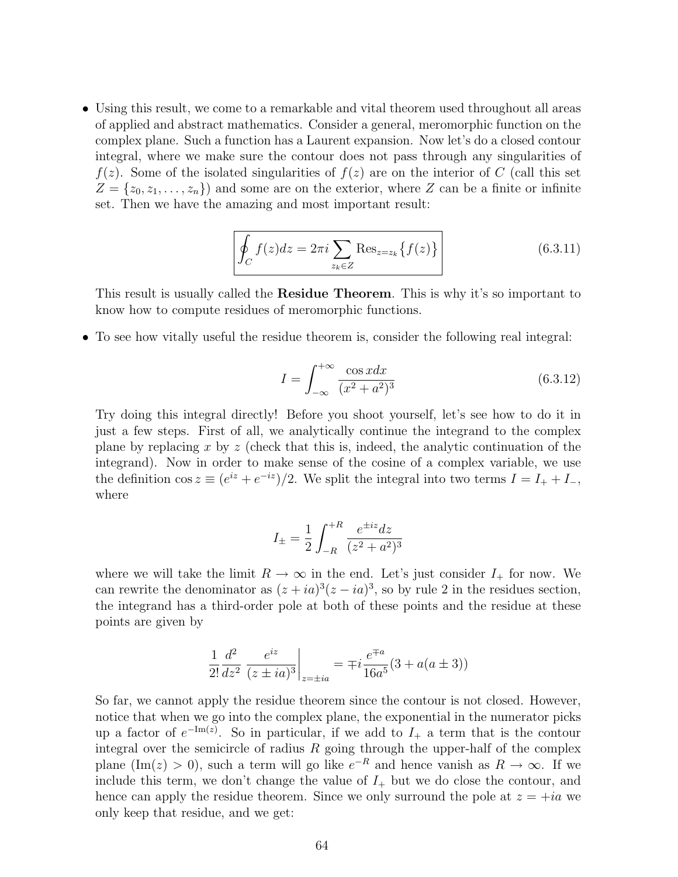- Using this result, we come to a remarkable and vital theorem used throughout all areas of applied and abstract mathematics. Consider a general, meromorphic function on the complex plane. Such a function has a Laurent expansion. Now let's do a closed contour integral, where we make sure the contour does not pass through any singularities of $f(z)$. Some of the isolated singularities of $f(z)$ are on the interior of $C$ (call this set $Z = \{z_0, z_1, \ldots, z_n\}$) and some are on the exterior, where $Z$ can be a finite or infinite set. Then we have the amazing and most important result:

$$\boxed{\oint_C f(z)dz = 2\pi i \sum_{z_k \in Z} \mathrm{Res}_{z=z_k}\{f(z)\}} \tag{6.3.11}$$

This result is usually called the **Residue Theorem**. This is why it's so important to know how to compute residues of meromorphic functions.

- To see how vitally useful the residue theorem is, consider the following real integral:

$$I = \int_{-\infty}^{+\infty} \frac{\cos x dx}{(x^2 + a^2)^3} \tag{6.3.12}$$

Try doing this integral directly! Before you shoot yourself, let's see how to do it in just a few steps. First of all, we analytically continue the integrand to the complex plane by replacing $x$ by $z$ (check that this is, indeed, the analytic continuation of the integrand). Now in order to make sense of the cosine of a complex variable, we use the definition $\cos z \equiv (e^{iz} + e^{-iz})/2$. We split the integral into two terms $I = I_+ + I_-$, where

$$I_\pm = \frac{1}{2} \int_{-R}^{+R} \frac{e^{\pm iz} dz}{(z^2 + a^2)^3}$$

where we will take the limit $R \to \infty$ in the end. Let's just consider $I_+$ for now. We can rewrite the denominator as $(z + ia)^3(z - ia)^3$, so by rule 2 in the residues section, the integrand has a third-order pole at both of these points and the residue at these points are given by

$$\frac{1}{2!} \frac{d^2}{dz^2} \left. \frac{e^{iz}}{(z \pm ia)^3} \right|_{z=\pm ia} = \mp i \frac{e^{\mp a}}{16a^5}(3 + a(a \pm 3))$$

So far, we cannot apply the residue theorem since the contour is not closed. However, notice that when we go into the complex plane, the exponential in the numerator picks up a factor of $e^{-\mathrm{Im}(z)}$. So in particular, if we add to $I_+$ a term that is the contour integral over the semicircle of radius $R$ going through the upper-half of the complex plane ($\mathrm{Im}(z) > 0$), such a term will go like $e^{-R}$ and hence vanish as $R \to \infty$. If we include this term, we don't change the value of $I_+$ but we do close the contour, and hence can apply the residue theorem. Since we only surround the pole at $z = +ia$ we only keep that residue, and we get: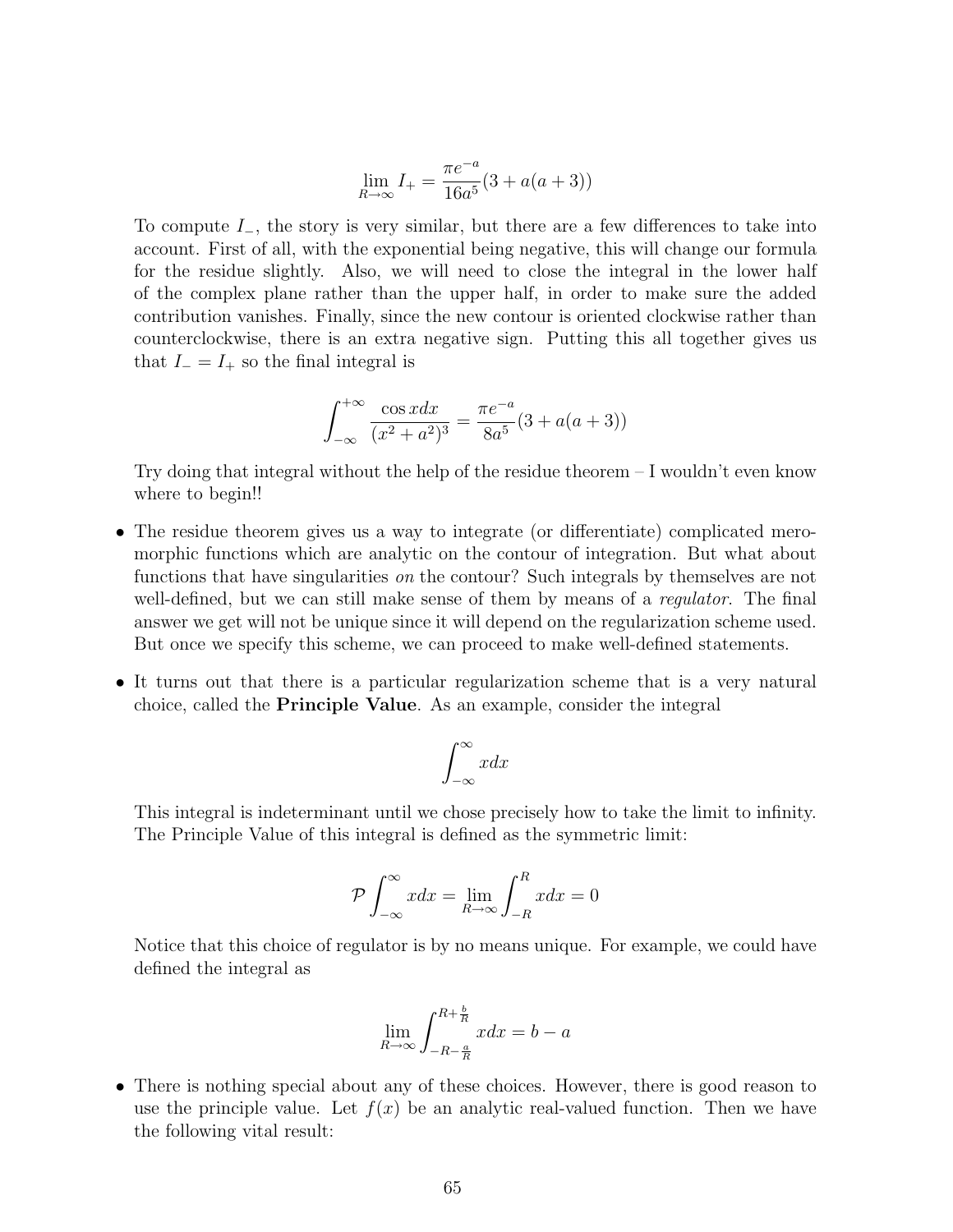$$\lim_{R\to\infty} I_+ = \frac{\pi e^{-a}}{16a^5}(3 + a(a+3))$$

To compute $I_-$, the story is very similar, but there are a few differences to take into account. First of all, with the exponential being negative, this will change our formula for the residue slightly. Also, we will need to close the integral in the lower half of the complex plane rather than the upper half, in order to make sure the added contribution vanishes. Finally, since the new contour is oriented clockwise rather than counterclockwise, there is an extra negative sign. Putting this all together gives us that $I_- = I_+$ so the final integral is

$$\int_{-\infty}^{+\infty} \frac{\cos x dx}{(x^2 + a^2)^3} = \frac{\pi e^{-a}}{8a^5}(3 + a(a+3))$$

Try doing that integral without the help of the residue theorem – I wouldn't even know where to begin!!

- The residue theorem gives us a way to integrate (or differentiate) complicated meromorphic functions which are analytic on the contour of integration. But what about functions that have singularities *on* the contour? Such integrals by themselves are not well-defined, but we can still make sense of them by means of a *regulator*. The final answer we get will not be unique since it will depend on the regularization scheme used. But once we specify this scheme, we can proceed to make well-defined statements.

- It turns out that there is a particular regularization scheme that is a very natural choice, called the **Principle Value**. As an example, consider the integral

$$\int_{-\infty}^{\infty} x dx$$

This integral is indeterminant until we chose precisely how to take the limit to infinity. The Principle Value of this integral is defined as the symmetric limit:

$$\mathcal{P}\int_{-\infty}^{\infty} x dx = \lim_{R\to\infty} \int_{-R}^{R} x dx = 0$$

Notice that this choice of regulator is by no means unique. For example, we could have defined the integral as

$$\lim_{R\to\infty} \int_{-R-\frac{a}{R}}^{R+\frac{b}{R}} x dx = b - a$$

- There is nothing special about any of these choices. However, there is good reason to use the principle value. Let $f(x)$ be an analytic real-valued function. Then we have the following vital result: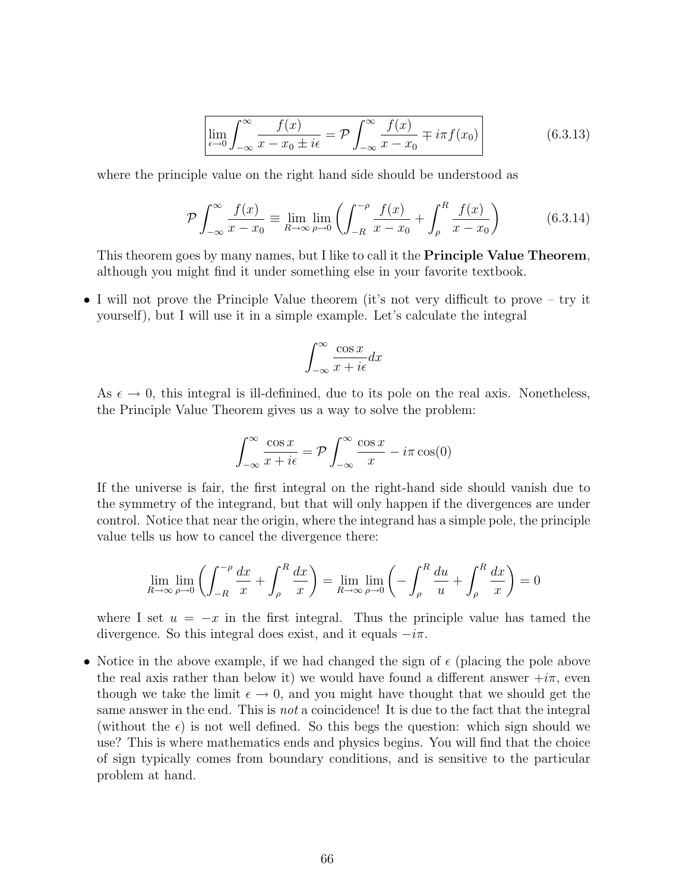$$\boxed{\lim_{\epsilon\to 0}\int_{-\infty}^{\infty}\frac{f(x)}{x-x_0\pm i\epsilon} = \mathcal{P}\int_{-\infty}^{\infty}\frac{f(x)}{x-x_0}\mp i\pi f(x_0)} \tag{6.3.13}$$

where the principle value on the right hand side should be understood as

$$\mathcal{P}\int_{-\infty}^{\infty}\frac{f(x)}{x-x_0} \equiv \lim_{R\to\infty}\lim_{\rho\to 0}\left(\int_{-R}^{-\rho}\frac{f(x)}{x-x_0}+\int_{\rho}^{R}\frac{f(x)}{x-x_0}\right) \tag{6.3.14}$$

This theorem goes by many names, but I like to call it the **Principle Value Theorem**, although you might find it under something else in your favorite textbook.

- I will not prove the Principle Value theorem (it's not very difficult to prove – try it yourself), but I will use it in a simple example. Let's calculate the integral

$$\int_{-\infty}^{\infty}\frac{\cos x}{x+i\epsilon}dx$$

As $\epsilon \to 0$, this integral is ill-definined, due to its pole on the real axis. Nonetheless, the Principle Value Theorem gives us a way to solve the problem:

$$\int_{-\infty}^{\infty}\frac{\cos x}{x+i\epsilon} = \mathcal{P}\int_{-\infty}^{\infty}\frac{\cos x}{x} - i\pi\cos(0)$$

If the universe is fair, the first integral on the right-hand side should vanish due to the symmetry of the integrand, but that will only happen if the divergences are under control. Notice that near the origin, where the integrand has a simple pole, the principle value tells us how to cancel the divergence there:

$$\lim_{R\to\infty}\lim_{\rho\to 0}\left(\int_{-R}^{-\rho}\frac{dx}{x}+\int_{\rho}^{R}\frac{dx}{x}\right) = \lim_{R\to\infty}\lim_{\rho\to 0}\left(-\int_{\rho}^{R}\frac{du}{u}+\int_{\rho}^{R}\frac{dx}{x}\right)=0$$

where I set $u=-x$ in the first integral. Thus the principle value has tamed the divergence. So this integral does exist, and it equals $-i\pi$.

- Notice in the above example, if we had changed the sign of $\epsilon$ (placing the pole above the real axis rather than below it) we would have found a different answer $+i\pi$, even though we take the limit $\epsilon \to 0$, and you might have thought that we should get the same answer in the end. This is *not* a coincidence! It is due to the fact that the integral (without the $\epsilon$) is not well defined. So this begs the question: which sign should we use? This is where mathematics ends and physics begins. You will find that the choice of sign typically comes from boundary conditions, and is sensitive to the particular problem at hand.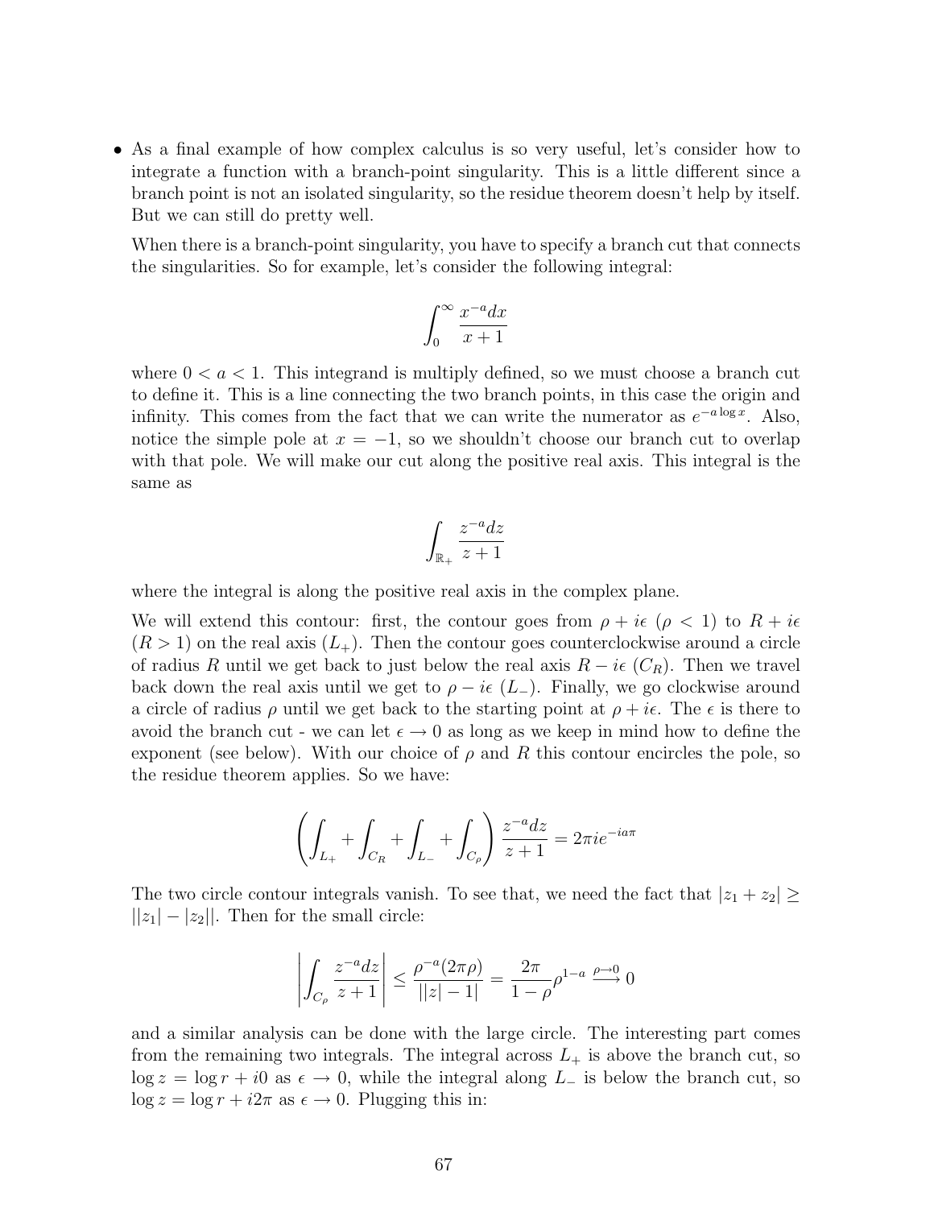- As a final example of how complex calculus is so very useful, let's consider how to integrate a function with a branch-point singularity. This is a little different since a branch point is not an isolated singularity, so the residue theorem doesn't help by itself. But we can still do pretty well.

  When there is a branch-point singularity, you have to specify a branch cut that connects the singularities. So for example, let's consider the following integral:

  $$\int_0^\infty \frac{x^{-a} dx}{x+1}$$

  where $0 < a < 1$. This integrand is multiply defined, so we must choose a branch cut to define it. This is a line connecting the two branch points, in this case the origin and infinity. This comes from the fact that we can write the numerator as $e^{-a \log x}$. Also, notice the simple pole at $x = -1$, so we shouldn't choose our branch cut to overlap with that pole. We will make our cut along the positive real axis. This integral is the same as

  $$\int_{\mathbb{R}_+} \frac{z^{-a} dz}{z+1}$$

  where the integral is along the positive real axis in the complex plane.

  We will extend this contour: first, the contour goes from $\rho + i\epsilon$ ($\rho < 1$) to $R + i\epsilon$ ($R > 1$) on the real axis ($L_+$). Then the contour goes counterclockwise around a circle of radius $R$ until we get back to just below the real axis $R - i\epsilon$ ($C_R$). Then we travel back down the real axis until we get to $\rho - i\epsilon$ ($L_-$). Finally, we go clockwise around a circle of radius $\rho$ until we get back to the starting point at $\rho + i\epsilon$. The $\epsilon$ is there to avoid the branch cut - we can let $\epsilon \to 0$ as long as we keep in mind how to define the exponent (see below). With our choice of $\rho$ and $R$ this contour encircles the pole, so the residue theorem applies. So we have:

  $$\left( \int_{L_+} + \int_{C_R} + \int_{L_-} + \int_{C_\rho} \right) \frac{z^{-a} dz}{z+1} = 2\pi i e^{-ia\pi}$$

  The two circle contour integrals vanish. To see that, we need the fact that $|z_1 + z_2| \geq ||z_1| - |z_2||$. Then for the small circle:

  $$\left| \int_{C_\rho} \frac{z^{-a} dz}{z+1} \right| \leq \frac{\rho^{-a}(2\pi\rho)}{||z| - 1|} = \frac{2\pi}{1-\rho} \rho^{1-a} \overset{\rho \to 0}{\longrightarrow} 0$$

  and a similar analysis can be done with the large circle. The interesting part comes from the remaining two integrals. The integral across $L_+$ is above the branch cut, so $\log z = \log r + i0$ as $\epsilon \to 0$, while the integral along $L_-$ is below the branch cut, so $\log z = \log r + i2\pi$ as $\epsilon \to 0$. Plugging this in: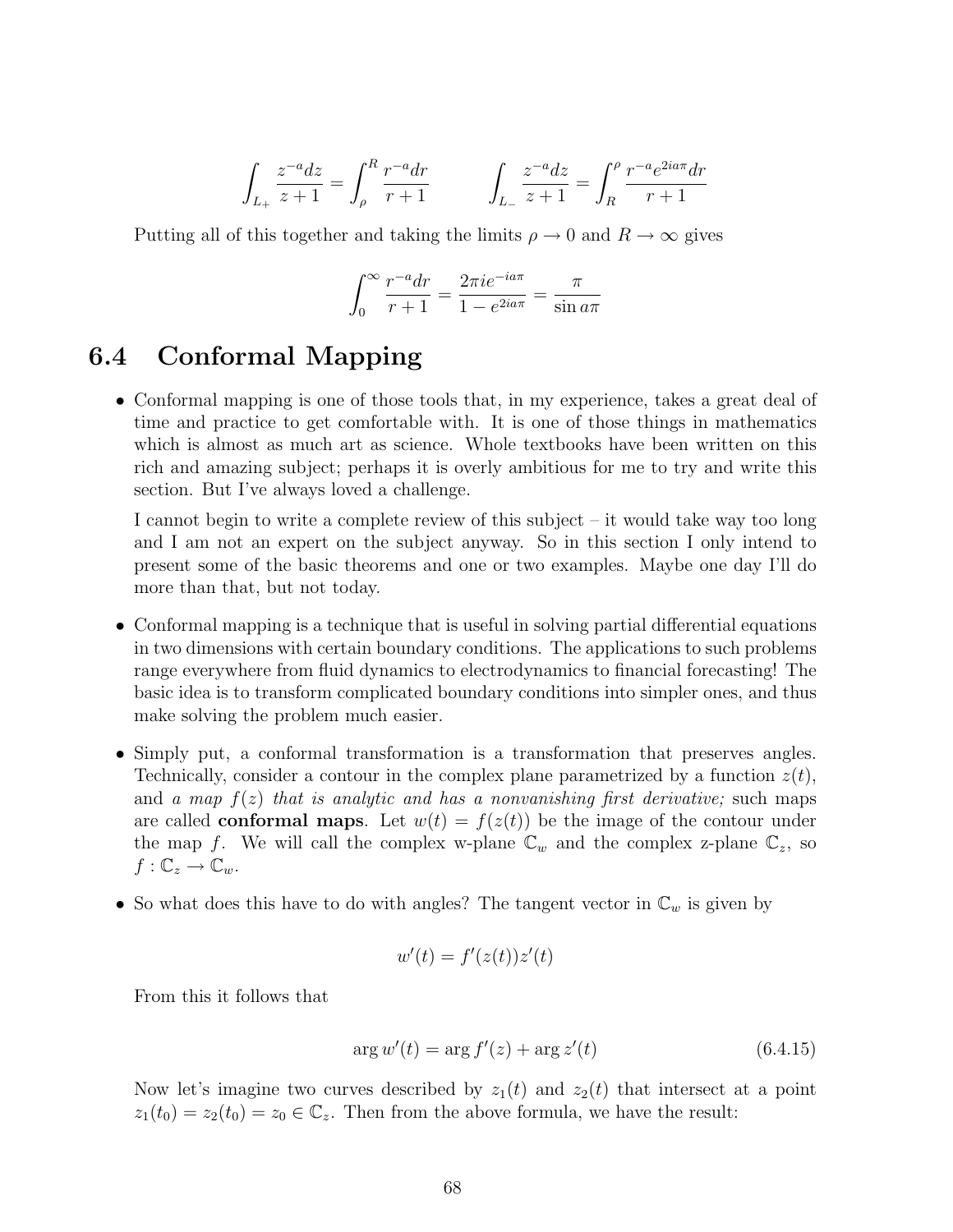$$\int_{L_+} \frac{z^{-a} dz}{z+1} = \int_\rho^R \frac{r^{-a} dr}{r+1} \qquad \int_{L_-} \frac{z^{-a} dz}{z+1} = \int_R^\rho \frac{r^{-a} e^{2ia\pi} dr}{r+1}$$

Putting all of this together and taking the limits $\rho \to 0$ and $R \to \infty$ gives

$$\int_0^\infty \frac{r^{-a} dr}{r+1} = \frac{2\pi i e^{-ia\pi}}{1 - e^{2ia\pi}} = \frac{\pi}{\sin a\pi}$$

## 6.4 Conformal Mapping

- Conformal mapping is one of those tools that, in my experience, takes a great deal of time and practice to get comfortable with. It is one of those things in mathematics which is almost as much art as science. Whole textbooks have been written on this rich and amazing subject; perhaps it is overly ambitious for me to try and write this section. But I've always loved a challenge.

  I cannot begin to write a complete review of this subject – it would take way too long and I am not an expert on the subject anyway. So in this section I only intend to present some of the basic theorems and one or two examples. Maybe one day I'll do more than that, but not today.

- Conformal mapping is a technique that is useful in solving partial differential equations in two dimensions with certain boundary conditions. The applications to such problems range everywhere from fluid dynamics to electrodynamics to financial forecasting! The basic idea is to transform complicated boundary conditions into simpler ones, and thus make solving the problem much easier.

- Simply put, a conformal transformation is a transformation that preserves angles. Technically, consider a contour in the complex plane parametrized by a function $z(t)$, and *a map $f(z)$ that is analytic and has a nonvanishing first derivative;* such maps are called **conformal maps**. Let $w(t) = f(z(t))$ be the image of the contour under the map $f$. We will call the complex w-plane $\mathbb{C}_w$ and the complex z-plane $\mathbb{C}_z$, so $f : \mathbb{C}_z \to \mathbb{C}_w$.

- So what does this have to do with angles? The tangent vector in $\mathbb{C}_w$ is given by

  $$w'(t) = f'(z(t))z'(t)$$

  From this it follows that

  $$\arg w'(t) = \arg f'(z) + \arg z'(t) \tag{6.4.15}$$

  Now let's imagine two curves described by $z_1(t)$ and $z_2(t)$ that intersect at a point $z_1(t_0) = z_2(t_0) = z_0 \in \mathbb{C}_z$. Then from the above formula, we have the result: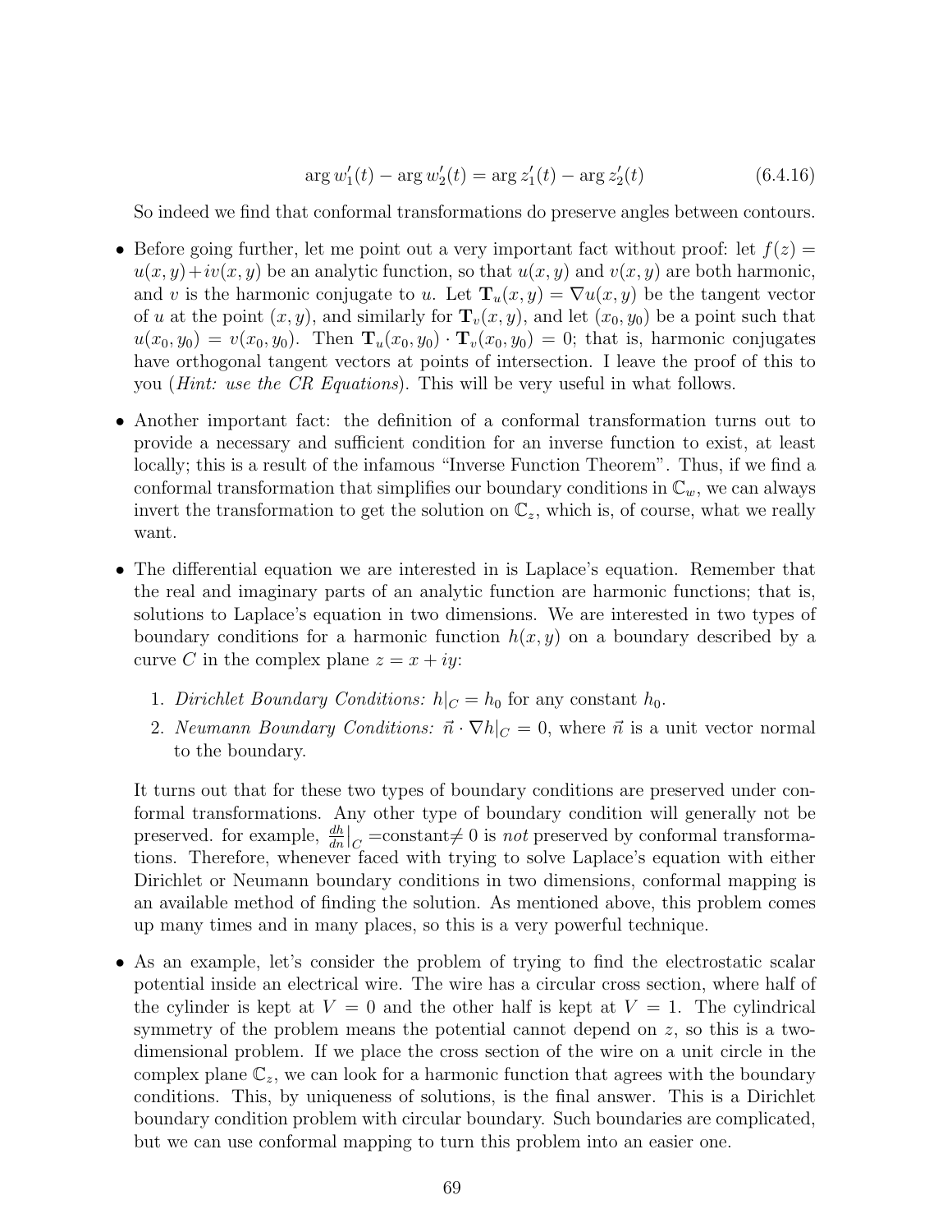$$\arg w_1'(t) - \arg w_2'(t) = \arg z_1'(t) - \arg z_2'(t) \tag{6.4.16}$$

So indeed we find that conformal transformations do preserve angles between contours.

- Before going further, let me point out a very important fact without proof: let $f(z) = u(x, y) + iv(x, y)$ be an analytic function, so that $u(x, y)$ and $v(x, y)$ are both harmonic, and $v$ is the harmonic conjugate to $u$. Let $\mathbf{T}_u(x, y) = \nabla u(x, y)$ be the tangent vector of $u$ at the point $(x, y)$, and similarly for $\mathbf{T}_v(x, y)$, and let $(x_0, y_0)$ be a point such that $u(x_0, y_0) = v(x_0, y_0)$. Then $\mathbf{T}_u(x_0, y_0) \cdot \mathbf{T}_v(x_0, y_0) = 0$; that is, harmonic conjugates have orthogonal tangent vectors at points of intersection. I leave the proof of this to you (*Hint: use the CR Equations*). This will be very useful in what follows.

- Another important fact: the definition of a conformal transformation turns out to provide a necessary and sufficient condition for an inverse function to exist, at least locally; this is a result of the infamous "Inverse Function Theorem". Thus, if we find a conformal transformation that simplifies our boundary conditions in $\mathbb{C}_w$, we can always invert the transformation to get the solution on $\mathbb{C}_z$, which is, of course, what we really want.

- The differential equation we are interested in is Laplace's equation. Remember that the real and imaginary parts of an analytic function are harmonic functions; that is, solutions to Laplace's equation in two dimensions. We are interested in two types of boundary conditions for a harmonic function $h(x, y)$ on a boundary described by a curve $C$ in the complex plane $z = x + iy$:

  1. *Dirichlet Boundary Conditions:* $h|_C = h_0$ for any constant $h_0$.
  2. *Neumann Boundary Conditions:* $\vec{n} \cdot \nabla h|_C = 0$, where $\vec{n}$ is a unit vector normal to the boundary.

  It turns out that for these two types of boundary conditions are preserved under conformal transformations. Any other type of boundary condition will generally not be preserved. for example, $\frac{dh}{dn}\big|_C$ =constant$\neq 0$ is *not* preserved by conformal transformations. Therefore, whenever faced with trying to solve Laplace's equation with either Dirichlet or Neumann boundary conditions in two dimensions, conformal mapping is an available method of finding the solution. As mentioned above, this problem comes up many times and in many places, so this is a very powerful technique.

- As an example, let's consider the problem of trying to find the electrostatic scalar potential inside an electrical wire. The wire has a circular cross section, where half of the cylinder is kept at $V = 0$ and the other half is kept at $V = 1$. The cylindrical symmetry of the problem means the potential cannot depend on $z$, so this is a two-dimensional problem. If we place the cross section of the wire on a unit circle in the complex plane $\mathbb{C}_z$, we can look for a harmonic function that agrees with the boundary conditions. This, by uniqueness of solutions, is the final answer. This is a Dirichlet boundary condition problem with circular boundary. Such boundaries are complicated, but we can use conformal mapping to turn this problem into an easier one.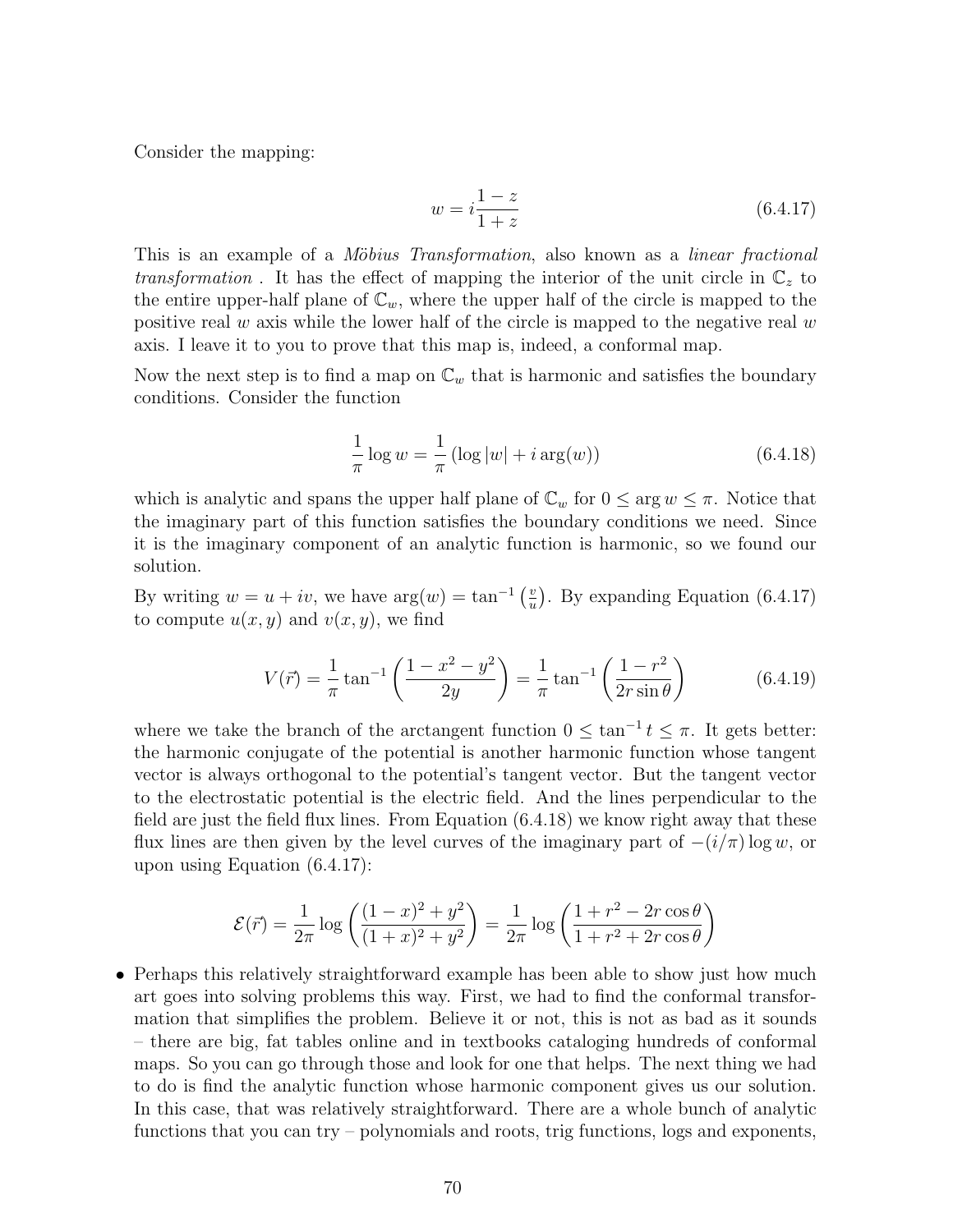Consider the mapping:

$$w = i\frac{1-z}{1+z} \tag{6.4.17}$$

This is an example of a *Möbius Transformation*, also known as a *linear fractional transformation* . It has the effect of mapping the interior of the unit circle in $\mathbb{C}_z$ to the entire upper-half plane of $\mathbb{C}_w$, where the upper half of the circle is mapped to the positive real $w$ axis while the lower half of the circle is mapped to the negative real $w$ axis. I leave it to you to prove that this map is, indeed, a conformal map.

Now the next step is to find a map on $\mathbb{C}_w$ that is harmonic and satisfies the boundary conditions. Consider the function

$$\frac{1}{\pi}\log w = \frac{1}{\pi}\left(\log|w| + i\arg(w)\right) \tag{6.4.18}$$

which is analytic and spans the upper half plane of $\mathbb{C}_w$ for $0 \le \arg w \le \pi$. Notice that the imaginary part of this function satisfies the boundary conditions we need. Since it is the imaginary component of an analytic function is harmonic, so we found our solution.

By writing $w = u + iv$, we have $\arg(w) = \tan^{-1}\left(\frac{v}{u}\right)$. By expanding Equation (6.4.17) to compute $u(x, y)$ and $v(x, y)$, we find

$$V(\vec{r}) = \frac{1}{\pi}\tan^{-1}\left(\frac{1-x^2-y^2}{2y}\right) = \frac{1}{\pi}\tan^{-1}\left(\frac{1-r^2}{2r\sin\theta}\right) \tag{6.4.19}$$

where we take the branch of the arctangent function $0 \le \tan^{-1} t \le \pi$. It gets better: the harmonic conjugate of the potential is another harmonic function whose tangent vector is always orthogonal to the potential's tangent vector. But the tangent vector to the electrostatic potential is the electric field. And the lines perpendicular to the field are just the field flux lines. From Equation (6.4.18) we know right away that these flux lines are then given by the level curves of the imaginary part of $-(i/\pi)\log w$, or upon using Equation (6.4.17):

$$\mathcal{E}(\vec{r}) = \frac{1}{2\pi}\log\left(\frac{(1-x)^2+y^2}{(1+x)^2+y^2}\right) = \frac{1}{2\pi}\log\left(\frac{1+r^2-2r\cos\theta}{1+r^2+2r\cos\theta}\right)$$

- Perhaps this relatively straightforward example has been able to show just how much art goes into solving problems this way. First, we had to find the conformal transformation that simplifies the problem. Believe it or not, this is not as bad as it sounds – there are big, fat tables online and in textbooks cataloging hundreds of conformal maps. So you can go through those and look for one that helps. The next thing we had to do is find the analytic function whose harmonic component gives us our solution. In this case, that was relatively straightforward. There are a whole bunch of analytic functions that you can try – polynomials and roots, trig functions, logs and exponents,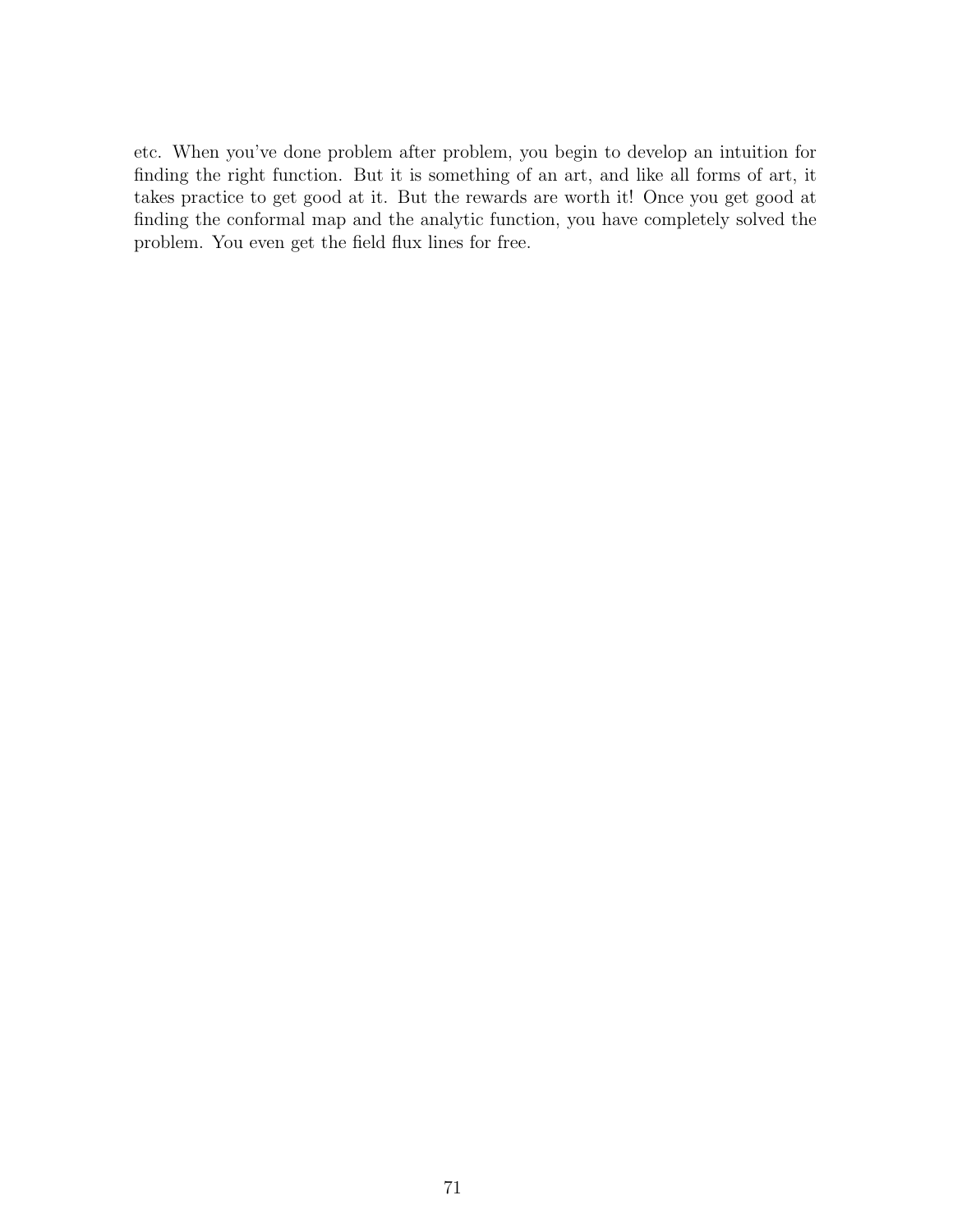etc. When you've done problem after problem, you begin to develop an intuition for finding the right function. But it is something of an art, and like all forms of art, it takes practice to get good at it. But the rewards are worth it! Once you get good at finding the conformal map and the analytic function, you have completely solved the problem. You even get the field flux lines for free.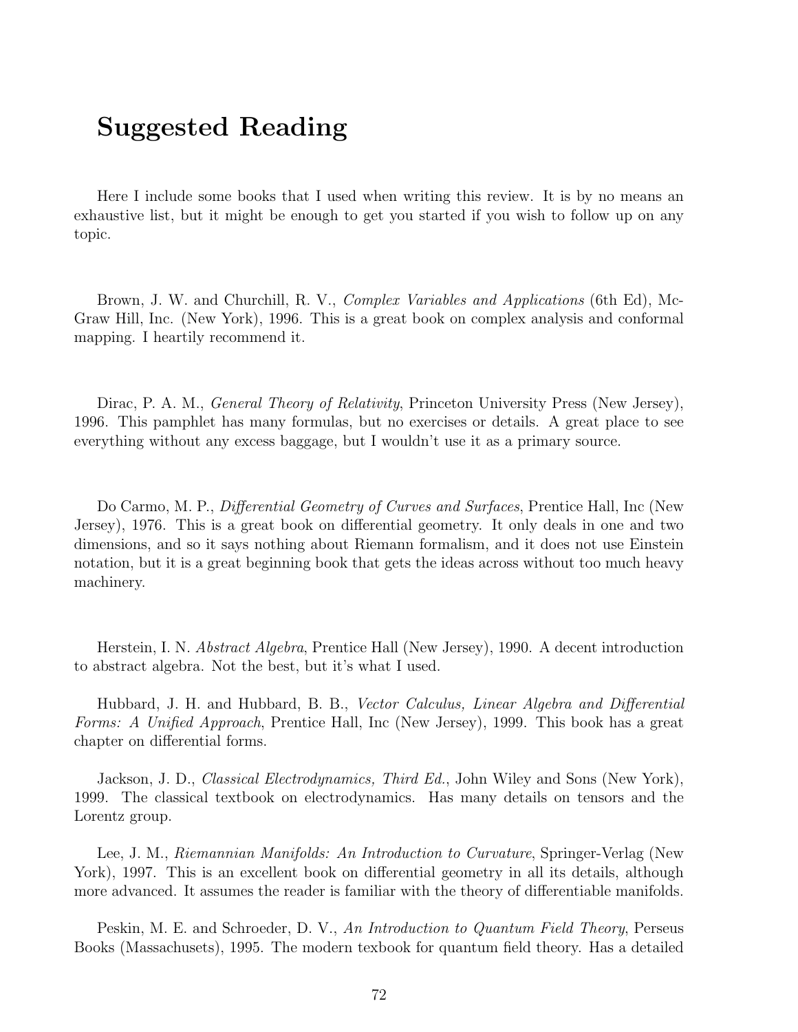# Suggested Reading

Here I include some books that I used when writing this review. It is by no means an exhaustive list, but it might be enough to get you started if you wish to follow up on any topic.

Brown, J. W. and Churchill, R. V., *Complex Variables and Applications* (6th Ed), McGraw Hill, Inc. (New York), 1996. This is a great book on complex analysis and conformal mapping. I heartily recommend it.

Dirac, P. A. M., *General Theory of Relativity*, Princeton University Press (New Jersey), 1996. This pamphlet has many formulas, but no exercises or details. A great place to see everything without any excess baggage, but I wouldn't use it as a primary source.

Do Carmo, M. P., *Differential Geometry of Curves and Surfaces*, Prentice Hall, Inc (New Jersey), 1976. This is a great book on differential geometry. It only deals in one and two dimensions, and so it says nothing about Riemann formalism, and it does not use Einstein notation, but it is a great beginning book that gets the ideas across without too much heavy machinery.

Herstein, I. N. *Abstract Algebra*, Prentice Hall (New Jersey), 1990. A decent introduction to abstract algebra. Not the best, but it's what I used.

Hubbard, J. H. and Hubbard, B. B., *Vector Calculus, Linear Algebra and Differential Forms: A Unified Approach*, Prentice Hall, Inc (New Jersey), 1999. This book has a great chapter on differential forms.

Jackson, J. D., *Classical Electrodynamics, Third Ed.*, John Wiley and Sons (New York), 1999. The classical textbook on electrodynamics. Has many details on tensors and the Lorentz group.

Lee, J. M., *Riemannian Manifolds: An Introduction to Curvature*, Springer-Verlag (New York), 1997. This is an excellent book on differential geometry in all its details, although more advanced. It assumes the reader is familiar with the theory of differentiable manifolds.

Peskin, M. E. and Schroeder, D. V., *An Introduction to Quantum Field Theory*, Perseus Books (Massachusets), 1995. The modern texbook for quantum field theory. Has a detailed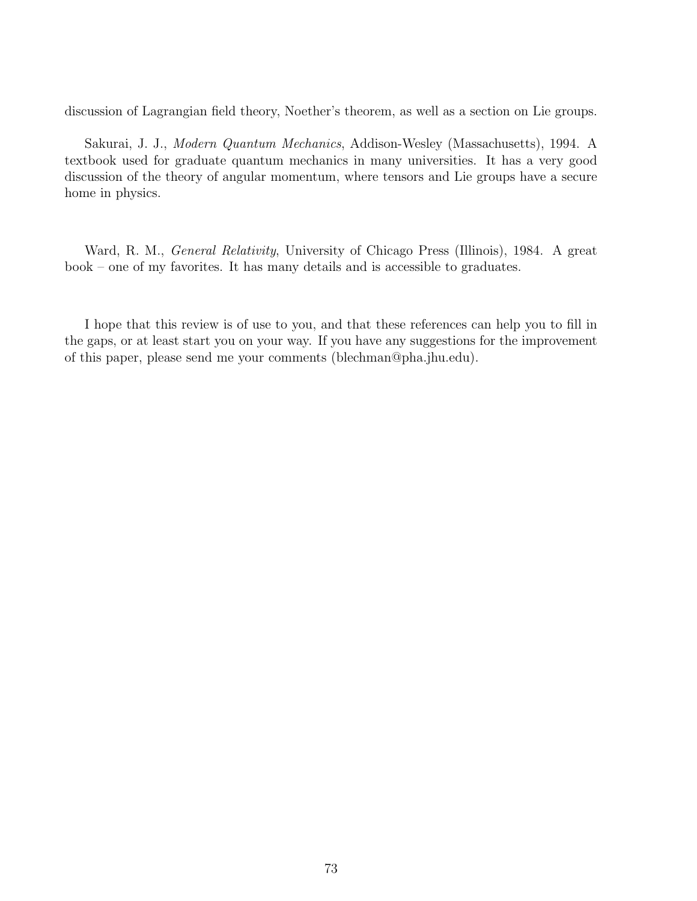discussion of Lagrangian field theory, Noether's theorem, as well as a section on Lie groups.

Sakurai, J. J., *Modern Quantum Mechanics*, Addison-Wesley (Massachusetts), 1994. A textbook used for graduate quantum mechanics in many universities. It has a very good discussion of the theory of angular momentum, where tensors and Lie groups have a secure home in physics.

Ward, R. M., *General Relativity*, University of Chicago Press (Illinois), 1984. A great book – one of my favorites. It has many details and is accessible to graduates.

I hope that this review is of use to you, and that these references can help you to fill in the gaps, or at least start you on your way. If you have any suggestions for the improvement of this paper, please send me your comments (blechman@pha.jhu.edu).